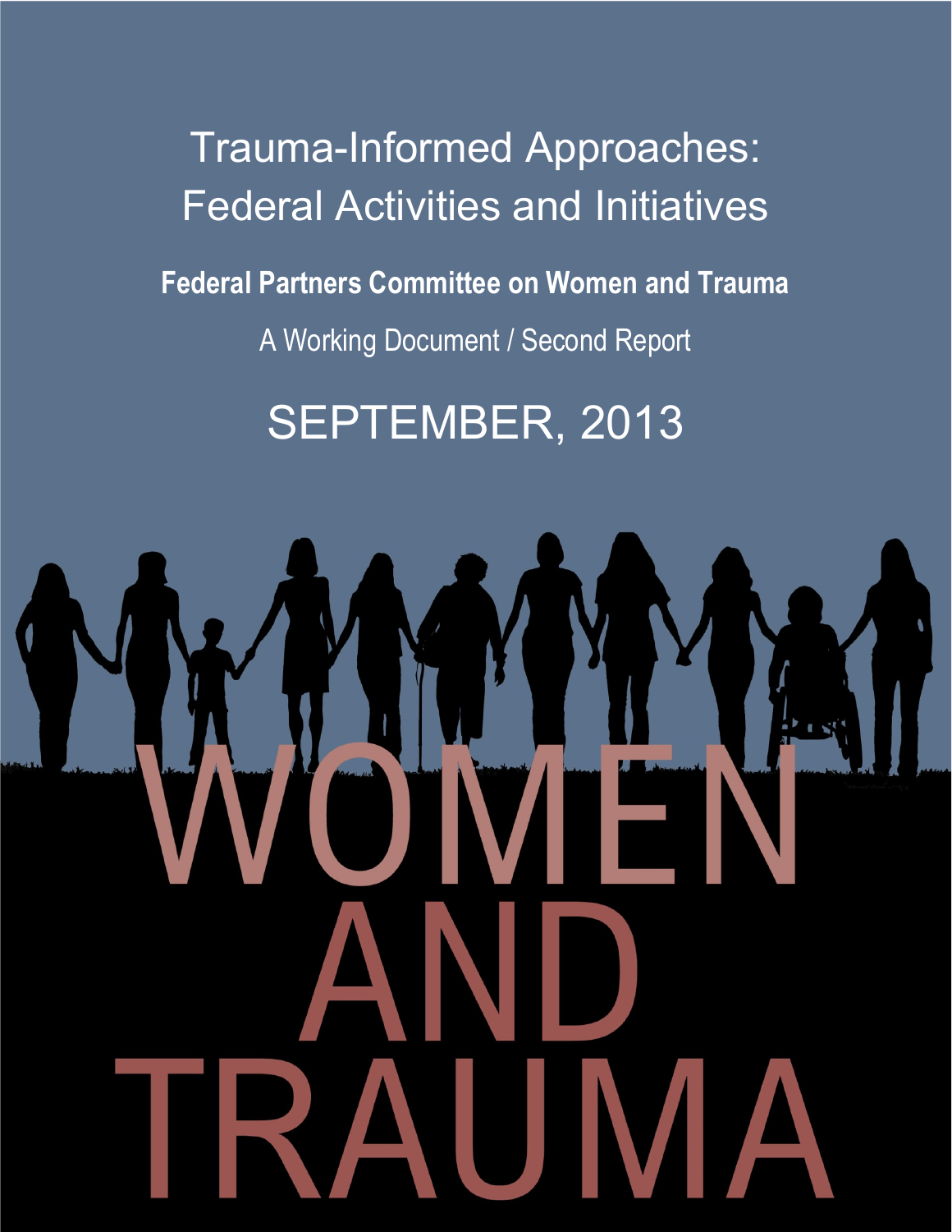# Trauma-Informed Approaches: Federal Activities and Initiatives

**Federal Partners Committee on Women and Trauma**

A Working Document / Second Report

SEPTEMBER, 2013

WOMEN AND TRAUMA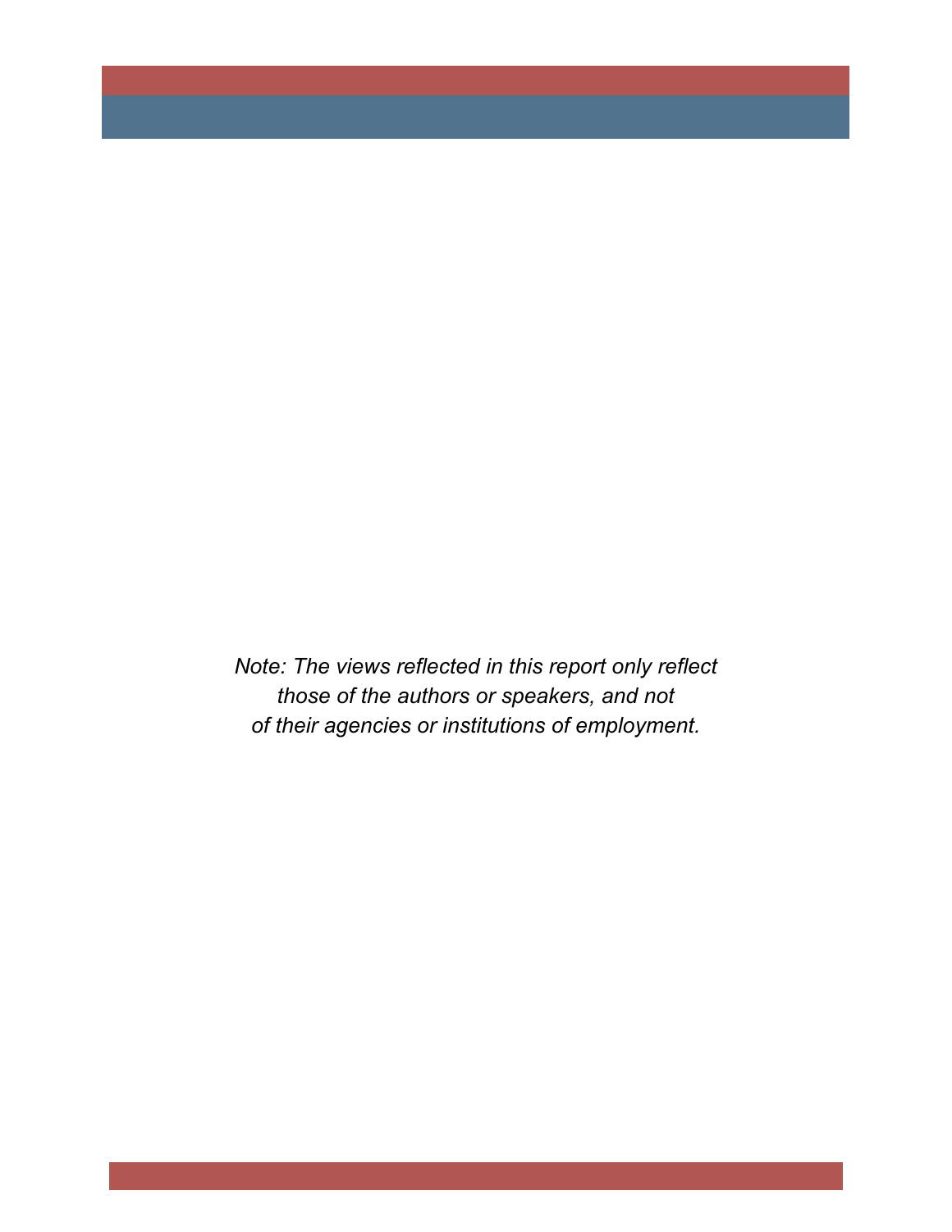*Note: The views reflected in this report only reflect those of the authors or speakers, and not of their agencies or institutions of employment.*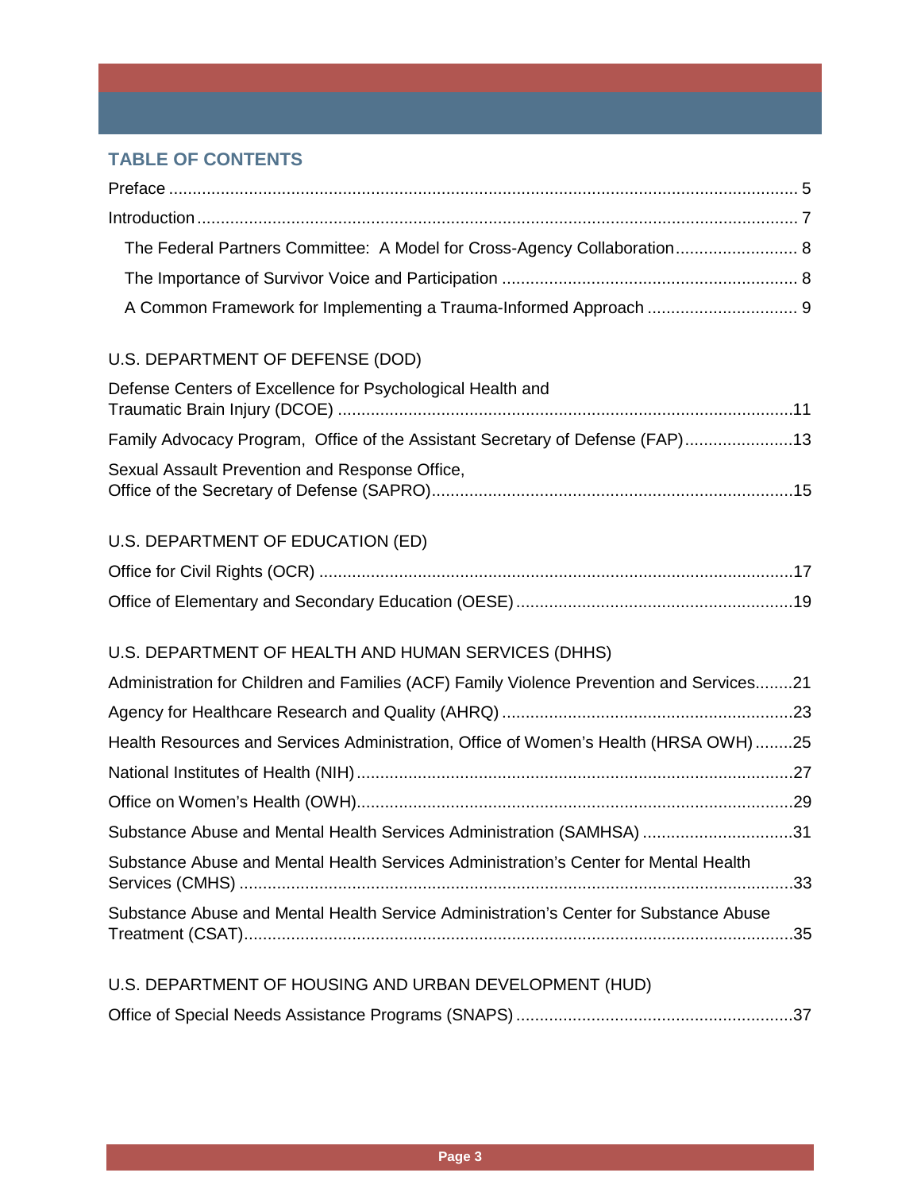## TABLE OF CONTENTS

Preface ..... 5

Introduction ..... 7

- The Federal Partners Committee: A Model for Cross-Agency Collaboration ..... 8
- The Importance of Survivor Voice and Participation ..... 8
- A Common Framework for Implementing a Trauma-Informed Approach ..... 9

U.S. DEPARTMENT OF DEFENSE (DOD)

Defense Centers of Excellence for Psychological Health and Traumatic Brain Injury (DCOE) ..... 11

Family Advocacy Program, Office of the Assistant Secretary of Defense (FAP) ..... 13

Sexual Assault Prevention and Response Office, Office of the Secretary of Defense (SAPRO) ..... 15

U.S. DEPARTMENT OF EDUCATION (ED)

Office for Civil Rights (OCR) ..... 17

Office of Elementary and Secondary Education (OESE) ..... 19

U.S. DEPARTMENT OF HEALTH AND HUMAN SERVICES (DHHS)

Administration for Children and Families (ACF) Family Violence Prevention and Services ..... 21

Agency for Healthcare Research and Quality (AHRQ) ..... 23

Health Resources and Services Administration, Office of Women's Health (HRSA OWH) ..... 25

National Institutes of Health (NIH) ..... 27

Office on Women's Health (OWH) ..... 29

Substance Abuse and Mental Health Services Administration (SAMHSA) ..... 31

Substance Abuse and Mental Health Services Administration's Center for Mental Health Services (CMHS) ..... 33

Substance Abuse and Mental Health Service Administration's Center for Substance Abuse Treatment (CSAT) ..... 35

U.S. DEPARTMENT OF HOUSING AND URBAN DEVELOPMENT (HUD)

Office of Special Needs Assistance Programs (SNAPS) ..... 37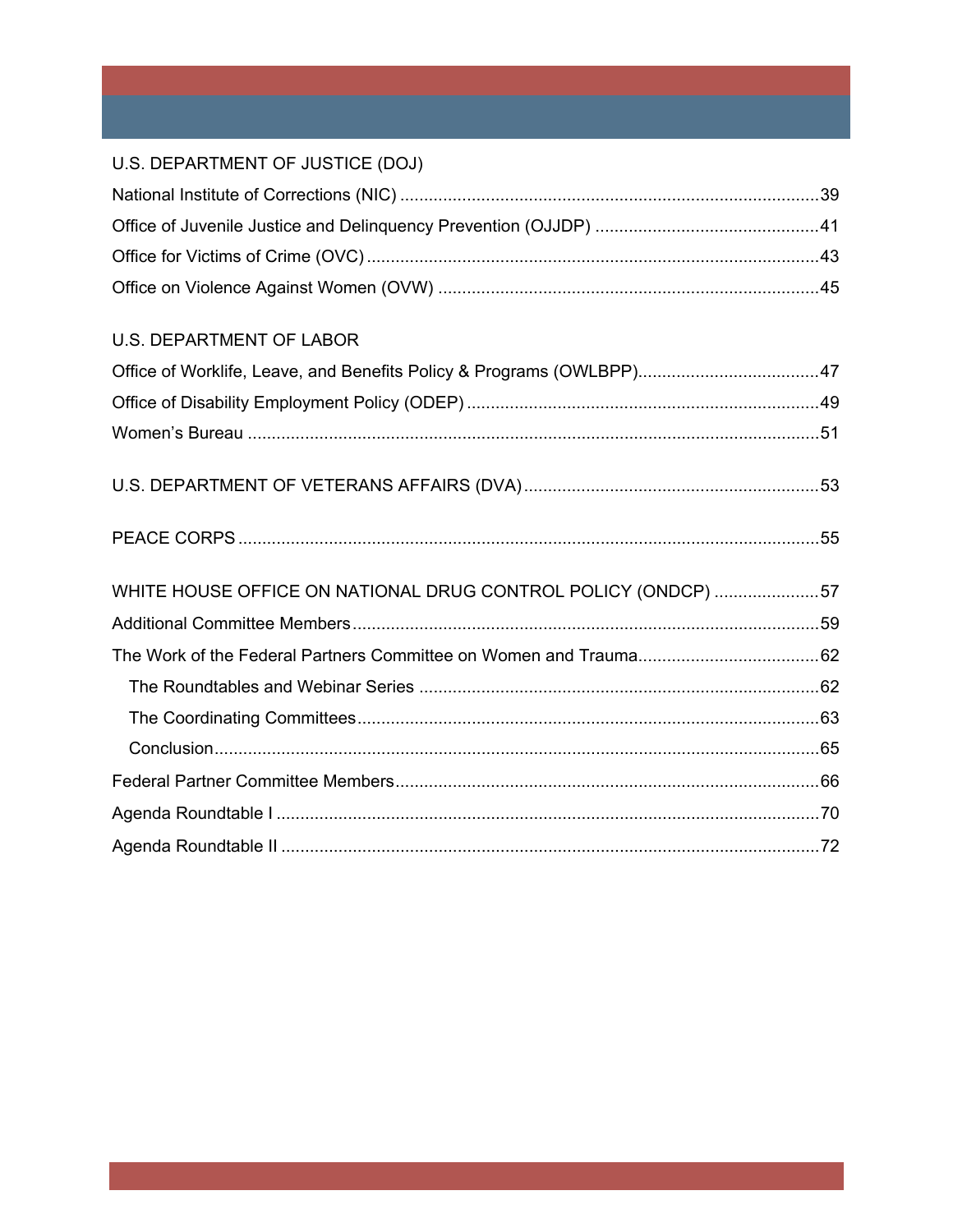U.S. DEPARTMENT OF JUSTICE (DOJ)

National Institute of Corrections (NIC) .......................................................................................39

Office of Juvenile Justice and Delinquency Prevention (OJJDP) ...............................................41

Office for Victims of Crime (OVC) ..............................................................................................43

Office on Violence Against Women (OVW) ...............................................................................45

U.S. DEPARTMENT OF LABOR

Office of Worklife, Leave, and Benefits Policy & Programs (OWLBPP).....................................47

Office of Disability Employment Policy (ODEP) .........................................................................49

Women's Bureau .......................................................................................................................51

U.S. DEPARTMENT OF VETERANS AFFAIRS (DVA).............................................................53

PEACE CORPS ........................................................................................................................55

WHITE HOUSE OFFICE ON NATIONAL DRUG CONTROL POLICY (ONDCP) ......................57

Additional Committee Members.................................................................................................59

The Work of the Federal Partners Committee on Women and Trauma......................................62

- The Roundtables and Webinar Series ...................................................................................62
- The Coordinating Committees................................................................................................63
- Conclusion.............................................................................................................................65

Federal Partner Committee Members........................................................................................66

Agenda Roundtable I .................................................................................................................70

Agenda Roundtable II ................................................................................................................72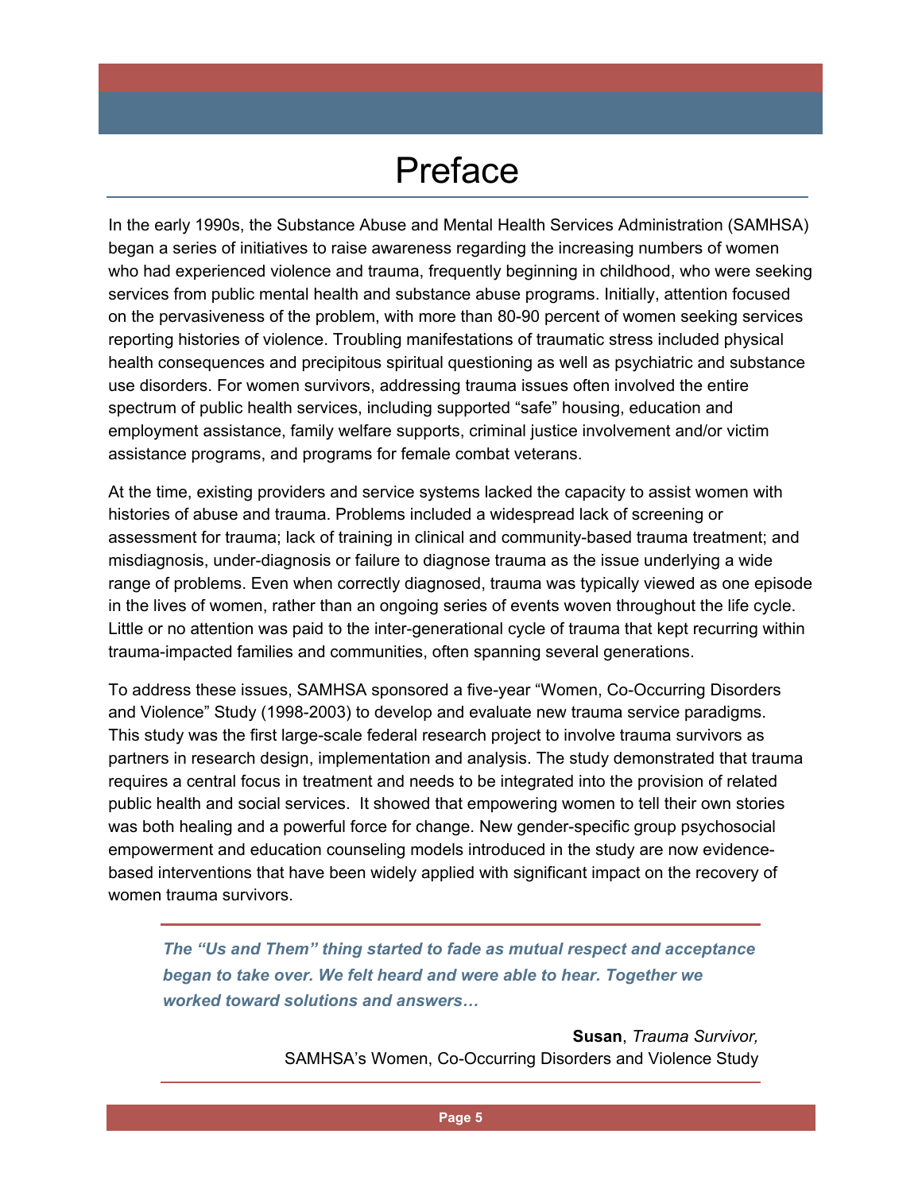# Preface

In the early 1990s, the Substance Abuse and Mental Health Services Administration (SAMHSA) began a series of initiatives to raise awareness regarding the increasing numbers of women who had experienced violence and trauma, frequently beginning in childhood, who were seeking services from public mental health and substance abuse programs. Initially, attention focused on the pervasiveness of the problem, with more than 80-90 percent of women seeking services reporting histories of violence. Troubling manifestations of traumatic stress included physical health consequences and precipitous spiritual questioning as well as psychiatric and substance use disorders. For women survivors, addressing trauma issues often involved the entire spectrum of public health services, including supported "safe" housing, education and employment assistance, family welfare supports, criminal justice involvement and/or victim assistance programs, and programs for female combat veterans.

At the time, existing providers and service systems lacked the capacity to assist women with histories of abuse and trauma. Problems included a widespread lack of screening or assessment for trauma; lack of training in clinical and community-based trauma treatment; and misdiagnosis, under-diagnosis or failure to diagnose trauma as the issue underlying a wide range of problems. Even when correctly diagnosed, trauma was typically viewed as one episode in the lives of women, rather than an ongoing series of events woven throughout the life cycle. Little or no attention was paid to the inter-generational cycle of trauma that kept recurring within trauma-impacted families and communities, often spanning several generations.

To address these issues, SAMHSA sponsored a five-year "Women, Co-Occurring Disorders and Violence" Study (1998-2003) to develop and evaluate new trauma service paradigms. This study was the first large-scale federal research project to involve trauma survivors as partners in research design, implementation and analysis. The study demonstrated that trauma requires a central focus in treatment and needs to be integrated into the provision of related public health and social services. It showed that empowering women to tell their own stories was both healing and a powerful force for change. New gender-specific group psychosocial empowerment and education counseling models introduced in the study are now evidence-based interventions that have been widely applied with significant impact on the recovery of women trauma survivors.

> ***The "Us and Them" thing started to fade as mutual respect and acceptance began to take over. We felt heard and were able to hear. Together we worked toward solutions and answers…***
>
> **Susan**, *Trauma Survivor,*
> SAMHSA's Women, Co-Occurring Disorders and Violence Study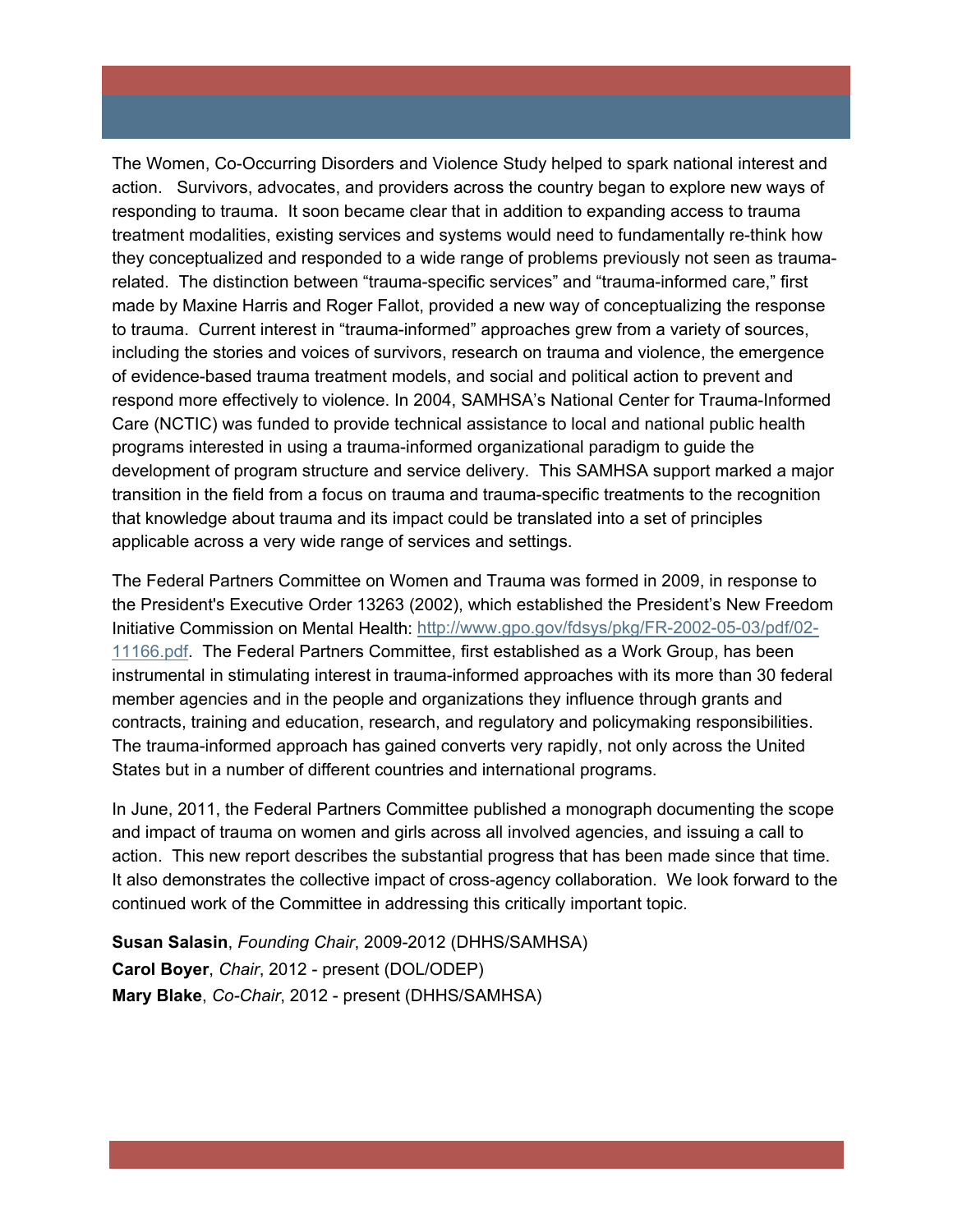The Women, Co-Occurring Disorders and Violence Study helped to spark national interest and action. Survivors, advocates, and providers across the country began to explore new ways of responding to trauma. It soon became clear that in addition to expanding access to trauma treatment modalities, existing services and systems would need to fundamentally re-think how they conceptualized and responded to a wide range of problems previously not seen as trauma-related. The distinction between "trauma-specific services" and "trauma-informed care," first made by Maxine Harris and Roger Fallot, provided a new way of conceptualizing the response to trauma. Current interest in "trauma-informed" approaches grew from a variety of sources, including the stories and voices of survivors, research on trauma and violence, the emergence of evidence-based trauma treatment models, and social and political action to prevent and respond more effectively to violence. In 2004, SAMHSA's National Center for Trauma-Informed Care (NCTIC) was funded to provide technical assistance to local and national public health programs interested in using a trauma-informed organizational paradigm to guide the development of program structure and service delivery. This SAMHSA support marked a major transition in the field from a focus on trauma and trauma-specific treatments to the recognition that knowledge about trauma and its impact could be translated into a set of principles applicable across a very wide range of services and settings.

The Federal Partners Committee on Women and Trauma was formed in 2009, in response to the President's Executive Order 13263 (2002), which established the President's New Freedom Initiative Commission on Mental Health: http://www.gpo.gov/fdsys/pkg/FR-2002-05-03/pdf/02-11166.pdf. The Federal Partners Committee, first established as a Work Group, has been instrumental in stimulating interest in trauma-informed approaches with its more than 30 federal member agencies and in the people and organizations they influence through grants and contracts, training and education, research, and regulatory and policymaking responsibilities. The trauma-informed approach has gained converts very rapidly, not only across the United States but in a number of different countries and international programs.

In June, 2011, the Federal Partners Committee published a monograph documenting the scope and impact of trauma on women and girls across all involved agencies, and issuing a call to action. This new report describes the substantial progress that has been made since that time. It also demonstrates the collective impact of cross-agency collaboration. We look forward to the continued work of the Committee in addressing this critically important topic.

**Susan Salasin**, *Founding Chair*, 2009-2012 (DHHS/SAMHSA)
**Carol Boyer**, *Chair*, 2012 - present (DOL/ODEP)
**Mary Blake**, *Co-Chair*, 2012 - present (DHHS/SAMHSA)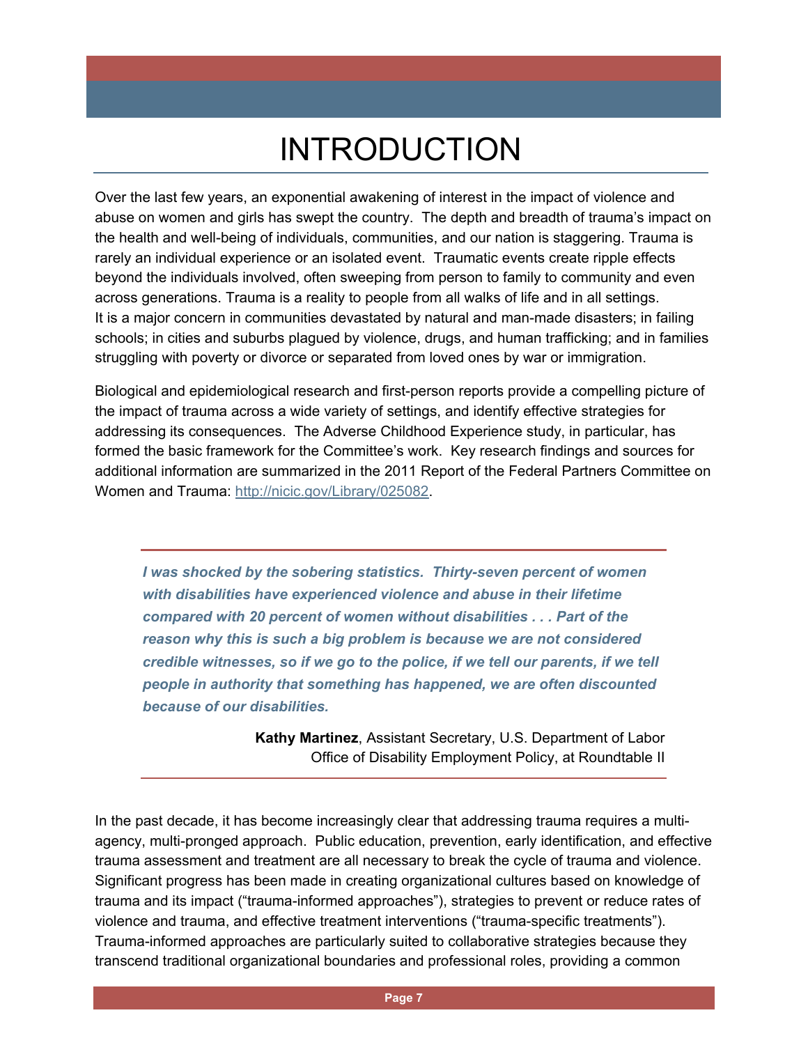# INTRODUCTION

Over the last few years, an exponential awakening of interest in the impact of violence and abuse on women and girls has swept the country. The depth and breadth of trauma's impact on the health and well-being of individuals, communities, and our nation is staggering. Trauma is rarely an individual experience or an isolated event. Traumatic events create ripple effects beyond the individuals involved, often sweeping from person to family to community and even across generations. Trauma is a reality to people from all walks of life and in all settings. It is a major concern in communities devastated by natural and man-made disasters; in failing schools; in cities and suburbs plagued by violence, drugs, and human trafficking; and in families struggling with poverty or divorce or separated from loved ones by war or immigration.

Biological and epidemiological research and first-person reports provide a compelling picture of the impact of trauma across a wide variety of settings, and identify effective strategies for addressing its consequences. The Adverse Childhood Experience study, in particular, has formed the basic framework for the Committee's work. Key research findings and sources for additional information are summarized in the 2011 Report of the Federal Partners Committee on Women and Trauma: [http://nicic.gov/Library/025082](http://nicic.gov/Library/025082).

> ***I was shocked by the sobering statistics. Thirty-seven percent of women with disabilities have experienced violence and abuse in their lifetime compared with 20 percent of women without disabilities . . . Part of the reason why this is such a big problem is because we are not considered credible witnesses, so if we go to the police, if we tell our parents, if we tell people in authority that something has happened, we are often discounted because of our disabilities.***
>
> **Kathy Martinez**, Assistant Secretary, U.S. Department of Labor Office of Disability Employment Policy, at Roundtable II

In the past decade, it has become increasingly clear that addressing trauma requires a multi-agency, multi-pronged approach. Public education, prevention, early identification, and effective trauma assessment and treatment are all necessary to break the cycle of trauma and violence. Significant progress has been made in creating organizational cultures based on knowledge of trauma and its impact ("trauma-informed approaches"), strategies to prevent or reduce rates of violence and trauma, and effective treatment interventions ("trauma-specific treatments"). Trauma-informed approaches are particularly suited to collaborative strategies because they transcend traditional organizational boundaries and professional roles, providing a common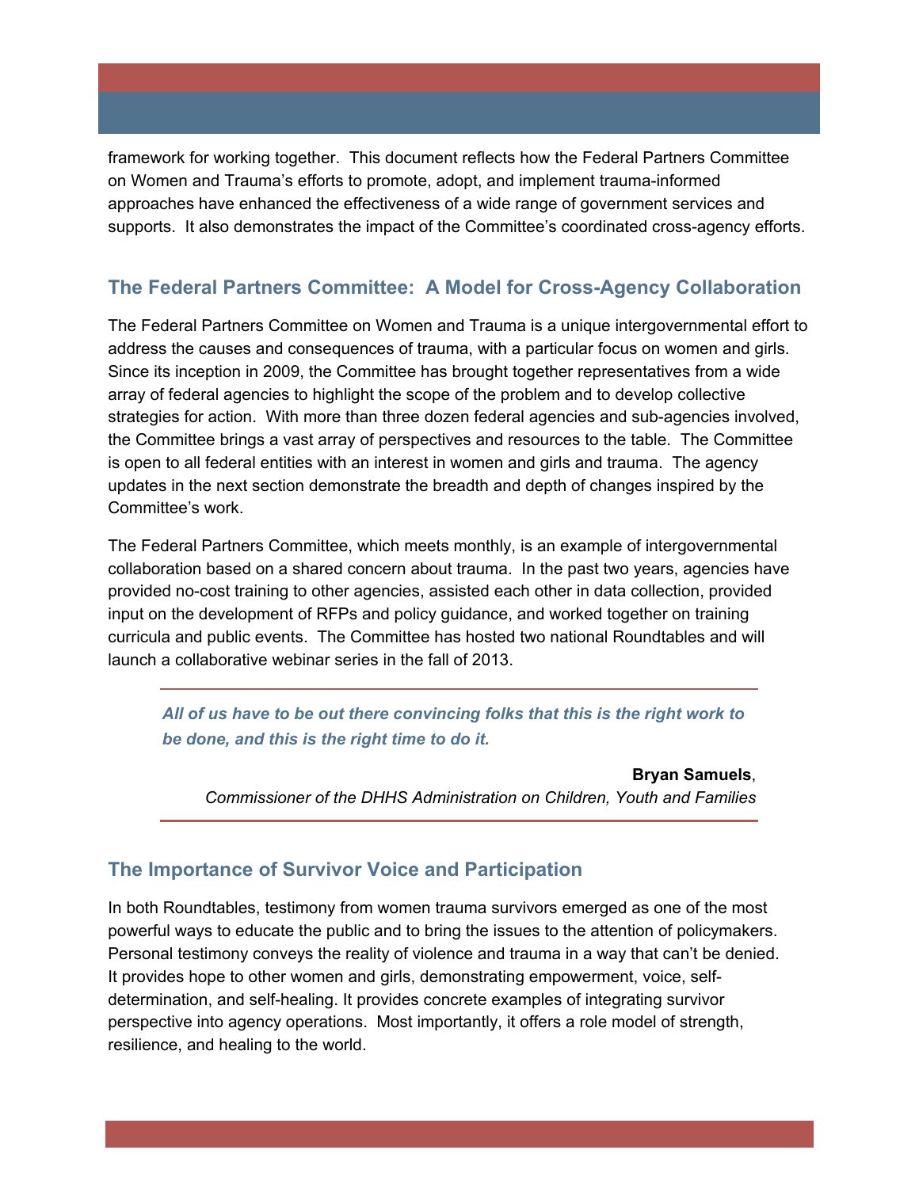framework for working together. This document reflects how the Federal Partners Committee on Women and Trauma's efforts to promote, adopt, and implement trauma-informed approaches have enhanced the effectiveness of a wide range of government services and supports. It also demonstrates the impact of the Committee's coordinated cross-agency efforts.

## The Federal Partners Committee: A Model for Cross-Agency Collaboration

The Federal Partners Committee on Women and Trauma is a unique intergovernmental effort to address the causes and consequences of trauma, with a particular focus on women and girls. Since its inception in 2009, the Committee has brought together representatives from a wide array of federal agencies to highlight the scope of the problem and to develop collective strategies for action. With more than three dozen federal agencies and sub-agencies involved, the Committee brings a vast array of perspectives and resources to the table. The Committee is open to all federal entities with an interest in women and girls and trauma. The agency updates in the next section demonstrate the breadth and depth of changes inspired by the Committee's work.

The Federal Partners Committee, which meets monthly, is an example of intergovernmental collaboration based on a shared concern about trauma. In the past two years, agencies have provided no-cost training to other agencies, assisted each other in data collection, provided input on the development of RFPs and policy guidance, and worked together on training curricula and public events. The Committee has hosted two national Roundtables and will launch a collaborative webinar series in the fall of 2013.

> ***All of us have to be out there convincing folks that this is the right work to be done, and this is the right time to do it.***
>
> **Bryan Samuels**,
> *Commissioner of the DHHS Administration on Children, Youth and Families*

## The Importance of Survivor Voice and Participation

In both Roundtables, testimony from women trauma survivors emerged as one of the most powerful ways to educate the public and to bring the issues to the attention of policymakers. Personal testimony conveys the reality of violence and trauma in a way that can't be denied. It provides hope to other women and girls, demonstrating empowerment, voice, self-determination, and self-healing. It provides concrete examples of integrating survivor perspective into agency operations. Most importantly, it offers a role model of strength, resilience, and healing to the world.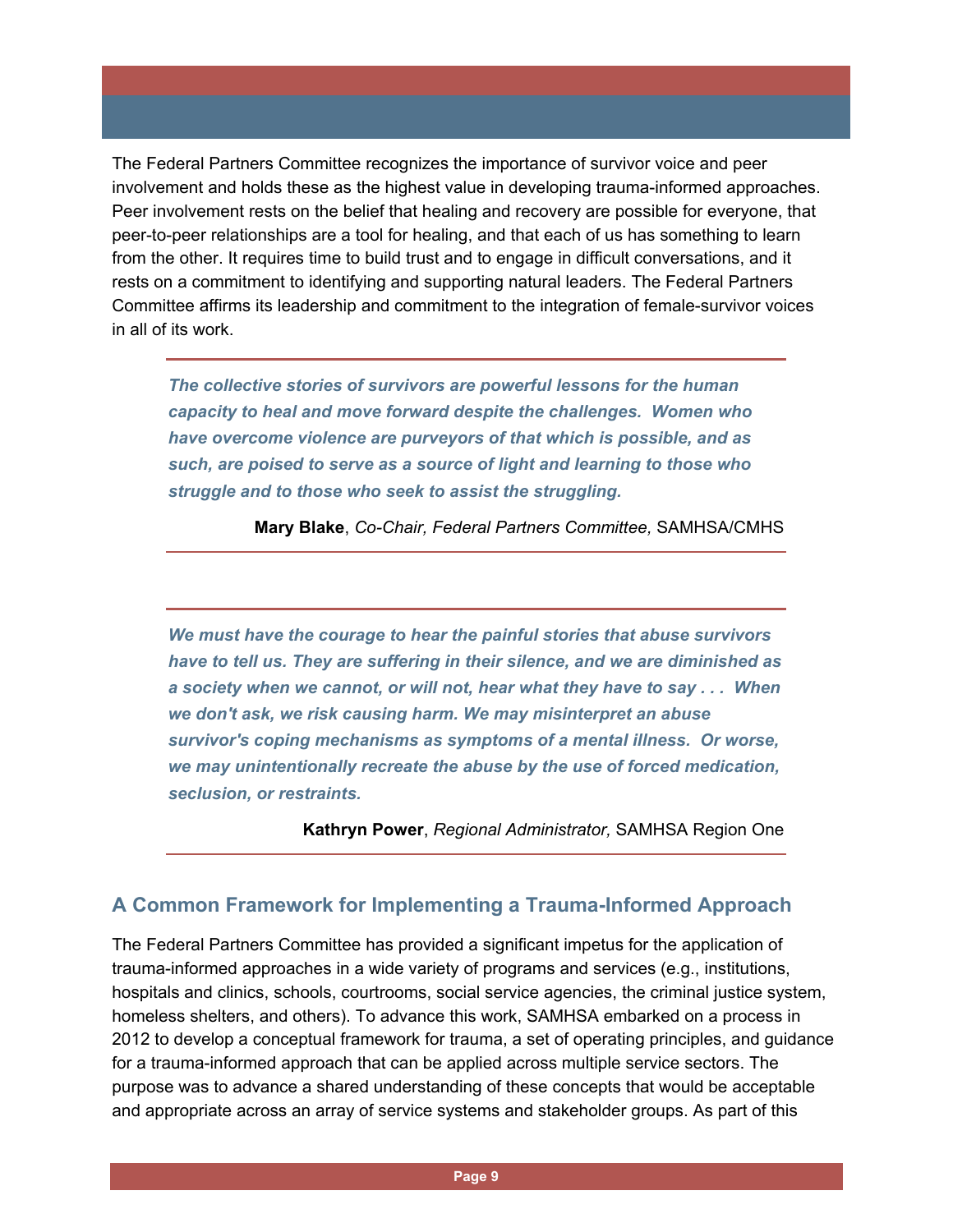The Federal Partners Committee recognizes the importance of survivor voice and peer involvement and holds these as the highest value in developing trauma-informed approaches. Peer involvement rests on the belief that healing and recovery are possible for everyone, that peer-to-peer relationships are a tool for healing, and that each of us has something to learn from the other. It requires time to build trust and to engage in difficult conversations, and it rests on a commitment to identifying and supporting natural leaders. The Federal Partners Committee affirms its leadership and commitment to the integration of female-survivor voices in all of its work.

---

***The collective stories of survivors are powerful lessons for the human capacity to heal and move forward despite the challenges. Women who have overcome violence are purveyors of that which is possible, and as such, are poised to serve as a source of light and learning to those who struggle and to those who seek to assist the struggling.***

**Mary Blake**, *Co-Chair, Federal Partners Committee,* SAMHSA/CMHS

---

***We must have the courage to hear the painful stories that abuse survivors have to tell us. They are suffering in their silence, and we are diminished as a society when we cannot, or will not, hear what they have to say . . . When we don't ask, we risk causing harm. We may misinterpret an abuse survivor's coping mechanisms as symptoms of a mental illness. Or worse, we may unintentionally recreate the abuse by the use of forced medication, seclusion, or restraints.***

**Kathryn Power**, *Regional Administrator,* SAMHSA Region One

---

## A Common Framework for Implementing a Trauma-Informed Approach

The Federal Partners Committee has provided a significant impetus for the application of trauma-informed approaches in a wide variety of programs and services (e.g., institutions, hospitals and clinics, schools, courtrooms, social service agencies, the criminal justice system, homeless shelters, and others). To advance this work, SAMHSA embarked on a process in 2012 to develop a conceptual framework for trauma, a set of operating principles, and guidance for a trauma-informed approach that can be applied across multiple service sectors. The purpose was to advance a shared understanding of these concepts that would be acceptable and appropriate across an array of service systems and stakeholder groups. As part of this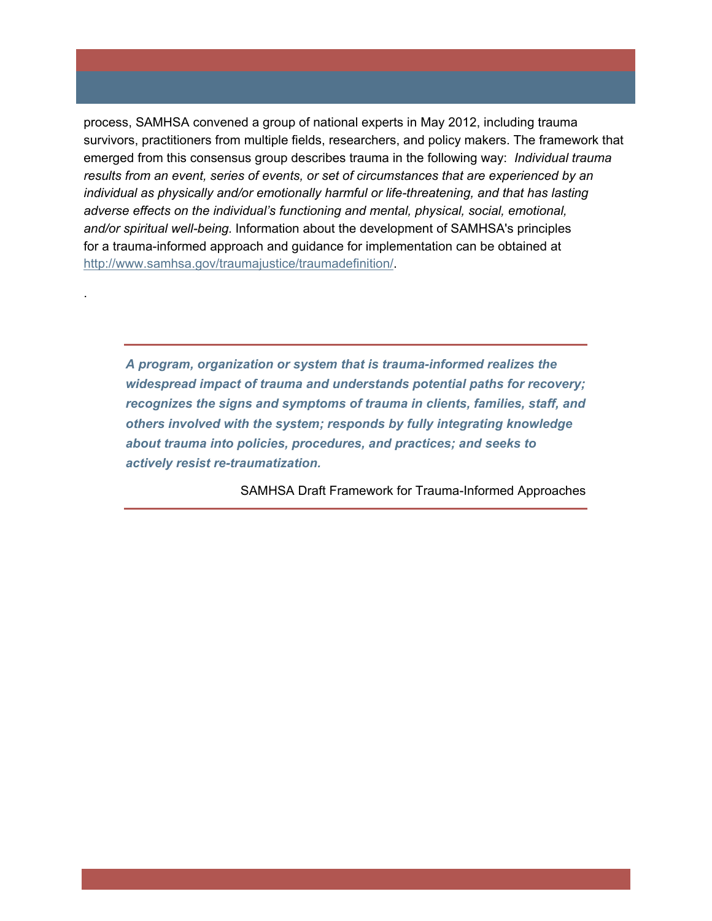process, SAMHSA convened a group of national experts in May 2012, including trauma survivors, practitioners from multiple fields, researchers, and policy makers. The framework that emerged from this consensus group describes trauma in the following way: *Individual trauma results from an event, series of events, or set of circumstances that are experienced by an individual as physically and/or emotionally harmful or life-threatening, and that has lasting adverse effects on the individual's functioning and mental, physical, social, emotional, and/or spiritual well-being*. Information about the development of SAMHSA's principles for a trauma-informed approach and guidance for implementation can be obtained at http://www.samhsa.gov/traumajustice/traumadefinition/.

.

---

***A program, organization or system that is trauma-informed realizes the widespread impact of trauma and understands potential paths for recovery; recognizes the signs and symptoms of trauma in clients, families, staff, and others involved with the system; responds by fully integrating knowledge about trauma into policies, procedures, and practices; and seeks to actively resist re-traumatization.***

SAMHSA Draft Framework for Trauma-Informed Approaches

---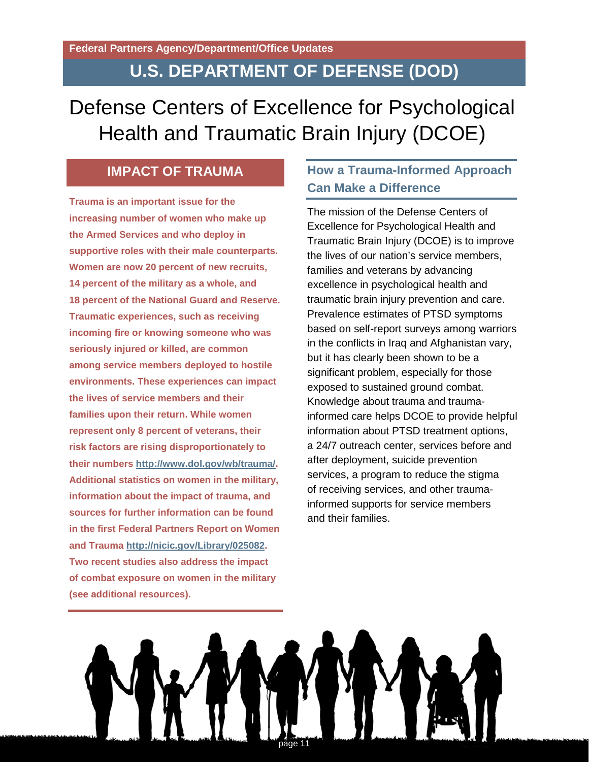Federal Partners Agency/Department/Office Updates

# U.S. DEPARTMENT OF DEFENSE (DOD)

## Defense Centers of Excellence for Psychological Health and Traumatic Brain Injury (DCOE)

### IMPACT OF TRAUMA

**Trauma is an important issue for the increasing number of women who make up the Armed Services and who deploy in supportive roles with their male counterparts. Women are now 20 percent of new recruits, 14 percent of the military as a whole, and 18 percent of the National Guard and Reserve. Traumatic experiences, such as receiving incoming fire or knowing someone who was seriously injured or killed, are common among service members deployed to hostile environments. These experiences can impact the lives of service members and their families upon their return. While women represent only 8 percent of veterans, their risk factors are rising disproportionately to their numbers [http://www.dol.gov/wb/trauma/](http://www.dol.gov/wb/trauma/). Additional statistics on women in the military, information about the impact of trauma, and sources for further information can be found in the first Federal Partners Report on Women and Trauma [http://nicic.gov/Library/025082](http://nicic.gov/Library/025082). Two recent studies also address the impact of combat exposure on women in the military (see additional resources).**

### How a Trauma-Informed Approach Can Make a Difference

The mission of the Defense Centers of Excellence for Psychological Health and Traumatic Brain Injury (DCOE) is to improve the lives of our nation's service members, families and veterans by advancing excellence in psychological health and traumatic brain injury prevention and care. Prevalence estimates of PTSD symptoms based on self-report surveys among warriors in the conflicts in Iraq and Afghanistan vary, but it has clearly been shown to be a significant problem, especially for those exposed to sustained ground combat. Knowledge about trauma and trauma-informed care helps DCOE to provide helpful information about PTSD treatment options, a 24/7 outreach center, services before and after deployment, suicide prevention services, a program to reduce the stigma of receiving services, and other trauma-informed supports for service members and their families.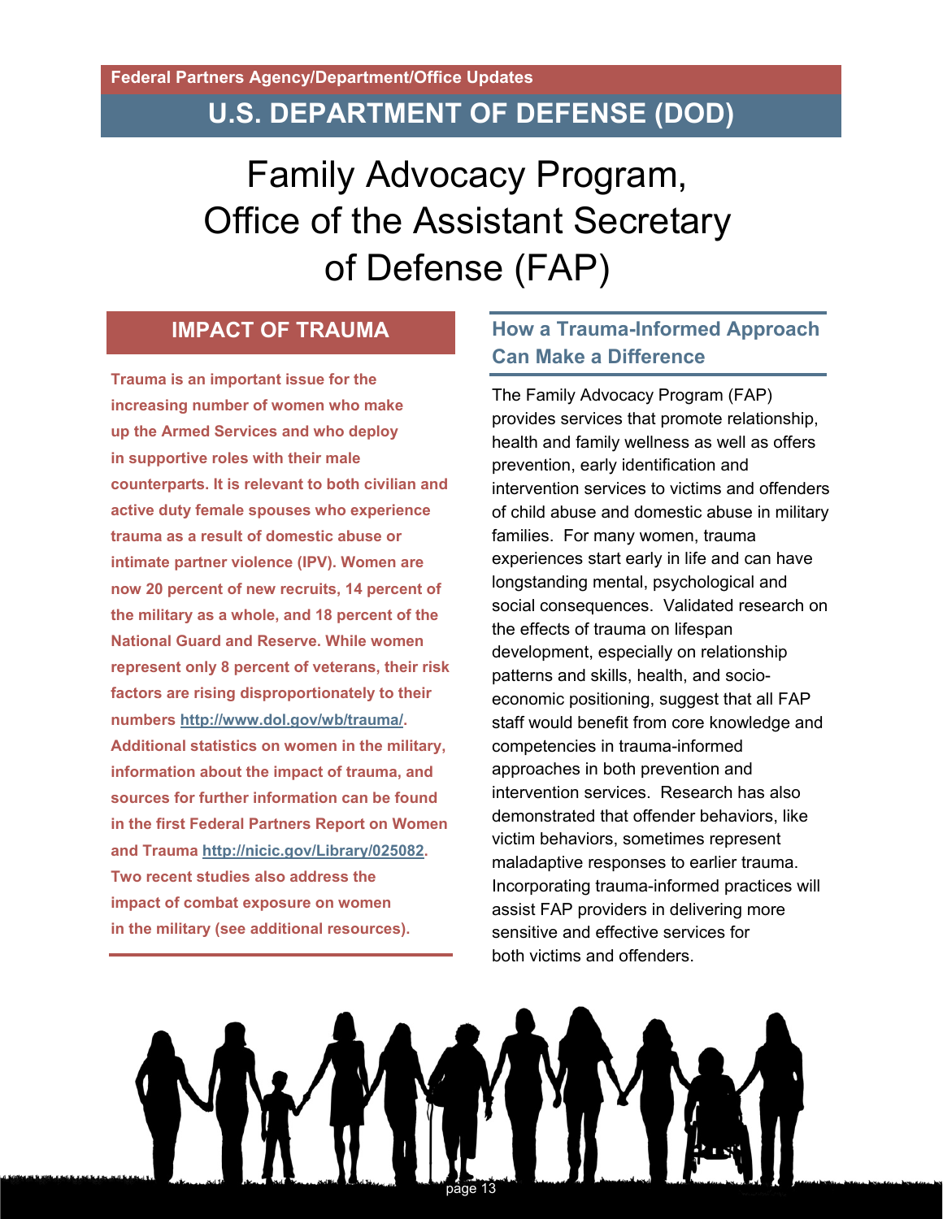Federal Partners Agency/Department/Office Updates

## U.S. DEPARTMENT OF DEFENSE (DOD)

# Family Advocacy Program, Office of the Assistant Secretary of Defense (FAP)

### IMPACT OF TRAUMA

**Trauma is an important issue for the increasing number of women who make up the Armed Services and who deploy in supportive roles with their male counterparts. It is relevant to both civilian and active duty female spouses who experience trauma as a result of domestic abuse or intimate partner violence (IPV). Women are now 20 percent of new recruits, 14 percent of the military as a whole, and 18 percent of the National Guard and Reserve. While women represent only 8 percent of veterans, their risk factors are rising disproportionately to their numbers [http://www.dol.gov/wb/trauma/](http://www.dol.gov/wb/trauma/). Additional statistics on women in the military, information about the impact of trauma, and sources for further information can be found in the first Federal Partners Report on Women and Trauma [http://nicic.gov/Library/025082](http://nicic.gov/Library/025082). Two recent studies also address the impact of combat exposure on women in the military (see additional resources).**

### How a Trauma-Informed Approach Can Make a Difference

The Family Advocacy Program (FAP) provides services that promote relationship, health and family wellness as well as offers prevention, early identification and intervention services to victims and offenders of child abuse and domestic abuse in military families. For many women, trauma experiences start early in life and can have longstanding mental, psychological and social consequences. Validated research on the effects of trauma on lifespan development, especially on relationship patterns and skills, health, and socio-economic positioning, suggest that all FAP staff would benefit from core knowledge and competencies in trauma-informed approaches in both prevention and intervention services. Research has also demonstrated that offender behaviors, like victim behaviors, sometimes represent maladaptive responses to earlier trauma. Incorporating trauma-informed practices will assist FAP providers in delivering more sensitive and effective services for both victims and offenders.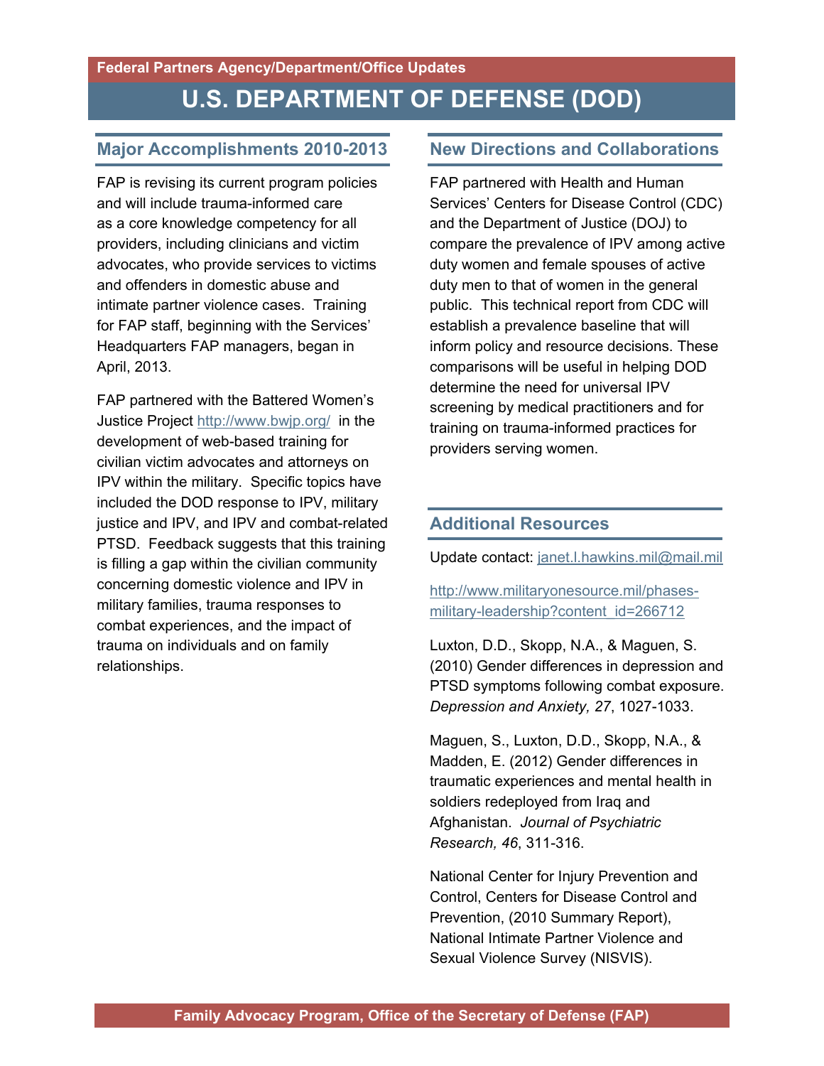Federal Partners Agency/Department/Office Updates

# U.S. DEPARTMENT OF DEFENSE (DOD)

## Major Accomplishments 2010-2013

FAP is revising its current program policies and will include trauma-informed care as a core knowledge competency for all providers, including clinicians and victim advocates, who provide services to victims and offenders in domestic abuse and intimate partner violence cases. Training for FAP staff, beginning with the Services' Headquarters FAP managers, began in April, 2013.

FAP partnered with the Battered Women's Justice Project http://www.bwjp.org/ in the development of web-based training for civilian victim advocates and attorneys on IPV within the military. Specific topics have included the DOD response to IPV, military justice and IPV, and IPV and combat-related PTSD. Feedback suggests that this training is filling a gap within the civilian community concerning domestic violence and IPV in military families, trauma responses to combat experiences, and the impact of trauma on individuals and on family relationships.

## New Directions and Collaborations

FAP partnered with Health and Human Services' Centers for Disease Control (CDC) and the Department of Justice (DOJ) to compare the prevalence of IPV among active duty women and female spouses of active duty men to that of women in the general public. This technical report from CDC will establish a prevalence baseline that will inform policy and resource decisions. These comparisons will be useful in helping DOD determine the need for universal IPV screening by medical practitioners and for training on trauma-informed practices for providers serving women.

## Additional Resources

Update contact: janet.l.hawkins.mil@mail.mil

http://www.militaryonesource.mil/phases-military-leadership?content_id=266712

Luxton, D.D., Skopp, N.A., & Maguen, S. (2010) Gender differences in depression and PTSD symptoms following combat exposure. *Depression and Anxiety, 27*, 1027-1033.

Maguen, S., Luxton, D.D., Skopp, N.A., & Madden, E. (2012) Gender differences in traumatic experiences and mental health in soldiers redeployed from Iraq and Afghanistan. *Journal of Psychiatric Research, 46*, 311-316.

National Center for Injury Prevention and Control, Centers for Disease Control and Prevention, (2010 Summary Report), National Intimate Partner Violence and Sexual Violence Survey (NISVIS).

Family Advocacy Program, Office of the Secretary of Defense (FAP)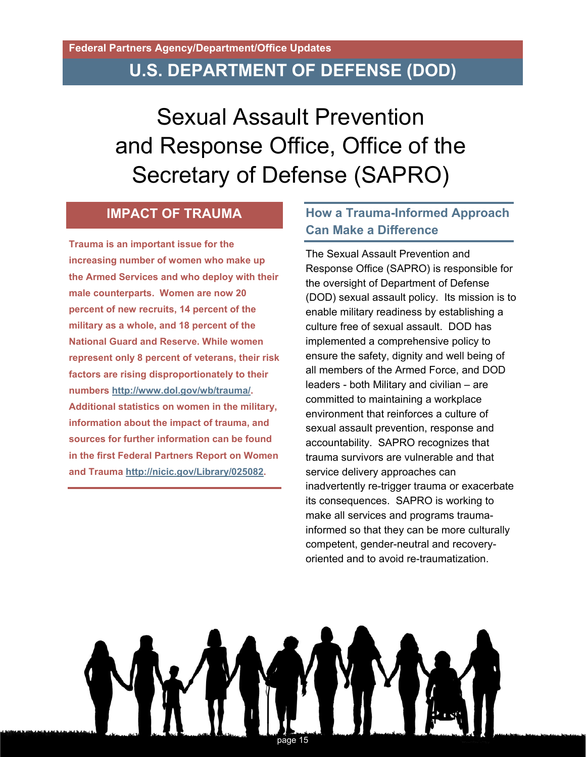Federal Partners Agency/Department/Office Updates

# U.S. DEPARTMENT OF DEFENSE (DOD)

# Sexual Assault Prevention and Response Office, Office of the Secretary of Defense (SAPRO)

## IMPACT OF TRAUMA

**Trauma is an important issue for the increasing number of women who make up the Armed Services and who deploy with their male counterparts. Women are now 20 percent of new recruits, 14 percent of the military as a whole, and 18 percent of the National Guard and Reserve. While women represent only 8 percent of veterans, their risk factors are rising disproportionately to their numbers http://www.dol.gov/wb/trauma/. Additional statistics on women in the military, information about the impact of trauma, and sources for further information can be found in the first Federal Partners Report on Women and Trauma http://nicic.gov/Library/025082.**

## How a Trauma-Informed Approach Can Make a Difference

The Sexual Assault Prevention and Response Office (SAPRO) is responsible for the oversight of Department of Defense (DOD) sexual assault policy. Its mission is to enable military readiness by establishing a culture free of sexual assault. DOD has implemented a comprehensive policy to ensure the safety, dignity and well being of all members of the Armed Force, and DOD leaders - both Military and civilian – are committed to maintaining a workplace environment that reinforces a culture of sexual assault prevention, response and accountability. SAPRO recognizes that trauma survivors are vulnerable and that service delivery approaches can inadvertently re-trigger trauma or exacerbate its consequences. SAPRO is working to make all services and programs trauma-informed so that they can be more culturally competent, gender-neutral and recovery-oriented and to avoid re-traumatization.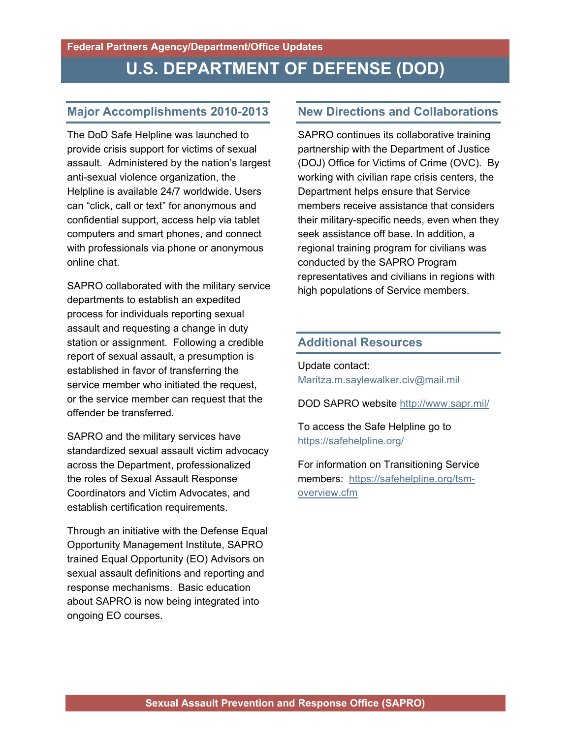Federal Partners Agency/Department/Office Updates

# U.S. DEPARTMENT OF DEFENSE (DOD)

## Major Accomplishments 2010-2013

The DoD Safe Helpline was launched to provide crisis support for victims of sexual assault. Administered by the nation's largest anti-sexual violence organization, the Helpline is available 24/7 worldwide. Users can "click, call or text" for anonymous and confidential support, access help via tablet computers and smart phones, and connect with professionals via phone or anonymous online chat.

SAPRO collaborated with the military service departments to establish an expedited process for individuals reporting sexual assault and requesting a change in duty station or assignment. Following a credible report of sexual assault, a presumption is established in favor of transferring the service member who initiated the request, or the service member can request that the offender be transferred.

SAPRO and the military services have standardized sexual assault victim advocacy across the Department, professionalized the roles of Sexual Assault Response Coordinators and Victim Advocates, and establish certification requirements.

Through an initiative with the Defense Equal Opportunity Management Institute, SAPRO trained Equal Opportunity (EO) Advisors on sexual assault definitions and reporting and response mechanisms. Basic education about SAPRO is now being integrated into ongoing EO courses.

## New Directions and Collaborations

SAPRO continues its collaborative training partnership with the Department of Justice (DOJ) Office for Victims of Crime (OVC). By working with civilian rape crisis centers, the Department helps ensure that Service members receive assistance that considers their military-specific needs, even when they seek assistance off base. In addition, a regional training program for civilians was conducted by the SAPRO Program representatives and civilians in regions with high populations of Service members.

## Additional Resources

Update contact: Maritza.m.saylewalker.civ@mail.mil

DOD SAPRO website http://www.sapr.mil/

To access the Safe Helpline go to https://safehelpline.org/

For information on Transitioning Service members: https://safehelpline.org/tsm-overview.cfm

Sexual Assault Prevention and Response Office (SAPRO)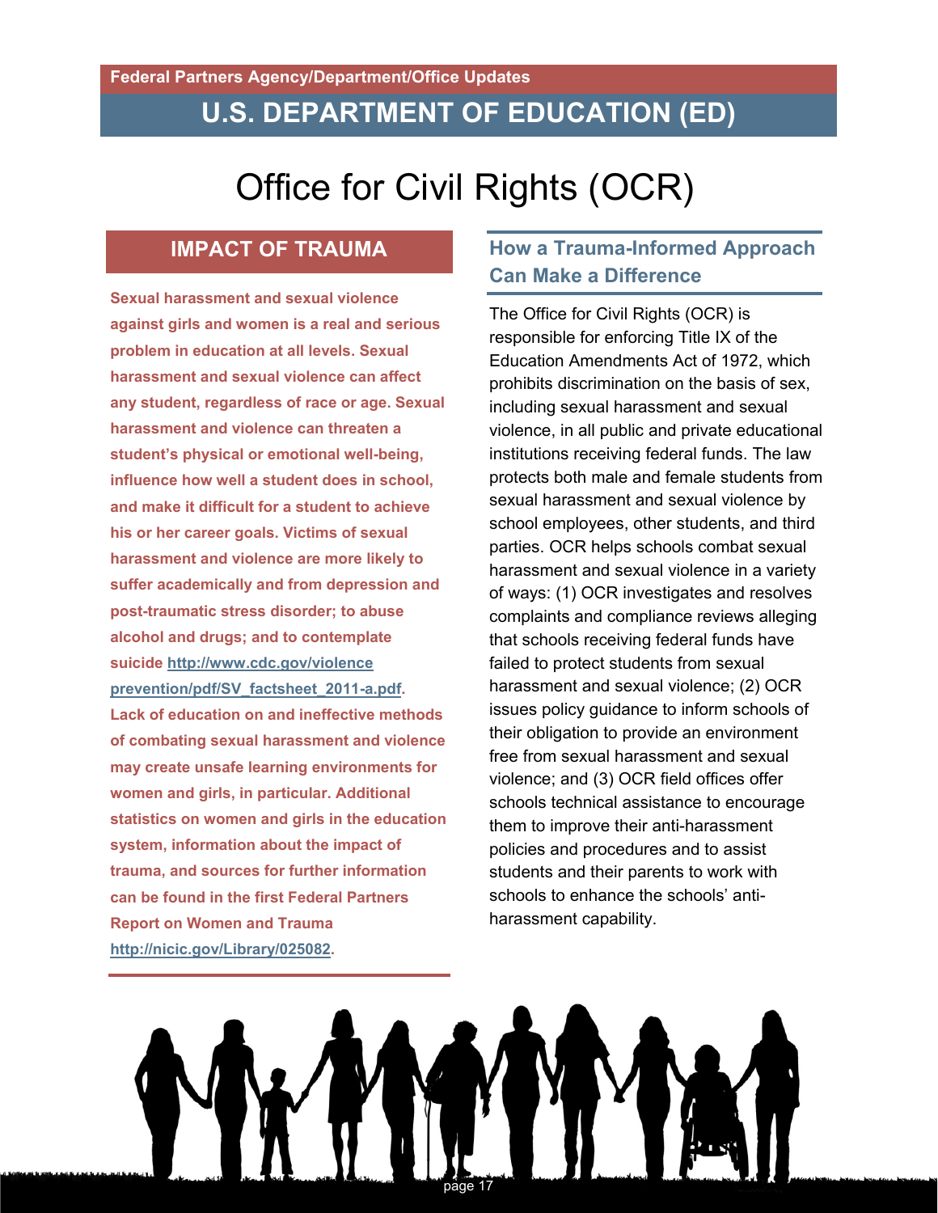Federal Partners Agency/Department/Office Updates

# U.S. DEPARTMENT OF EDUCATION (ED)

## Office for Civil Rights (OCR)

### IMPACT OF TRAUMA

**Sexual harassment and sexual violence against girls and women is a real and serious problem in education at all levels. Sexual harassment and sexual violence can affect any student, regardless of race or age. Sexual harassment and violence can threaten a student's physical or emotional well-being, influence how well a student does in school, and make it difficult for a student to achieve his or her career goals. Victims of sexual harassment and violence are more likely to suffer academically and from depression and post-traumatic stress disorder; to abuse alcohol and drugs; and to contemplate suicide http://www.cdc.gov/violenceprevention/pdf/SV_factsheet_2011-a.pdf. Lack of education on and ineffective methods of combating sexual harassment and violence may create unsafe learning environments for women and girls, in particular. Additional statistics on women and girls in the education system, information about the impact of trauma, and sources for further information can be found in the first Federal Partners Report on Women and Trauma http://nicic.gov/Library/025082.**

### How a Trauma-Informed Approach Can Make a Difference

The Office for Civil Rights (OCR) is responsible for enforcing Title IX of the Education Amendments Act of 1972, which prohibits discrimination on the basis of sex, including sexual harassment and sexual violence, in all public and private educational institutions receiving federal funds. The law protects both male and female students from sexual harassment and sexual violence by school employees, other students, and third parties. OCR helps schools combat sexual harassment and sexual violence in a variety of ways: (1) OCR investigates and resolves complaints and compliance reviews alleging that schools receiving federal funds have failed to protect students from sexual harassment and sexual violence; (2) OCR issues policy guidance to inform schools of their obligation to provide an environment free from sexual harassment and sexual violence; and (3) OCR field offices offer schools technical assistance to encourage them to improve their anti-harassment policies and procedures and to assist students and their parents to work with schools to enhance the schools' anti-harassment capability.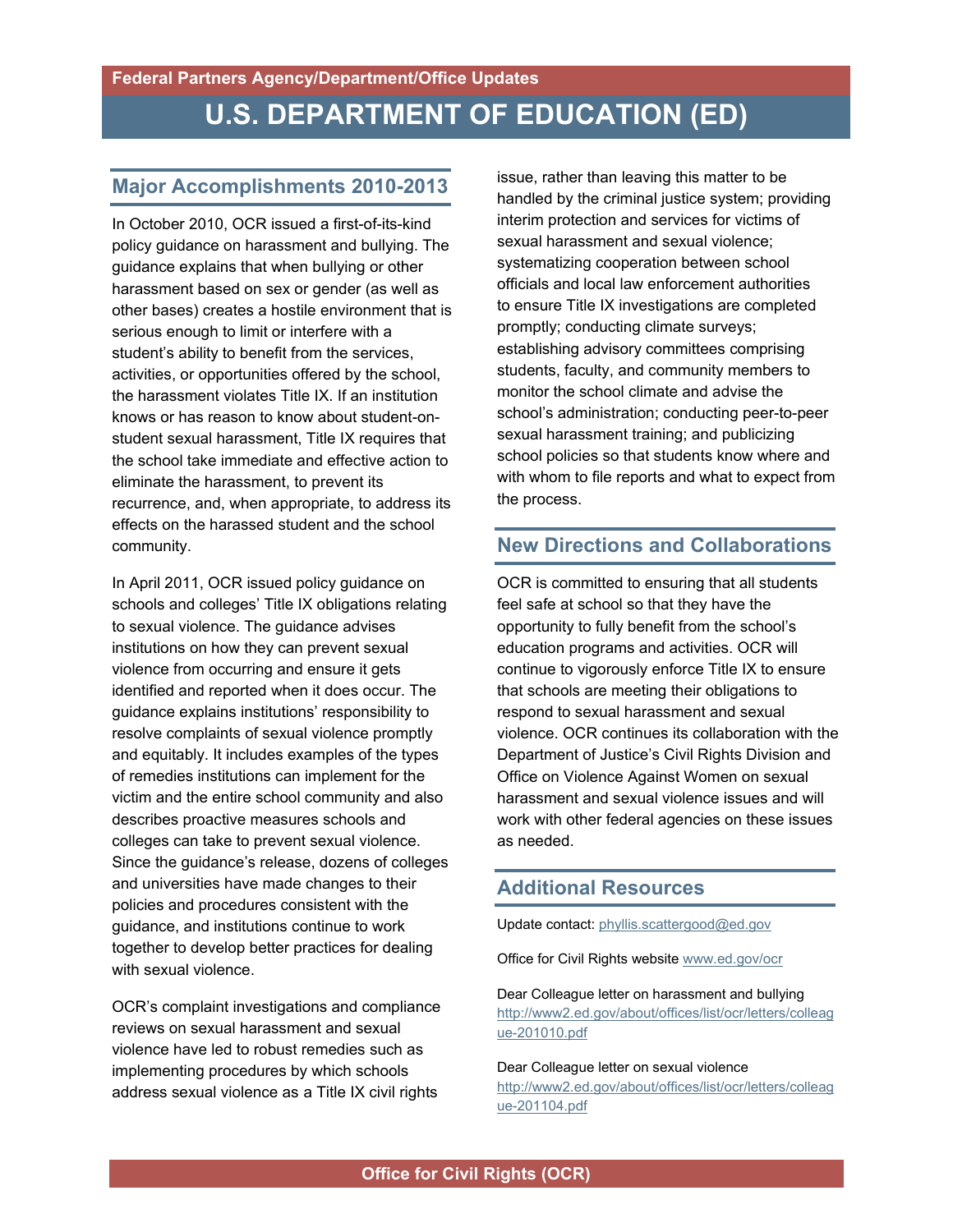Federal Partners Agency/Department/Office Updates

# U.S. DEPARTMENT OF EDUCATION (ED)

## Major Accomplishments 2010-2013

In October 2010, OCR issued a first-of-its-kind policy guidance on harassment and bullying. The guidance explains that when bullying or other harassment based on sex or gender (as well as other bases) creates a hostile environment that is serious enough to limit or interfere with a student's ability to benefit from the services, activities, or opportunities offered by the school, the harassment violates Title IX. If an institution knows or has reason to know about student-on-student sexual harassment, Title IX requires that the school take immediate and effective action to eliminate the harassment, to prevent its recurrence, and, when appropriate, to address its effects on the harassed student and the school community.

In April 2011, OCR issued policy guidance on schools and colleges' Title IX obligations relating to sexual violence. The guidance advises institutions on how they can prevent sexual violence from occurring and ensure it gets identified and reported when it does occur. The guidance explains institutions' responsibility to resolve complaints of sexual violence promptly and equitably. It includes examples of the types of remedies institutions can implement for the victim and the entire school community and also describes proactive measures schools and colleges can take to prevent sexual violence. Since the guidance's release, dozens of colleges and universities have made changes to their policies and procedures consistent with the guidance, and institutions continue to work together to develop better practices for dealing with sexual violence.

OCR's complaint investigations and compliance reviews on sexual harassment and sexual violence have led to robust remedies such as implementing procedures by which schools address sexual violence as a Title IX civil rights issue, rather than leaving this matter to be handled by the criminal justice system; providing interim protection and services for victims of sexual harassment and sexual violence; systematizing cooperation between school officials and local law enforcement authorities to ensure Title IX investigations are completed promptly; conducting climate surveys; establishing advisory committees comprising students, faculty, and community members to monitor the school climate and advise the school's administration; conducting peer-to-peer sexual harassment training; and publicizing school policies so that students know where and with whom to file reports and what to expect from the process.

## New Directions and Collaborations

OCR is committed to ensuring that all students feel safe at school so that they have the opportunity to fully benefit from the school's education programs and activities. OCR will continue to vigorously enforce Title IX to ensure that schools are meeting their obligations to respond to sexual harassment and sexual violence. OCR continues its collaboration with the Department of Justice's Civil Rights Division and Office on Violence Against Women on sexual harassment and sexual violence issues and will work with other federal agencies on these issues as needed.

## Additional Resources

Update contact: phyllis.scattergood@ed.gov

Office for Civil Rights website www.ed.gov/ocr

Dear Colleague letter on harassment and bullying http://www2.ed.gov/about/offices/list/ocr/letters/colleague-201010.pdf

Dear Colleague letter on sexual violence http://www2.ed.gov/about/offices/list/ocr/letters/colleague-201104.pdf

Office for Civil Rights (OCR)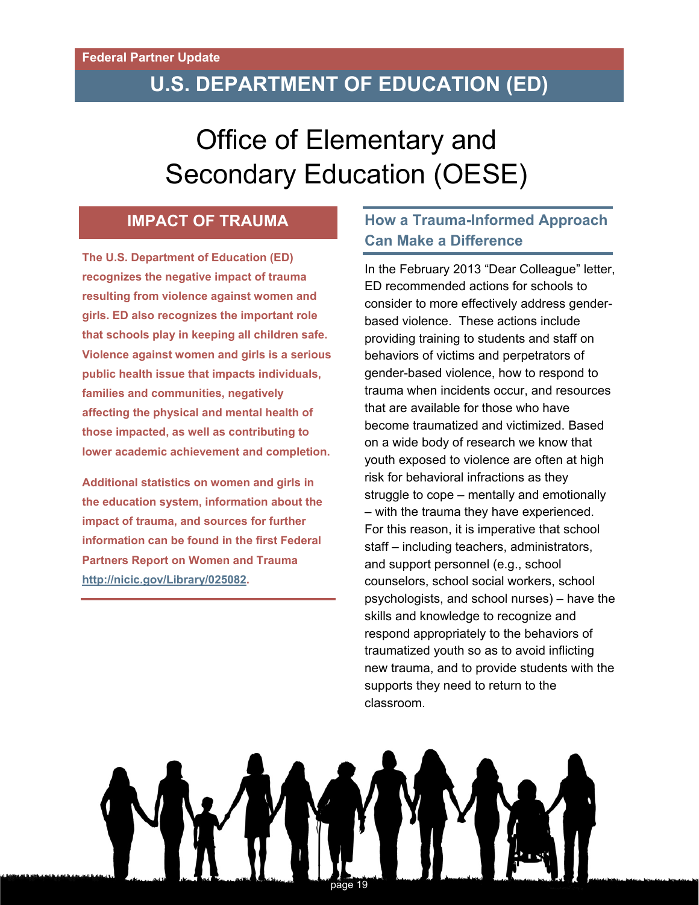Federal Partner Update

# U.S. DEPARTMENT OF EDUCATION (ED)

## Office of Elementary and Secondary Education (OESE)

### IMPACT OF TRAUMA

**The U.S. Department of Education (ED) recognizes the negative impact of trauma resulting from violence against women and girls. ED also recognizes the important role that schools play in keeping all children safe. Violence against women and girls is a serious public health issue that impacts individuals, families and communities, negatively affecting the physical and mental health of those impacted, as well as contributing to lower academic achievement and completion.**

**Additional statistics on women and girls in the education system, information about the impact of trauma, and sources for further information can be found in the first Federal Partners Report on Women and Trauma http://nicic.gov/Library/025082.**

### How a Trauma-Informed Approach Can Make a Difference

In the February 2013 "Dear Colleague" letter, ED recommended actions for schools to consider to more effectively address gender-based violence. These actions include providing training to students and staff on behaviors of victims and perpetrators of gender-based violence, how to respond to trauma when incidents occur, and resources that are available for those who have become traumatized and victimized. Based on a wide body of research we know that youth exposed to violence are often at high risk for behavioral infractions as they struggle to cope – mentally and emotionally – with the trauma they have experienced. For this reason, it is imperative that school staff – including teachers, administrators, and support personnel (e.g., school counselors, school social workers, school psychologists, and school nurses) – have the skills and knowledge to recognize and respond appropriately to the behaviors of traumatized youth so as to avoid inflicting new trauma, and to provide students with the supports they need to return to the classroom.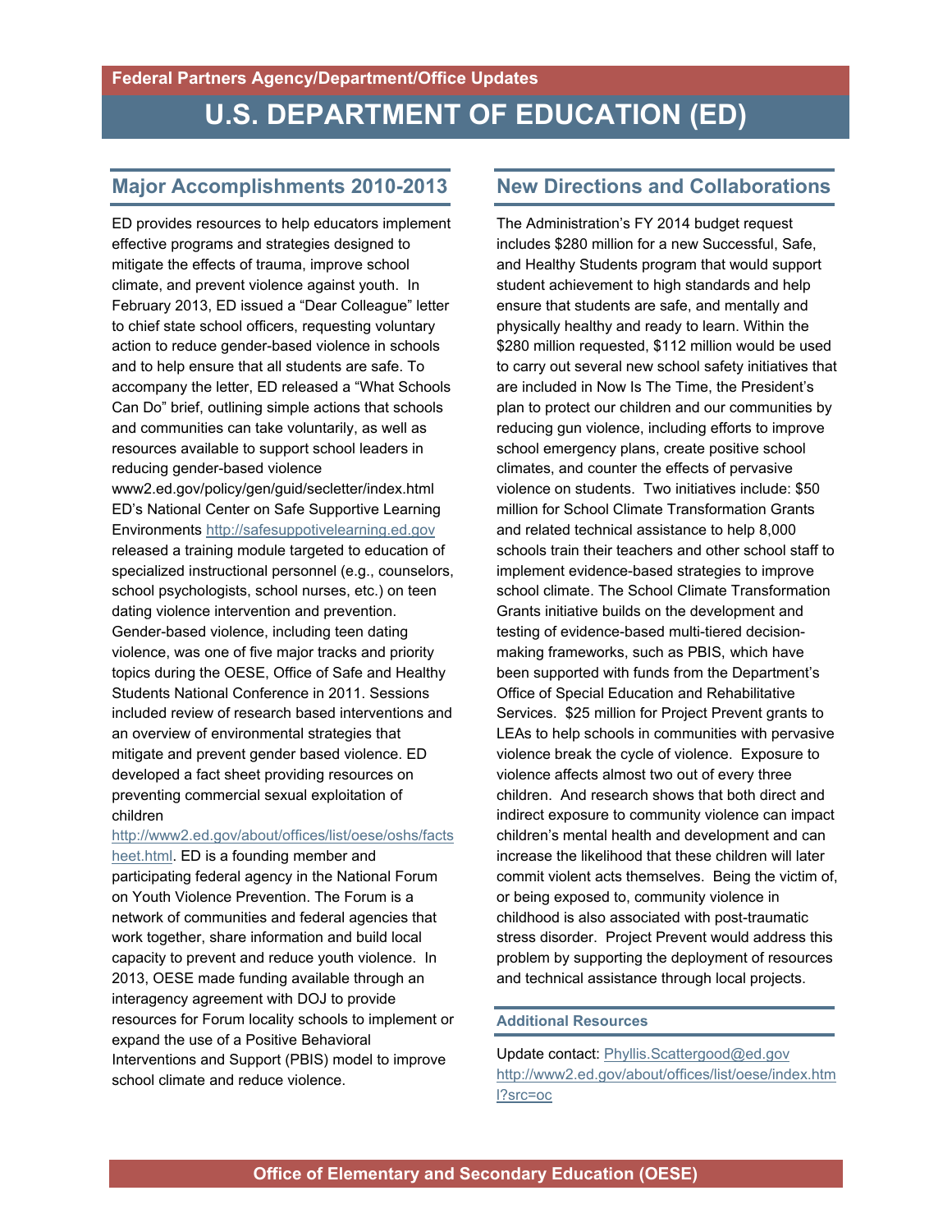Federal Partners Agency/Department/Office Updates

# U.S. DEPARTMENT OF EDUCATION (ED)

## Major Accomplishments 2010-2013

ED provides resources to help educators implement effective programs and strategies designed to mitigate the effects of trauma, improve school climate, and prevent violence against youth. In February 2013, ED issued a "Dear Colleague" letter to chief state school officers, requesting voluntary action to reduce gender-based violence in schools and to help ensure that all students are safe. To accompany the letter, ED released a "What Schools Can Do" brief, outlining simple actions that schools and communities can take voluntarily, as well as resources available to support school leaders in reducing gender-based violence www2.ed.gov/policy/gen/guid/secletter/index.html ED's National Center on Safe Supportive Learning Environments http://safesuppotivelearning.ed.gov released a training module targeted to education of specialized instructional personnel (e.g., counselors, school psychologists, school nurses, etc.) on teen dating violence intervention and prevention. Gender-based violence, including teen dating violence, was one of five major tracks and priority topics during the OESE, Office of Safe and Healthy Students National Conference in 2011. Sessions included review of research based interventions and an overview of environmental strategies that mitigate and prevent gender based violence. ED developed a fact sheet providing resources on preventing commercial sexual exploitation of children http://www2.ed.gov/about/offices/list/oese/oshs/factsheet.html. ED is a founding member and participating federal agency in the National Forum on Youth Violence Prevention. The Forum is a network of communities and federal agencies that work together, share information and build local capacity to prevent and reduce youth violence. In 2013, OESE made funding available through an interagency agreement with DOJ to provide resources for Forum locality schools to implement or expand the use of a Positive Behavioral Interventions and Support (PBIS) model to improve school climate and reduce violence.

## New Directions and Collaborations

The Administration's FY 2014 budget request includes $280 million for a new Successful, Safe, and Healthy Students program that would support student achievement to high standards and help ensure that students are safe, and mentally and physically healthy and ready to learn. Within the $280 million requested, $112 million would be used to carry out several new school safety initiatives that are included in Now Is The Time, the President's plan to protect our children and our communities by reducing gun violence, including efforts to improve school emergency plans, create positive school climates, and counter the effects of pervasive violence on students. Two initiatives include: $50 million for School Climate Transformation Grants and related technical assistance to help 8,000 schools train their teachers and other school staff to implement evidence-based strategies to improve school climate. The School Climate Transformation Grants initiative builds on the development and testing of evidence-based multi-tiered decision-making frameworks, such as PBIS, which have been supported with funds from the Department's Office of Special Education and Rehabilitative Services. $25 million for Project Prevent grants to LEAs to help schools in communities with pervasive violence break the cycle of violence. Exposure to violence affects almost two out of every three children. And research shows that both direct and indirect exposure to community violence can impact children's mental health and development and can increase the likelihood that these children will later commit violent acts themselves. Being the victim of, or being exposed to, community violence in childhood is also associated with post-traumatic stress disorder. Project Prevent would address this problem by supporting the deployment of resources and technical assistance through local projects.

### Additional Resources

Update contact: Phyllis.Scattergood@ed.gov
http://www2.ed.gov/about/offices/list/oese/index.html?src=oc

Office of Elementary and Secondary Education (OESE)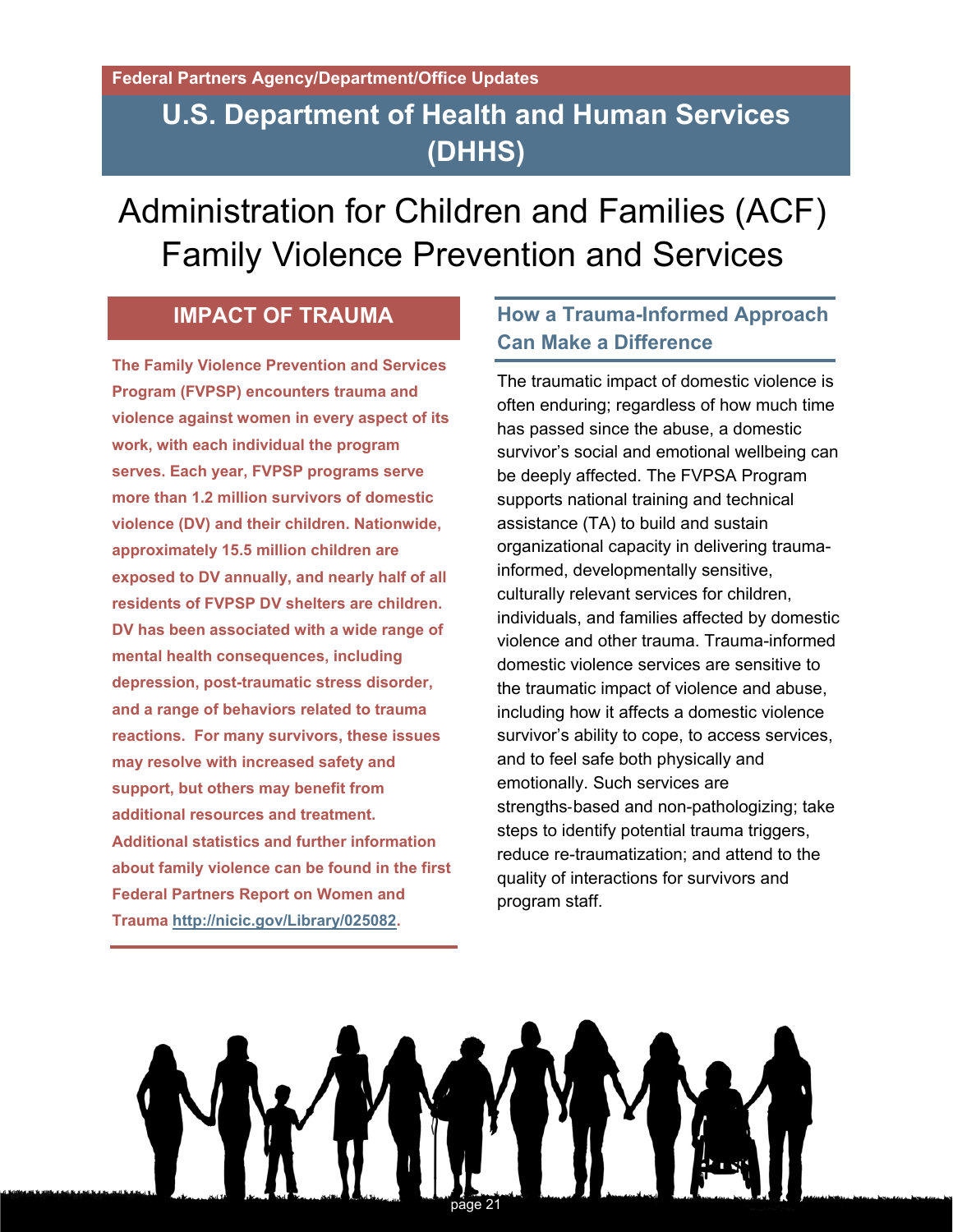Federal Partners Agency/Department/Office Updates

# U.S. Department of Health and Human Services (DHHS)

## Administration for Children and Families (ACF) Family Violence Prevention and Services

### IMPACT OF TRAUMA

**The Family Violence Prevention and Services Program (FVPSP) encounters trauma and violence against women in every aspect of its work, with each individual the program serves. Each year, FVPSP programs serve more than 1.2 million survivors of domestic violence (DV) and their children. Nationwide, approximately 15.5 million children are exposed to DV annually, and nearly half of all residents of FVPSP DV shelters are children. DV has been associated with a wide range of mental health consequences, including depression, post-traumatic stress disorder, and a range of behaviors related to trauma reactions. For many survivors, these issues may resolve with increased safety and support, but others may benefit from additional resources and treatment. Additional statistics and further information about family violence can be found in the first Federal Partners Report on Women and Trauma http://nicic.gov/Library/025082.**

### How a Trauma-Informed Approach Can Make a Difference

The traumatic impact of domestic violence is often enduring; regardless of how much time has passed since the abuse, a domestic survivor's social and emotional wellbeing can be deeply affected. The FVPSA Program supports national training and technical assistance (TA) to build and sustain organizational capacity in delivering trauma-informed, developmentally sensitive, culturally relevant services for children, individuals, and families affected by domestic violence and other trauma. Trauma-informed domestic violence services are sensitive to the traumatic impact of violence and abuse, including how it affects a domestic violence survivor's ability to cope, to access services, and to feel safe both physically and emotionally. Such services are strengths-based and non-pathologizing; take steps to identify potential trauma triggers, reduce re-traumatization; and attend to the quality of interactions for survivors and program staff.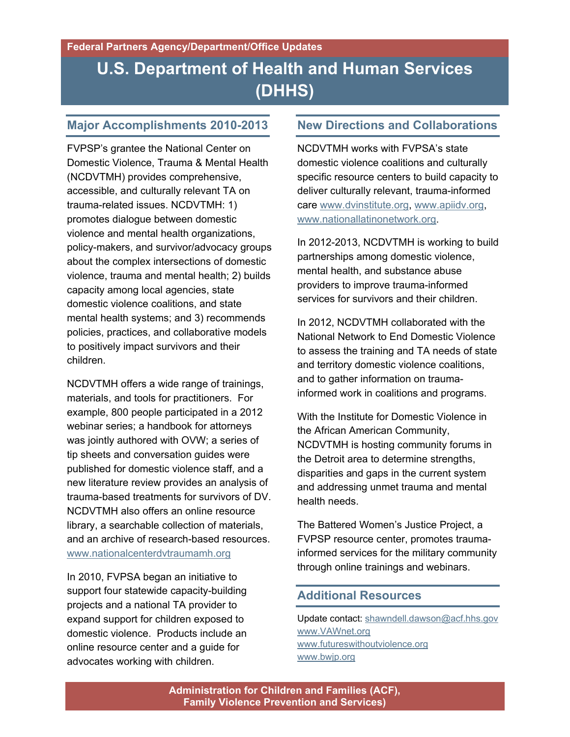Federal Partners Agency/Department/Office Updates

# U.S. Department of Health and Human Services (DHHS)

## Major Accomplishments 2010-2013

FVPSP's grantee the National Center on Domestic Violence, Trauma & Mental Health (NCDVTMH) provides comprehensive, accessible, and culturally relevant TA on trauma-related issues. NCDVTMH: 1) promotes dialogue between domestic violence and mental health organizations, policy-makers, and survivor/advocacy groups about the complex intersections of domestic violence, trauma and mental health; 2) builds capacity among local agencies, state domestic violence coalitions, and state mental health systems; and 3) recommends policies, practices, and collaborative models to positively impact survivors and their children.

NCDVTMH offers a wide range of trainings, materials, and tools for practitioners. For example, 800 people participated in a 2012 webinar series; a handbook for attorneys was jointly authored with OVW; a series of tip sheets and conversation guides were published for domestic violence staff, and a new literature review provides an analysis of trauma-based treatments for survivors of DV. NCDVTMH also offers an online resource library, a searchable collection of materials, and an archive of research-based resources. www.nationalcenterdvtraumamh.org

In 2010, FVPSA began an initiative to support four statewide capacity-building projects and a national TA provider to expand support for children exposed to domestic violence. Products include an online resource center and a guide for advocates working with children.

## New Directions and Collaborations

NCDVTMH works with FVPSA's state domestic violence coalitions and culturally specific resource centers to build capacity to deliver culturally relevant, trauma-informed care www.dvinstitute.org, www.apiidv.org, www.nationallatinonetwork.org.

In 2012-2013, NCDVTMH is working to build partnerships among domestic violence, mental health, and substance abuse providers to improve trauma-informed services for survivors and their children.

In 2012, NCDVTMH collaborated with the National Network to End Domestic Violence to assess the training and TA needs of state and territory domestic violence coalitions, and to gather information on trauma-informed work in coalitions and programs.

With the Institute for Domestic Violence in the African American Community, NCDVTMH is hosting community forums in the Detroit area to determine strengths, disparities and gaps in the current system and addressing unmet trauma and mental health needs.

The Battered Women's Justice Project, a FVPSP resource center, promotes trauma-informed services for the military community through online trainings and webinars.

## Additional Resources

Update contact: shawndell.dawson@acf.hhs.gov
www.VAWnet.org
www.futureswithoutviolence.org
www.bwjp.org

**Administration for Children and Families (ACF), Family Violence Prevention and Services)**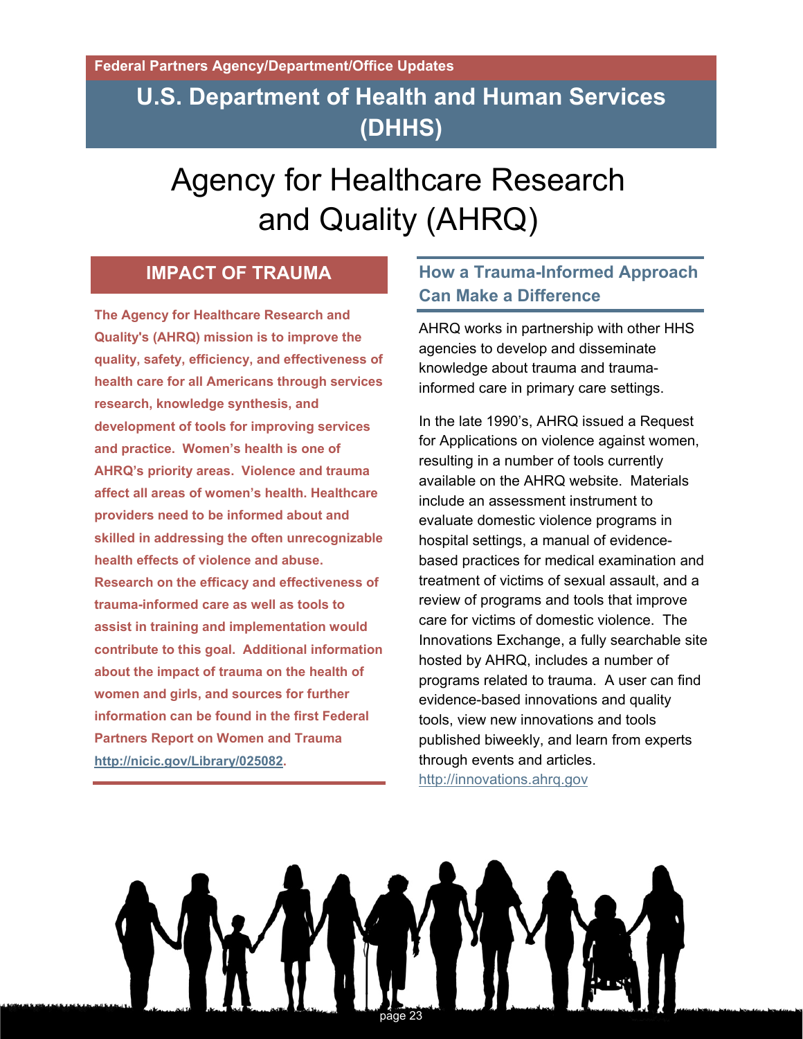Federal Partners Agency/Department/Office Updates

## U.S. Department of Health and Human Services (DHHS)

# Agency for Healthcare Research and Quality (AHRQ)

### IMPACT OF TRAUMA

**The Agency for Healthcare Research and Quality's (AHRQ) mission is to improve the quality, safety, efficiency, and effectiveness of health care for all Americans through services research, knowledge synthesis, and development of tools for improving services and practice. Women's health is one of AHRQ's priority areas. Violence and trauma affect all areas of women's health. Healthcare providers need to be informed about and skilled in addressing the often unrecognizable health effects of violence and abuse. Research on the efficacy and effectiveness of trauma-informed care as well as tools to assist in training and implementation would contribute to this goal. Additional information about the impact of trauma on the health of women and girls, and sources for further information can be found in the first Federal Partners Report on Women and Trauma http://nicic.gov/Library/025082.**

### How a Trauma-Informed Approach Can Make a Difference

AHRQ works in partnership with other HHS agencies to develop and disseminate knowledge about trauma and trauma-informed care in primary care settings.

In the late 1990's, AHRQ issued a Request for Applications on violence against women, resulting in a number of tools currently available on the AHRQ website. Materials include an assessment instrument to evaluate domestic violence programs in hospital settings, a manual of evidence-based practices for medical examination and treatment of victims of sexual assault, and a review of programs and tools that improve care for victims of domestic violence. The Innovations Exchange, a fully searchable site hosted by AHRQ, includes a number of programs related to trauma. A user can find evidence-based innovations and quality tools, view new innovations and tools published biweekly, and learn from experts through events and articles. http://innovations.ahrq.gov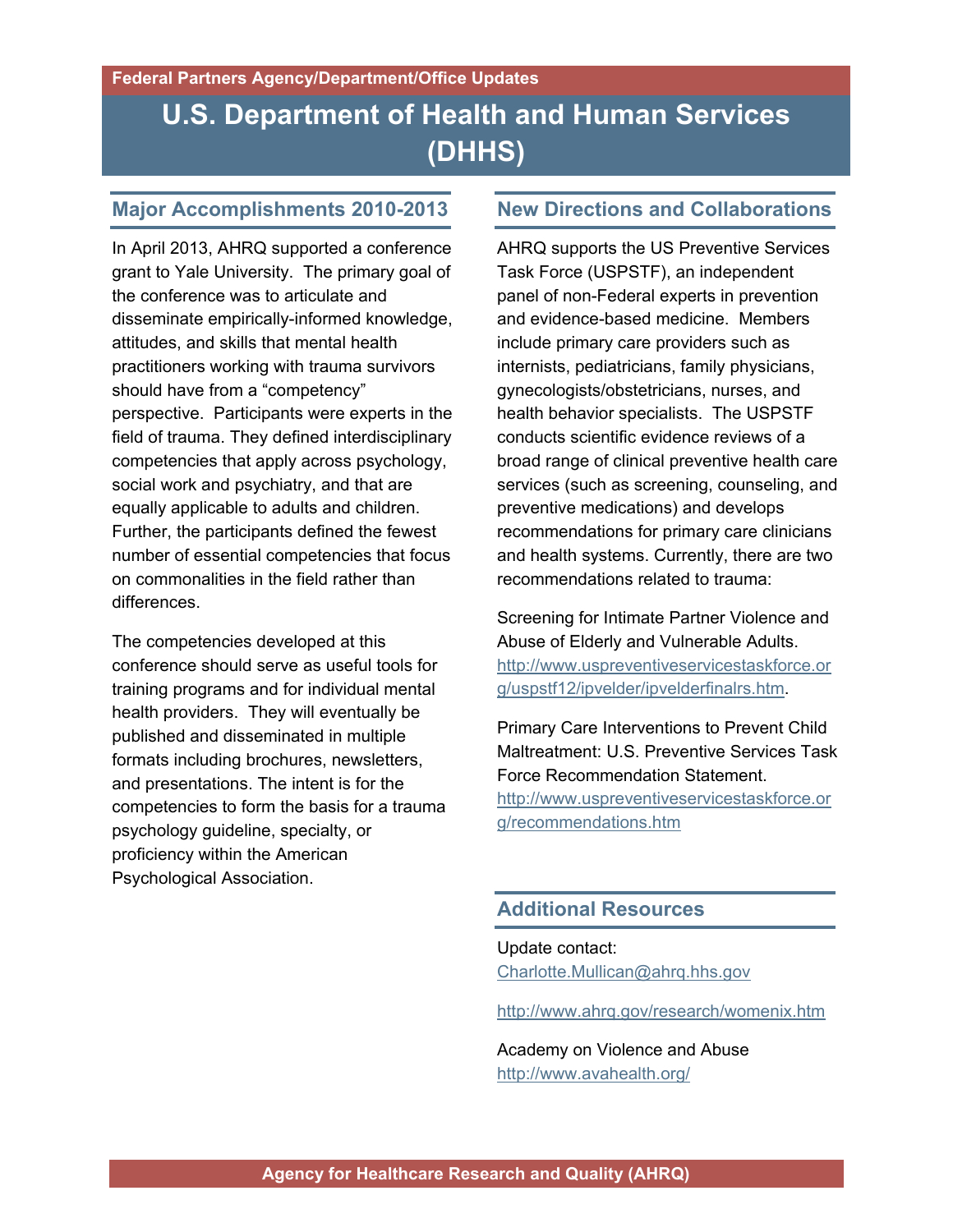Federal Partners Agency/Department/Office Updates

# U.S. Department of Health and Human Services (DHHS)

## Major Accomplishments 2010-2013

In April 2013, AHRQ supported a conference grant to Yale University. The primary goal of the conference was to articulate and disseminate empirically-informed knowledge, attitudes, and skills that mental health practitioners working with trauma survivors should have from a "competency" perspective. Participants were experts in the field of trauma. They defined interdisciplinary competencies that apply across psychology, social work and psychiatry, and that are equally applicable to adults and children. Further, the participants defined the fewest number of essential competencies that focus on commonalities in the field rather than differences.

The competencies developed at this conference should serve as useful tools for training programs and for individual mental health providers. They will eventually be published and disseminated in multiple formats including brochures, newsletters, and presentations. The intent is for the competencies to form the basis for a trauma psychology guideline, specialty, or proficiency within the American Psychological Association.

## New Directions and Collaborations

AHRQ supports the US Preventive Services Task Force (USPSTF), an independent panel of non-Federal experts in prevention and evidence-based medicine. Members include primary care providers such as internists, pediatricians, family physicians, gynecologists/obstetricians, nurses, and health behavior specialists. The USPSTF conducts scientific evidence reviews of a broad range of clinical preventive health care services (such as screening, counseling, and preventive medications) and develops recommendations for primary care clinicians and health systems. Currently, there are two recommendations related to trauma:

Screening for Intimate Partner Violence and Abuse of Elderly and Vulnerable Adults. http://www.uspreventiveservicestaskforce.org/uspstf12/ipvelder/ipvelderfinalrs.htm.

Primary Care Interventions to Prevent Child Maltreatment: U.S. Preventive Services Task Force Recommendation Statement. http://www.uspreventiveservicestaskforce.org/recommendations.htm

## Additional Resources

Update contact: Charlotte.Mullican@ahrq.hhs.gov

http://www.ahrq.gov/research/womenix.htm

Academy on Violence and Abuse http://www.avahealth.org/

Agency for Healthcare Research and Quality (AHRQ)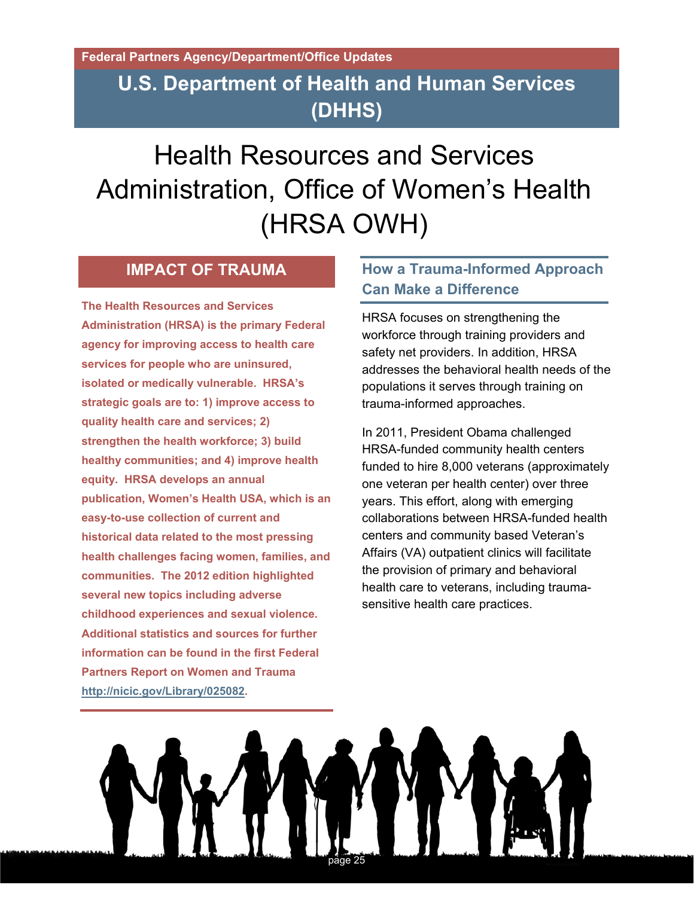Federal Partners Agency/Department/Office Updates

# U.S. Department of Health and Human Services (DHHS)

# Health Resources and Services Administration, Office of Women's Health (HRSA OWH)

## IMPACT OF TRAUMA

**The Health Resources and Services Administration (HRSA) is the primary Federal agency for improving access to health care services for people who are uninsured, isolated or medically vulnerable. HRSA's strategic goals are to: 1) improve access to quality health care and services; 2) strengthen the health workforce; 3) build healthy communities; and 4) improve health equity. HRSA develops an annual publication, Women's Health USA, which is an easy-to-use collection of current and historical data related to the most pressing health challenges facing women, families, and communities. The 2012 edition highlighted several new topics including adverse childhood experiences and sexual violence. Additional statistics and sources for further information can be found in the first Federal Partners Report on Women and Trauma [http://nicic.gov/Library/025082](http://nicic.gov/Library/025082).**

## How a Trauma-Informed Approach Can Make a Difference

HRSA focuses on strengthening the workforce through training providers and safety net providers. In addition, HRSA addresses the behavioral health needs of the populations it serves through training on trauma-informed approaches.

In 2011, President Obama challenged HRSA-funded community health centers funded to hire 8,000 veterans (approximately one veteran per health center) over three years. This effort, along with emerging collaborations between HRSA-funded health centers and community based Veteran's Affairs (VA) outpatient clinics will facilitate the provision of primary and behavioral health care to veterans, including trauma-sensitive health care practices.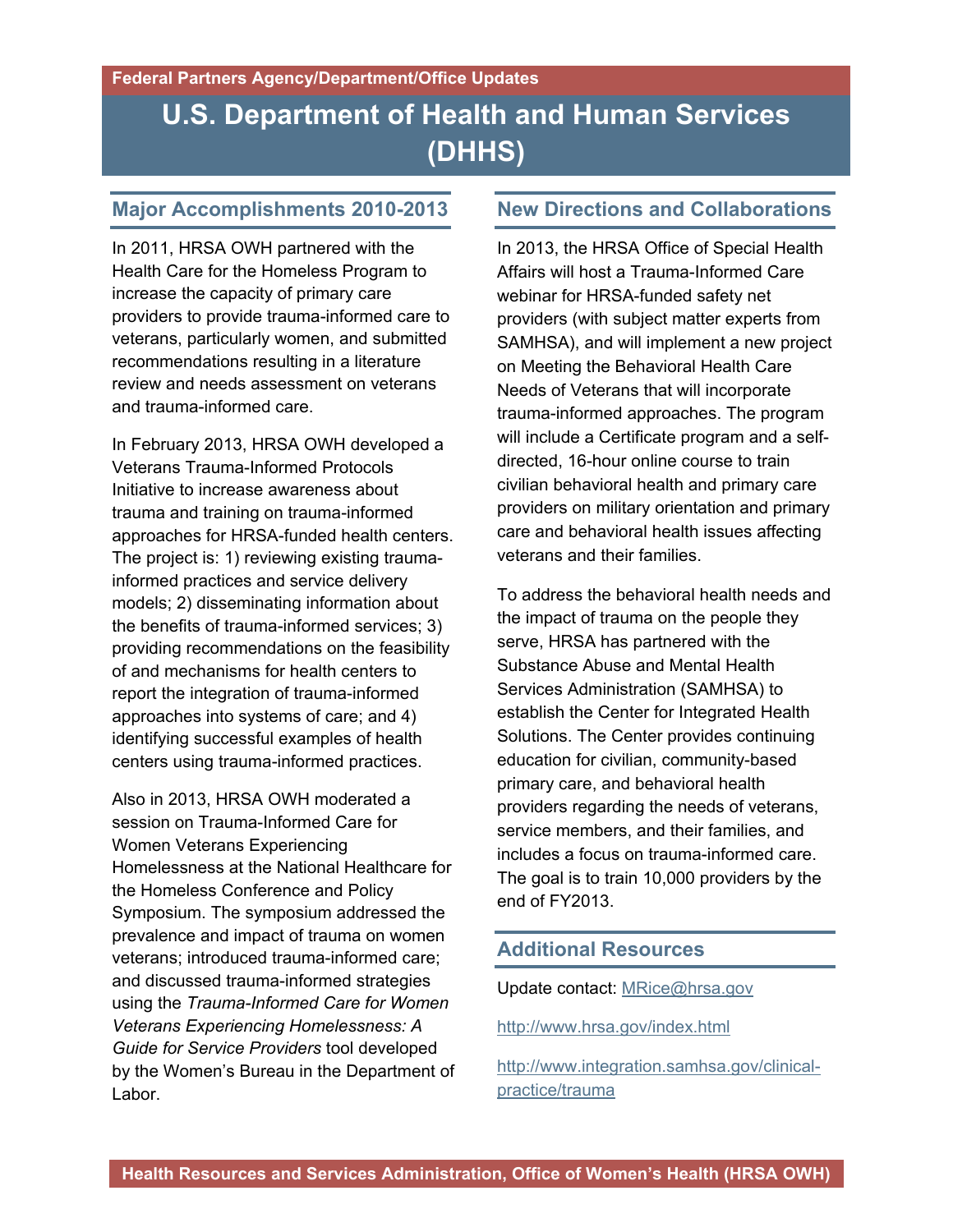**Federal Partners Agency/Department/Office Updates**

# U.S. Department of Health and Human Services (DHHS)

## Major Accomplishments 2010-2013

In 2011, HRSA OWH partnered with the Health Care for the Homeless Program to increase the capacity of primary care providers to provide trauma-informed care to veterans, particularly women, and submitted recommendations resulting in a literature review and needs assessment on veterans and trauma-informed care.

In February 2013, HRSA OWH developed a Veterans Trauma-Informed Protocols Initiative to increase awareness about trauma and training on trauma-informed approaches for HRSA-funded health centers. The project is: 1) reviewing existing trauma-informed practices and service delivery models; 2) disseminating information about the benefits of trauma-informed services; 3) providing recommendations on the feasibility of and mechanisms for health centers to report the integration of trauma-informed approaches into systems of care; and 4) identifying successful examples of health centers using trauma-informed practices.

Also in 2013, HRSA OWH moderated a session on Trauma-Informed Care for Women Veterans Experiencing Homelessness at the National Healthcare for the Homeless Conference and Policy Symposium. The symposium addressed the prevalence and impact of trauma on women veterans; introduced trauma-informed care; and discussed trauma-informed strategies using the *Trauma-Informed Care for Women Veterans Experiencing Homelessness: A Guide for Service Providers* tool developed by the Women's Bureau in the Department of Labor.

## New Directions and Collaborations

In 2013, the HRSA Office of Special Health Affairs will host a Trauma-Informed Care webinar for HRSA-funded safety net providers (with subject matter experts from SAMHSA), and will implement a new project on Meeting the Behavioral Health Care Needs of Veterans that will incorporate trauma-informed approaches. The program will include a Certificate program and a self-directed, 16-hour online course to train civilian behavioral health and primary care providers on military orientation and primary care and behavioral health issues affecting veterans and their families.

To address the behavioral health needs and the impact of trauma on the people they serve, HRSA has partnered with the Substance Abuse and Mental Health Services Administration (SAMHSA) to establish the Center for Integrated Health Solutions. The Center provides continuing education for civilian, community-based primary care, and behavioral health providers regarding the needs of veterans, service members, and their families, and includes a focus on trauma-informed care. The goal is to train 10,000 providers by the end of FY2013.

## Additional Resources

Update contact: MRice@hrsa.gov

http://www.hrsa.gov/index.html

http://www.integration.samhsa.gov/clinical-practice/trauma

**Health Resources and Services Administration, Office of Women's Health (HRSA OWH)**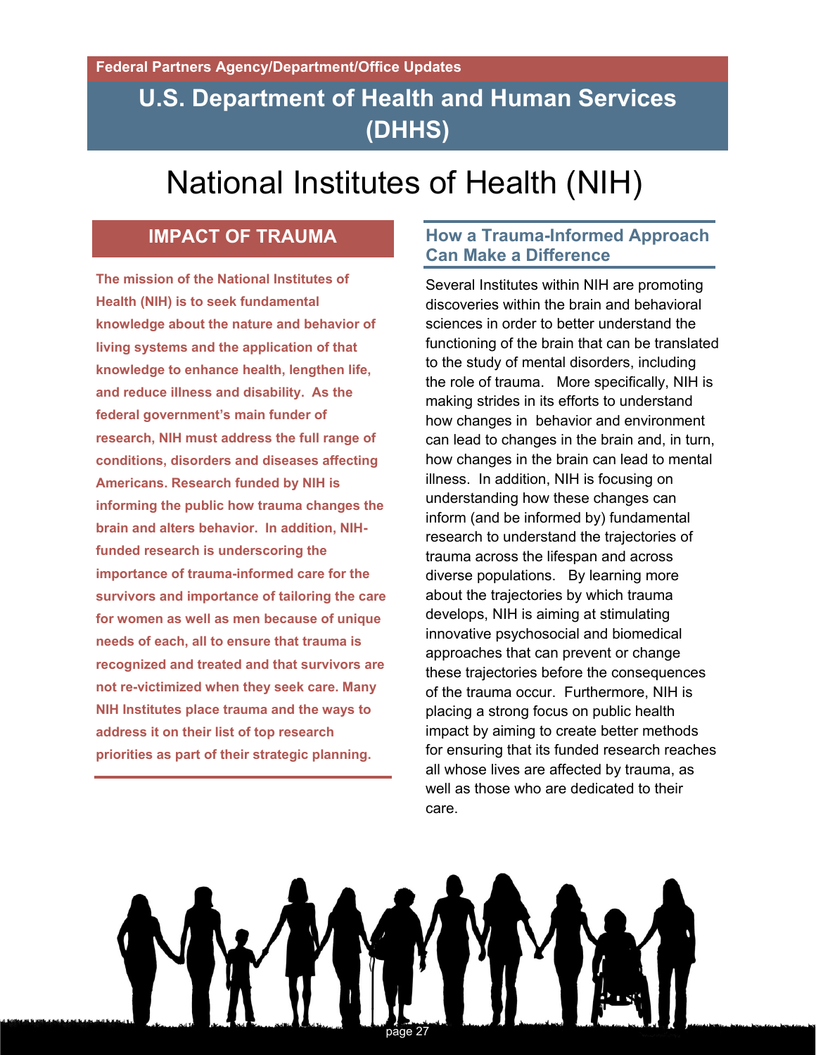Federal Partners Agency/Department/Office Updates

# U.S. Department of Health and Human Services (DHHS)

# National Institutes of Health (NIH)

## IMPACT OF TRAUMA

**The mission of the National Institutes of Health (NIH) is to seek fundamental knowledge about the nature and behavior of living systems and the application of that knowledge to enhance health, lengthen life, and reduce illness and disability. As the federal government's main funder of research, NIH must address the full range of conditions, disorders and diseases affecting Americans. Research funded by NIH is informing the public how trauma changes the brain and alters behavior. In addition, NIH-funded research is underscoring the importance of trauma-informed care for the survivors and importance of tailoring the care for women as well as men because of unique needs of each, all to ensure that trauma is recognized and treated and that survivors are not re-victimized when they seek care. Many NIH Institutes place trauma and the ways to address it on their list of top research priorities as part of their strategic planning.**

## How a Trauma-Informed Approach Can Make a Difference

Several Institutes within NIH are promoting discoveries within the brain and behavioral sciences in order to better understand the functioning of the brain that can be translated to the study of mental disorders, including the role of trauma. More specifically, NIH is making strides in its efforts to understand how changes in behavior and environment can lead to changes in the brain and, in turn, how changes in the brain can lead to mental illness. In addition, NIH is focusing on understanding how these changes can inform (and be informed by) fundamental research to understand the trajectories of trauma across the lifespan and across diverse populations. By learning more about the trajectories by which trauma develops, NIH is aiming at stimulating innovative psychosocial and biomedical approaches that can prevent or change these trajectories before the consequences of the trauma occur. Furthermore, NIH is placing a strong focus on public health impact by aiming to create better methods for ensuring that its funded research reaches all whose lives are affected by trauma, as well as those who are dedicated to their care.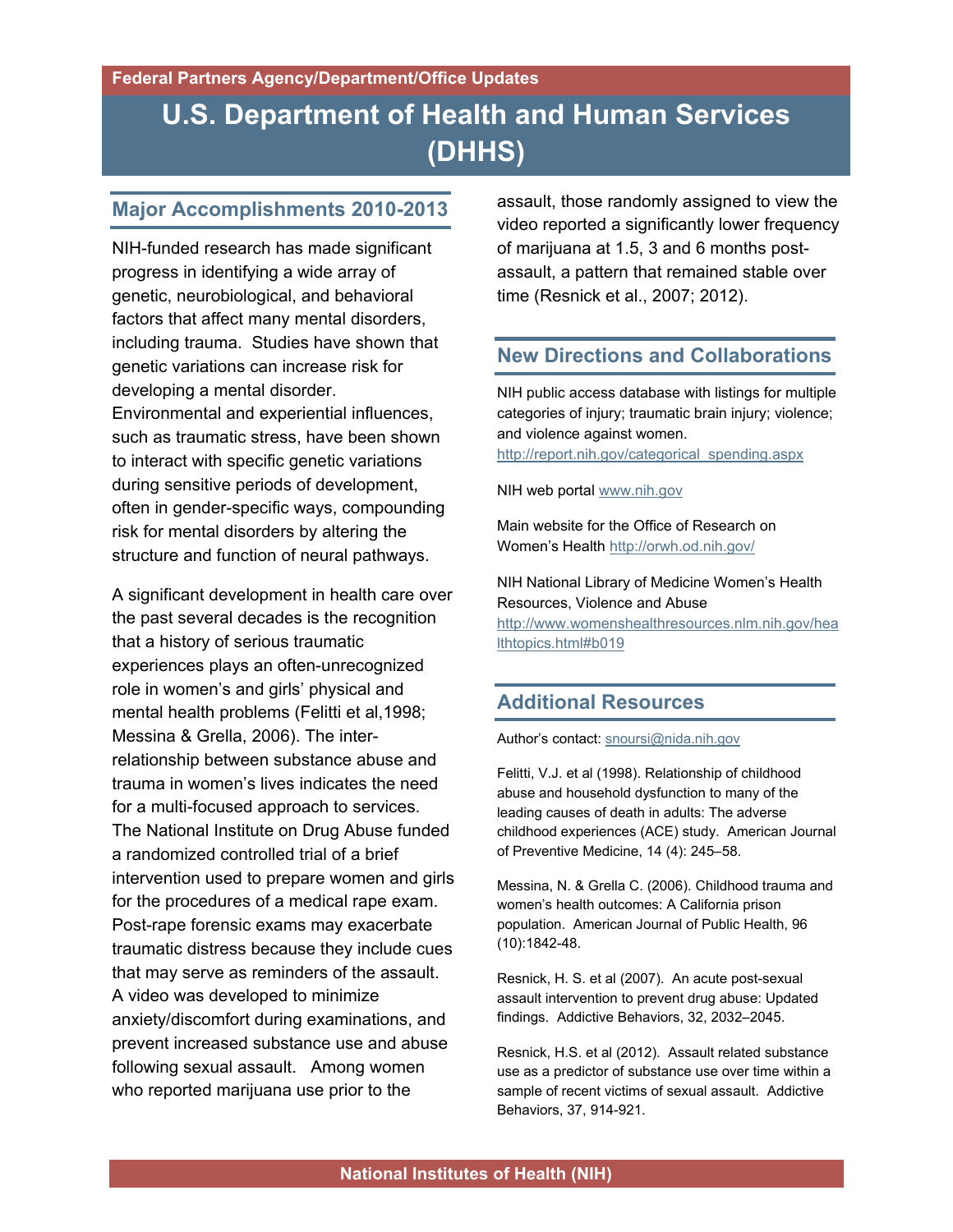Federal Partners Agency/Department/Office Updates

# U.S. Department of Health and Human Services (DHHS)

## Major Accomplishments 2010-2013

NIH-funded research has made significant progress in identifying a wide array of genetic, neurobiological, and behavioral factors that affect many mental disorders, including trauma. Studies have shown that genetic variations can increase risk for developing a mental disorder. Environmental and experiential influences, such as traumatic stress, have been shown to interact with specific genetic variations during sensitive periods of development, often in gender-specific ways, compounding risk for mental disorders by altering the structure and function of neural pathways.

A significant development in health care over the past several decades is the recognition that a history of serious traumatic experiences plays an often-unrecognized role in women's and girls' physical and mental health problems (Felitti et al,1998; Messina & Grella, 2006). The inter-relationship between substance abuse and trauma in women's lives indicates the need for a multi-focused approach to services. The National Institute on Drug Abuse funded a randomized controlled trial of a brief intervention used to prepare women and girls for the procedures of a medical rape exam. Post-rape forensic exams may exacerbate traumatic distress because they include cues that may serve as reminders of the assault. A video was developed to minimize anxiety/discomfort during examinations, and prevent increased substance use and abuse following sexual assault. Among women who reported marijuana use prior to the assault, those randomly assigned to view the video reported a significantly lower frequency of marijuana at 1.5, 3 and 6 months post-assault, a pattern that remained stable over time (Resnick et al., 2007; 2012).

## New Directions and Collaborations

NIH public access database with listings for multiple categories of injury; traumatic brain injury; violence; and violence against women. http://report.nih.gov/categorical_spending.aspx

NIH web portal www.nih.gov

Main website for the Office of Research on Women's Health http://orwh.od.nih.gov/

NIH National Library of Medicine Women's Health Resources, Violence and Abuse http://www.womenshealthresources.nlm.nih.gov/healthtopics.html#b019

## Additional Resources

Author's contact: snoursi@nida.nih.gov

Felitti, V.J. et al (1998). Relationship of childhood abuse and household dysfunction to many of the leading causes of death in adults: The adverse childhood experiences (ACE) study. American Journal of Preventive Medicine, 14 (4): 245–58.

Messina, N. & Grella C. (2006). Childhood trauma and women's health outcomes: A California prison population. American Journal of Public Health, 96 (10):1842-48.

Resnick, H. S. et al (2007). An acute post-sexual assault intervention to prevent drug abuse: Updated findings. Addictive Behaviors, 32, 2032–2045.

Resnick, H.S. et al (2012). Assault related substance use as a predictor of substance use over time within a sample of recent victims of sexual assault. Addictive Behaviors, 37, 914-921.

National Institutes of Health (NIH)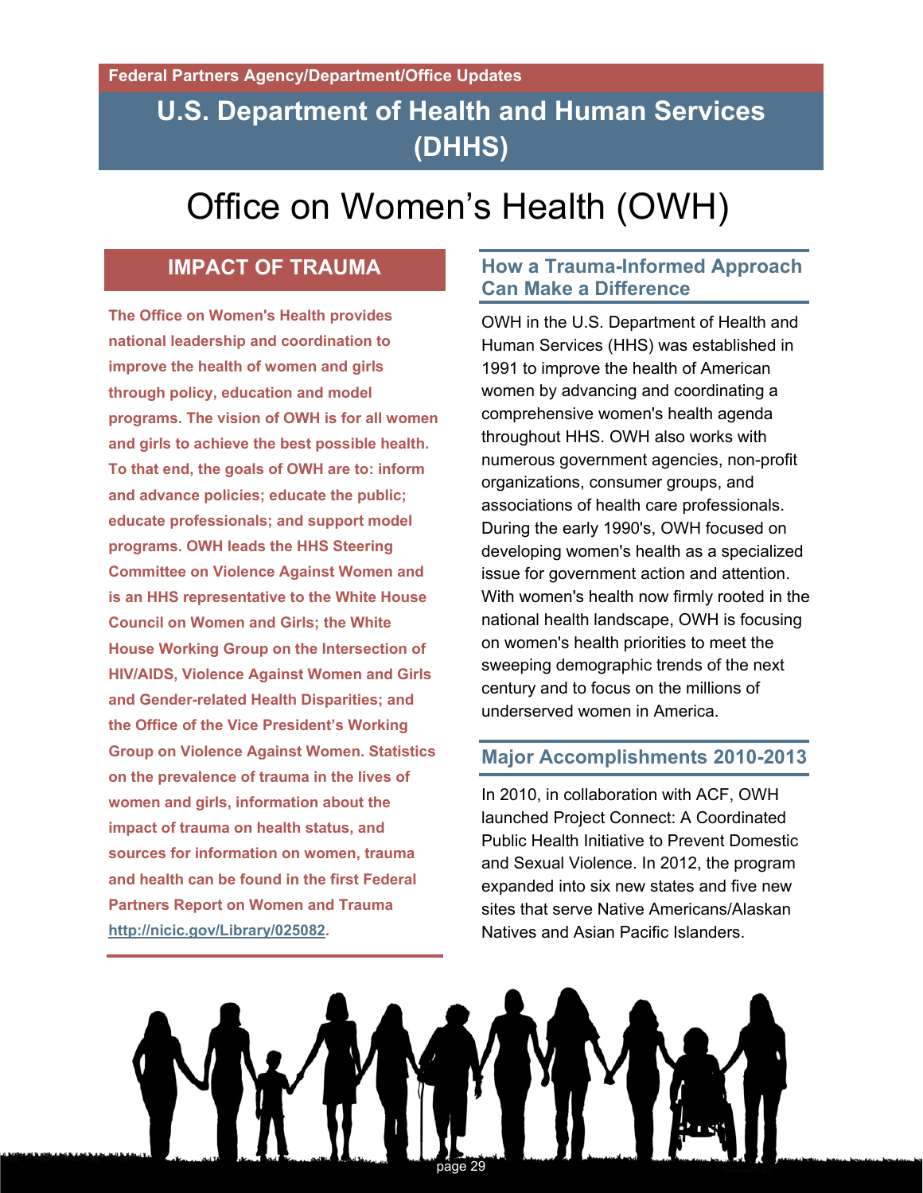Federal Partners Agency/Department/Office Updates

# U.S. Department of Health and Human Services (DHHS)

## Office on Women's Health (OWH)

### IMPACT OF TRAUMA

**The Office on Women's Health provides national leadership and coordination to improve the health of women and girls through policy, education and model programs. The vision of OWH is for all women and girls to achieve the best possible health. To that end, the goals of OWH are to: inform and advance policies; educate the public; educate professionals; and support model programs. OWH leads the HHS Steering Committee on Violence Against Women and is an HHS representative to the White House Council on Women and Girls; the White House Working Group on the Intersection of HIV/AIDS, Violence Against Women and Girls and Gender-related Health Disparities; and the Office of the Vice President's Working Group on Violence Against Women. Statistics on the prevalence of trauma in the lives of women and girls, information about the impact of trauma on health status, and sources for information on women, trauma and health can be found in the first Federal Partners Report on Women and Trauma http://nicic.gov/Library/025082.**

### How a Trauma-Informed Approach Can Make a Difference

OWH in the U.S. Department of Health and Human Services (HHS) was established in 1991 to improve the health of American women by advancing and coordinating a comprehensive women's health agenda throughout HHS. OWH also works with numerous government agencies, non-profit organizations, consumer groups, and associations of health care professionals. During the early 1990's, OWH focused on developing women's health as a specialized issue for government action and attention. With women's health now firmly rooted in the national health landscape, OWH is focusing on women's health priorities to meet the sweeping demographic trends of the next century and to focus on the millions of underserved women in America.

### Major Accomplishments 2010-2013

In 2010, in collaboration with ACF, OWH launched Project Connect: A Coordinated Public Health Initiative to Prevent Domestic and Sexual Violence. In 2012, the program expanded into six new states and five new sites that serve Native Americans/Alaskan Natives and Asian Pacific Islanders.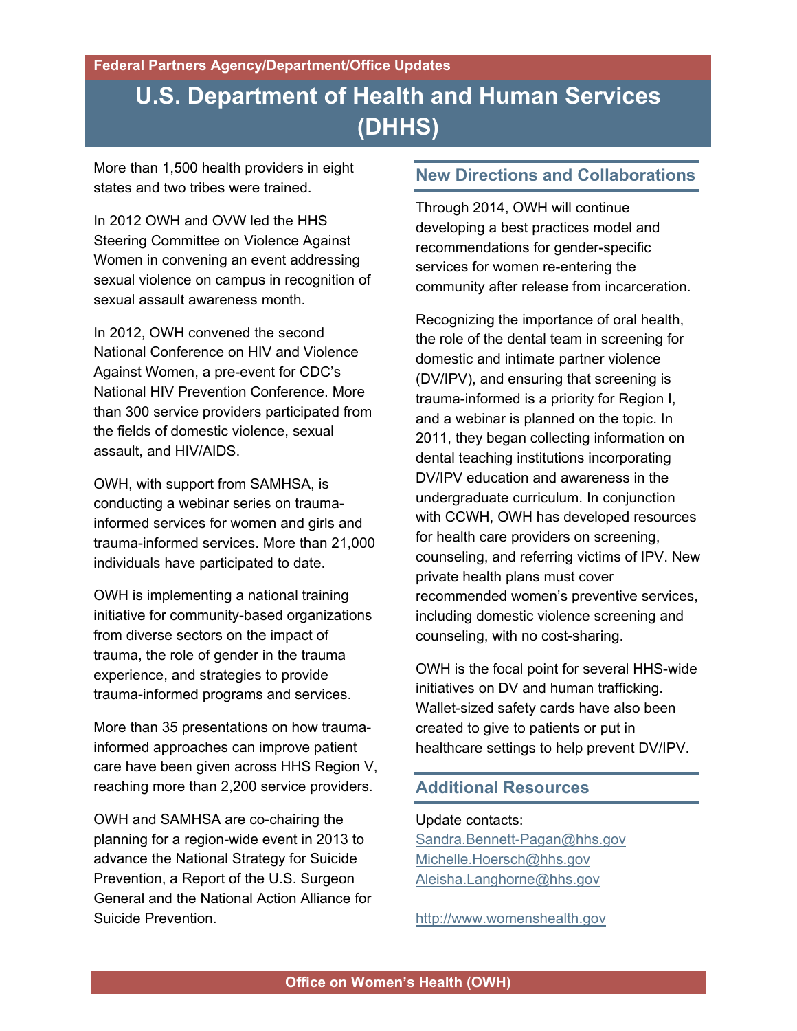Federal Partners Agency/Department/Office Updates

# U.S. Department of Health and Human Services (DHHS)

More than 1,500 health providers in eight states and two tribes were trained.

In 2012 OWH and OVW led the HHS Steering Committee on Violence Against Women in convening an event addressing sexual violence on campus in recognition of sexual assault awareness month.

In 2012, OWH convened the second National Conference on HIV and Violence Against Women, a pre-event for CDC's National HIV Prevention Conference. More than 300 service providers participated from the fields of domestic violence, sexual assault, and HIV/AIDS.

OWH, with support from SAMHSA, is conducting a webinar series on trauma-informed services for women and girls and trauma-informed services. More than 21,000 individuals have participated to date.

OWH is implementing a national training initiative for community-based organizations from diverse sectors on the impact of trauma, the role of gender in the trauma experience, and strategies to provide trauma-informed programs and services.

More than 35 presentations on how trauma-informed approaches can improve patient care have been given across HHS Region V, reaching more than 2,200 service providers.

OWH and SAMHSA are co-chairing the planning for a region-wide event in 2013 to advance the National Strategy for Suicide Prevention, a Report of the U.S. Surgeon General and the National Action Alliance for Suicide Prevention.

## New Directions and Collaborations

Through 2014, OWH will continue developing a best practices model and recommendations for gender-specific services for women re-entering the community after release from incarceration.

Recognizing the importance of oral health, the role of the dental team in screening for domestic and intimate partner violence (DV/IPV), and ensuring that screening is trauma-informed is a priority for Region I, and a webinar is planned on the topic. In 2011, they began collecting information on dental teaching institutions incorporating DV/IPV education and awareness in the undergraduate curriculum. In conjunction with CCWH, OWH has developed resources for health care providers on screening, counseling, and referring victims of IPV. New private health plans must cover recommended women's preventive services, including domestic violence screening and counseling, with no cost-sharing.

OWH is the focal point for several HHS-wide initiatives on DV and human trafficking. Wallet-sized safety cards have also been created to give to patients or put in healthcare settings to help prevent DV/IPV.

## Additional Resources

Update contacts:
Sandra.Bennett-Pagan@hhs.gov
Michelle.Hoersch@hhs.gov
Aleisha.Langhorne@hhs.gov

http://www.womenshealth.gov

Office on Women's Health (OWH)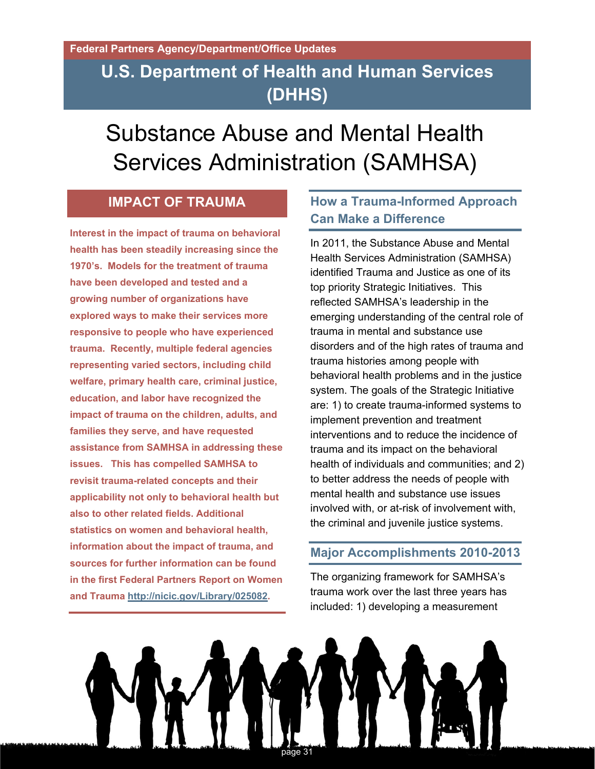Federal Partners Agency/Department/Office Updates

# U.S. Department of Health and Human Services (DHHS)

# Substance Abuse and Mental Health Services Administration (SAMHSA)

## IMPACT OF TRAUMA

**Interest in the impact of trauma on behavioral health has been steadily increasing since the 1970's. Models for the treatment of trauma have been developed and tested and a growing number of organizations have explored ways to make their services more responsive to people who have experienced trauma. Recently, multiple federal agencies representing varied sectors, including child welfare, primary health care, criminal justice, education, and labor have recognized the impact of trauma on the children, adults, and families they serve, and have requested assistance from SAMHSA in addressing these issues. This has compelled SAMHSA to revisit trauma-related concepts and their applicability not only to behavioral health but also to other related fields. Additional statistics on women and behavioral health, information about the impact of trauma, and sources for further information can be found in the first Federal Partners Report on Women and Trauma [http://nicic.gov/Library/025082](http://nicic.gov/Library/025082).**

## How a Trauma-Informed Approach Can Make a Difference

In 2011, the Substance Abuse and Mental Health Services Administration (SAMHSA) identified Trauma and Justice as one of its top priority Strategic Initiatives. This reflected SAMHSA's leadership in the emerging understanding of the central role of trauma in mental and substance use disorders and of the high rates of trauma and trauma histories among people with behavioral health problems and in the justice system. The goals of the Strategic Initiative are: 1) to create trauma-informed systems to implement prevention and treatment interventions and to reduce the incidence of trauma and its impact on the behavioral health of individuals and communities; and 2) to better address the needs of people with mental health and substance use issues involved with, or at-risk of involvement with, the criminal and juvenile justice systems.

## Major Accomplishments 2010-2013

The organizing framework for SAMHSA's trauma work over the last three years has included: 1) developing a measurement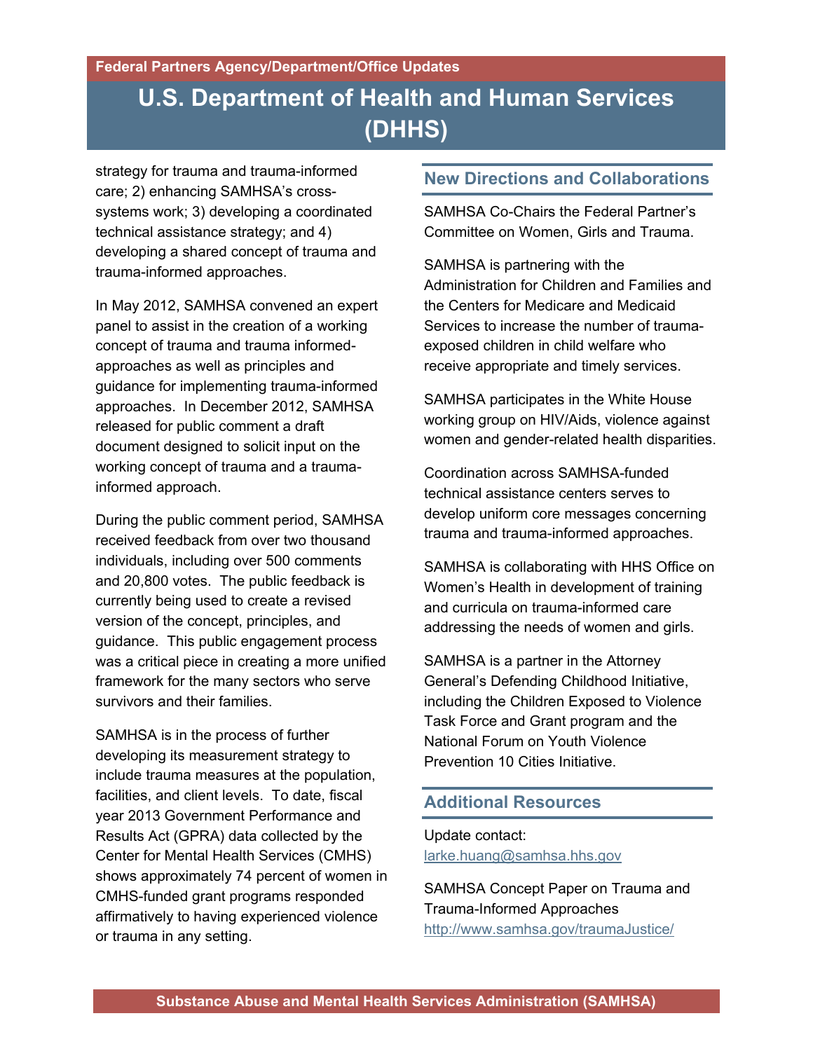strategy for trauma and trauma-informed care; 2) enhancing SAMHSA's cross-systems work; 3) developing a coordinated technical assistance strategy; and 4) developing a shared concept of trauma and trauma-informed approaches.

In May 2012, SAMHSA convened an expert panel to assist in the creation of a working concept of trauma and trauma informed-approaches as well as principles and guidance for implementing trauma-informed approaches. In December 2012, SAMHSA released for public comment a draft document designed to solicit input on the working concept of trauma and a trauma-informed approach.

During the public comment period, SAMHSA received feedback from over two thousand individuals, including over 500 comments and 20,800 votes. The public feedback is currently being used to create a revised version of the concept, principles, and guidance. This public engagement process was a critical piece in creating a more unified framework for the many sectors who serve survivors and their families.

SAMHSA is in the process of further developing its measurement strategy to include trauma measures at the population, facilities, and client levels. To date, fiscal year 2013 Government Performance and Results Act (GPRA) data collected by the Center for Mental Health Services (CMHS) shows approximately 74 percent of women in CMHS-funded grant programs responded affirmatively to having experienced violence or trauma in any setting.

## New Directions and Collaborations

SAMHSA Co-Chairs the Federal Partner's Committee on Women, Girls and Trauma.

SAMHSA is partnering with the Administration for Children and Families and the Centers for Medicare and Medicaid Services to increase the number of trauma-exposed children in child welfare who receive appropriate and timely services.

SAMHSA participates in the White House working group on HIV/Aids, violence against women and gender-related health disparities.

Coordination across SAMHSA-funded technical assistance centers serves to develop uniform core messages concerning trauma and trauma-informed approaches.

SAMHSA is collaborating with HHS Office on Women's Health in development of training and curricula on trauma-informed care addressing the needs of women and girls.

SAMHSA is a partner in the Attorney General's Defending Childhood Initiative, including the Children Exposed to Violence Task Force and Grant program and the National Forum on Youth Violence Prevention 10 Cities Initiative.

## Additional Resources

Update contact:
larke.huang@samhsa.hhs.gov

SAMHSA Concept Paper on Trauma and Trauma-Informed Approaches
http://www.samhsa.gov/traumaJustice/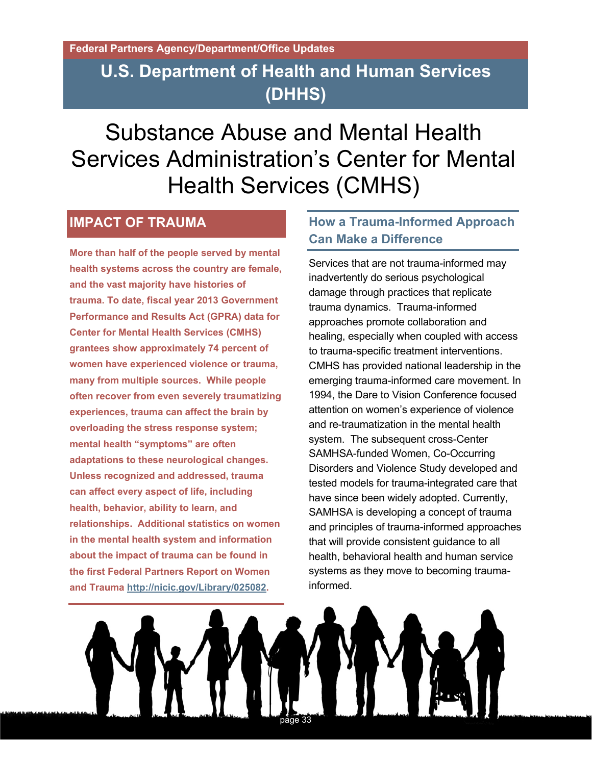Federal Partners Agency/Department/Office Updates

## U.S. Department of Health and Human Services (DHHS)

# Substance Abuse and Mental Health Services Administration's Center for Mental Health Services (CMHS)

## IMPACT OF TRAUMA

**More than half of the people served by mental health systems across the country are female, and the vast majority have histories of trauma. To date, fiscal year 2013 Government Performance and Results Act (GPRA) data for Center for Mental Health Services (CMHS) grantees show approximately 74 percent of women have experienced violence or trauma, many from multiple sources. While people often recover from even severely traumatizing experiences, trauma can affect the brain by overloading the stress response system; mental health "symptoms" are often adaptations to these neurological changes. Unless recognized and addressed, trauma can affect every aspect of life, including health, behavior, ability to learn, and relationships. Additional statistics on women in the mental health system and information about the impact of trauma can be found in the first Federal Partners Report on Women and Trauma http://nicic.gov/Library/025082.**

### How a Trauma-Informed Approach Can Make a Difference

Services that are not trauma-informed may inadvertently do serious psychological damage through practices that replicate trauma dynamics. Trauma-informed approaches promote collaboration and healing, especially when coupled with access to trauma-specific treatment interventions. CMHS has provided national leadership in the emerging trauma-informed care movement. In 1994, the Dare to Vision Conference focused attention on women's experience of violence and re-traumatization in the mental health system. The subsequent cross-Center SAMHSA-funded Women, Co-Occurring Disorders and Violence Study developed and tested models for trauma-integrated care that have since been widely adopted. Currently, SAMHSA is developing a concept of trauma and principles of trauma-informed approaches that will provide consistent guidance to all health, behavioral health and human service systems as they move to becoming trauma-informed.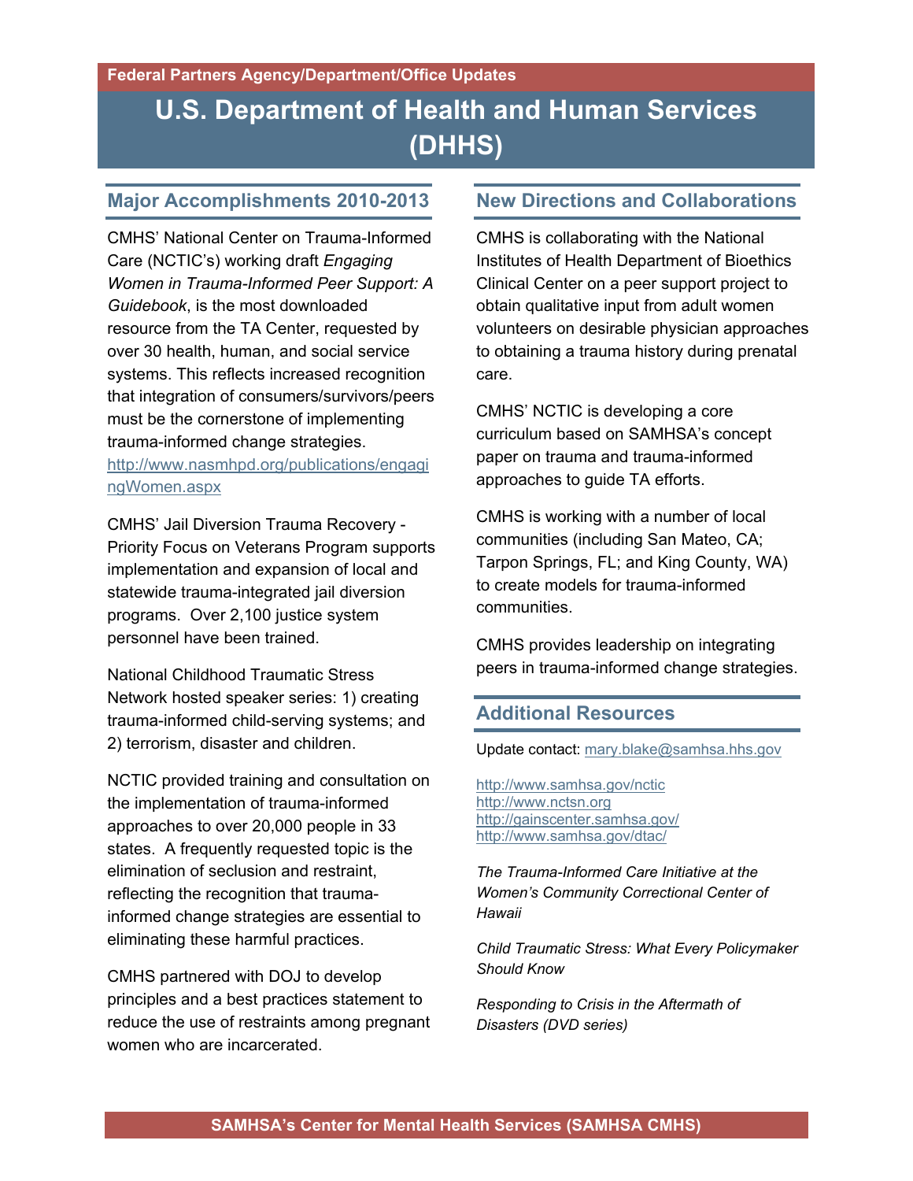Federal Partners Agency/Department/Office Updates

# U.S. Department of Health and Human Services (DHHS)

## Major Accomplishments 2010-2013

CMHS' National Center on Trauma-Informed Care (NCTIC's) working draft *Engaging Women in Trauma-Informed Peer Support: A Guidebook*, is the most downloaded resource from the TA Center, requested by over 30 health, human, and social service systems. This reflects increased recognition that integration of consumers/survivors/peers must be the cornerstone of implementing trauma-informed change strategies. http://www.nasmhpd.org/publications/engagingWomen.aspx

CMHS' Jail Diversion Trauma Recovery - Priority Focus on Veterans Program supports implementation and expansion of local and statewide trauma-integrated jail diversion programs. Over 2,100 justice system personnel have been trained.

National Childhood Traumatic Stress Network hosted speaker series: 1) creating trauma-informed child-serving systems; and 2) terrorism, disaster and children.

NCTIC provided training and consultation on the implementation of trauma-informed approaches to over 20,000 people in 33 states. A frequently requested topic is the elimination of seclusion and restraint, reflecting the recognition that trauma-informed change strategies are essential to eliminating these harmful practices.

CMHS partnered with DOJ to develop principles and a best practices statement to reduce the use of restraints among pregnant women who are incarcerated.

## New Directions and Collaborations

CMHS is collaborating with the National Institutes of Health Department of Bioethics Clinical Center on a peer support project to obtain qualitative input from adult women volunteers on desirable physician approaches to obtaining a trauma history during prenatal care.

CMHS' NCTIC is developing a core curriculum based on SAMHSA's concept paper on trauma and trauma-informed approaches to guide TA efforts.

CMHS is working with a number of local communities (including San Mateo, CA; Tarpon Springs, FL; and King County, WA) to create models for trauma-informed communities.

CMHS provides leadership on integrating peers in trauma-informed change strategies.

## Additional Resources

Update contact: mary.blake@samhsa.hhs.gov

http://www.samhsa.gov/nctic
http://www.nctsn.org
http://gainscenter.samhsa.gov/
http://www.samhsa.gov/dtac/

*The Trauma-Informed Care Initiative at the Women's Community Correctional Center of Hawaii*

*Child Traumatic Stress: What Every Policymaker Should Know*

*Responding to Crisis in the Aftermath of Disasters (DVD series)*

SAMHSA's Center for Mental Health Services (SAMHSA CMHS)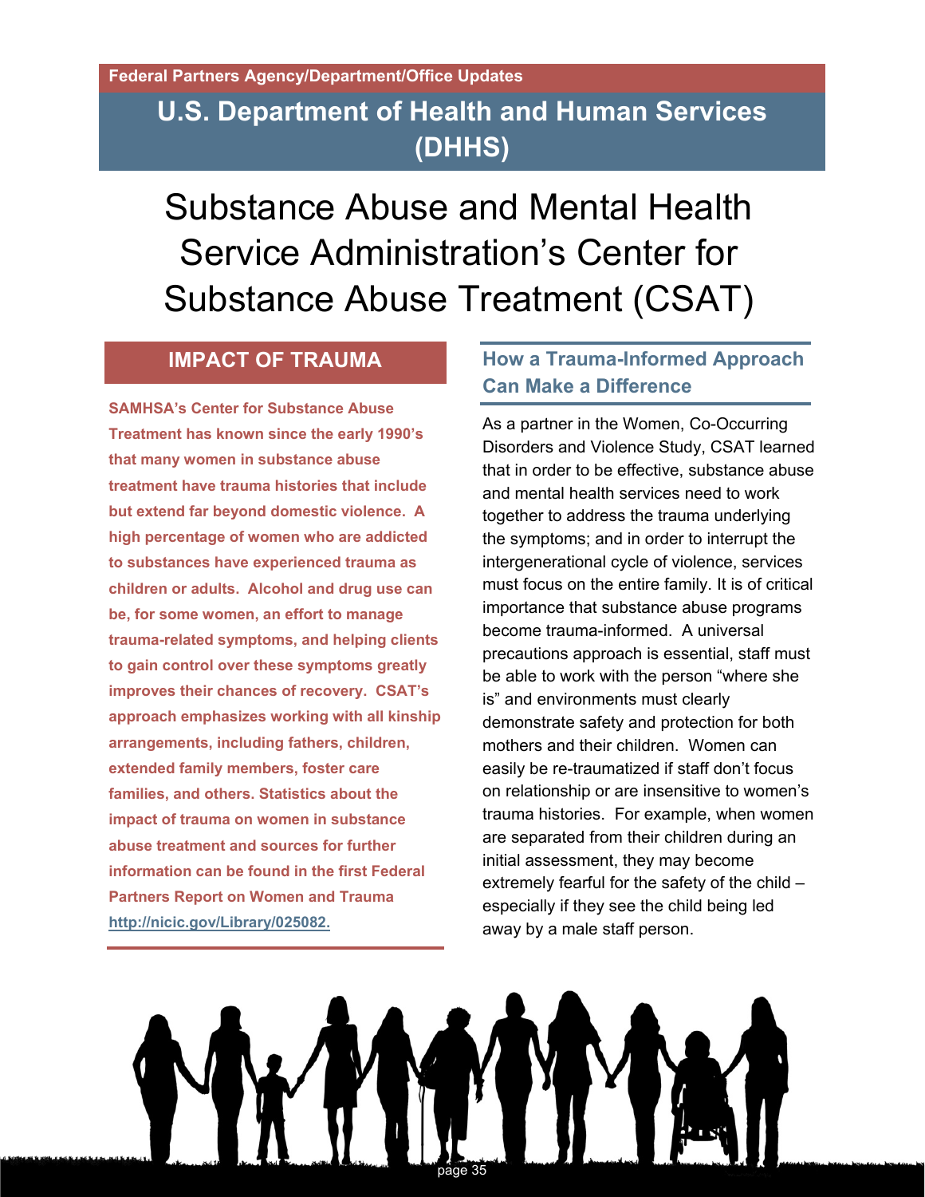Federal Partners Agency/Department/Office Updates

## U.S. Department of Health and Human Services (DHHS)

# Substance Abuse and Mental Health Service Administration's Center for Substance Abuse Treatment (CSAT)

### IMPACT OF TRAUMA

**SAMHSA's Center for Substance Abuse Treatment has known since the early 1990's that many women in substance abuse treatment have trauma histories that include but extend far beyond domestic violence. A high percentage of women who are addicted to substances have experienced trauma as children or adults. Alcohol and drug use can be, for some women, an effort to manage trauma-related symptoms, and helping clients to gain control over these symptoms greatly improves their chances of recovery. CSAT's approach emphasizes working with all kinship arrangements, including fathers, children, extended family members, foster care families, and others. Statistics about the impact of trauma on women in substance abuse treatment and sources for further information can be found in the first Federal Partners Report on Women and Trauma http://nicic.gov/Library/025082.**

### How a Trauma-Informed Approach Can Make a Difference

As a partner in the Women, Co-Occurring Disorders and Violence Study, CSAT learned that in order to be effective, substance abuse and mental health services need to work together to address the trauma underlying the symptoms; and in order to interrupt the intergenerational cycle of violence, services must focus on the entire family. It is of critical importance that substance abuse programs become trauma-informed. A universal precautions approach is essential, staff must be able to work with the person "where she is" and environments must clearly demonstrate safety and protection for both mothers and their children. Women can easily be re-traumatized if staff don't focus on relationship or are insensitive to women's trauma histories. For example, when women are separated from their children during an initial assessment, they may become extremely fearful for the safety of the child – especially if they see the child being led away by a male staff person.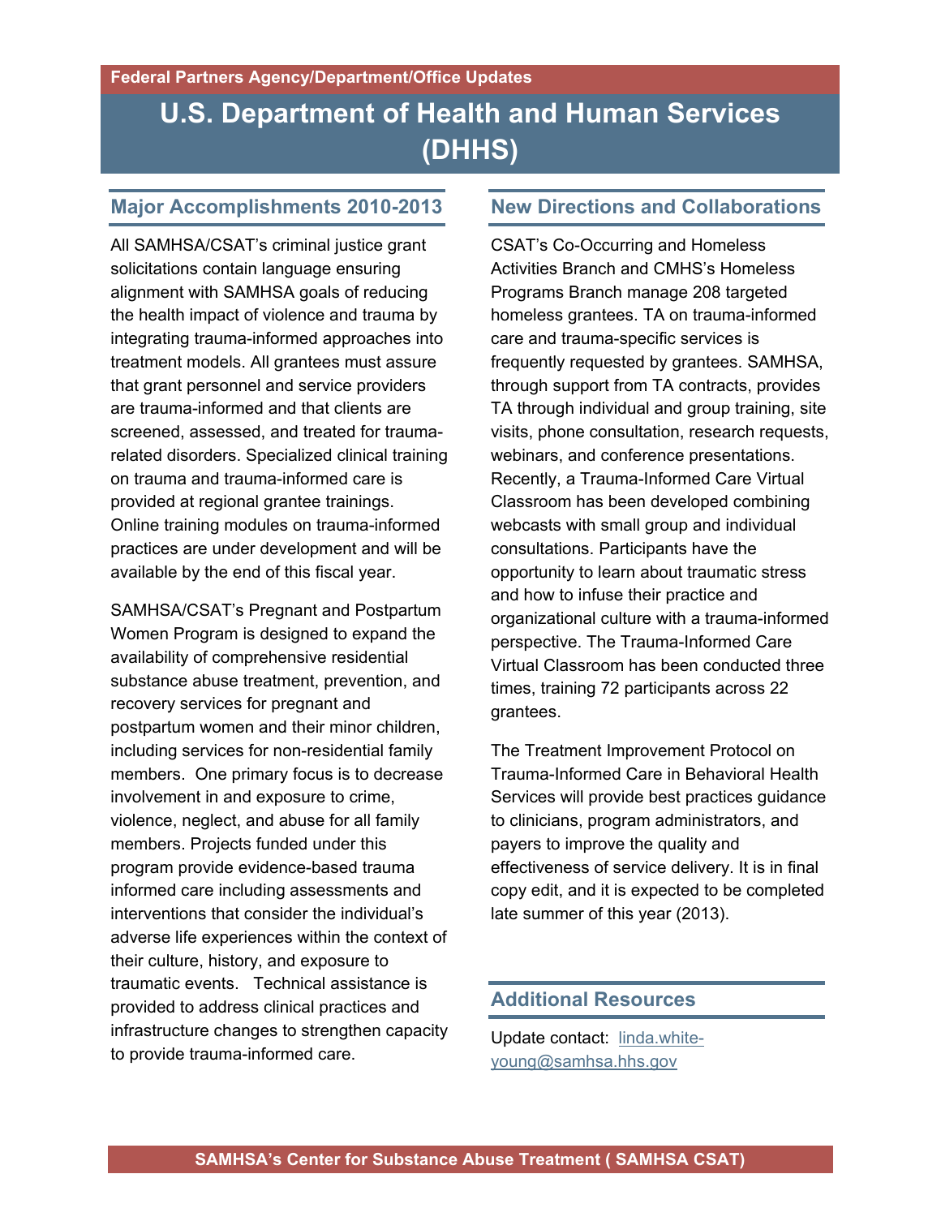Federal Partners Agency/Department/Office Updates

# U.S. Department of Health and Human Services (DHHS)

## Major Accomplishments 2010-2013

All SAMHSA/CSAT's criminal justice grant solicitations contain language ensuring alignment with SAMHSA goals of reducing the health impact of violence and trauma by integrating trauma-informed approaches into treatment models. All grantees must assure that grant personnel and service providers are trauma-informed and that clients are screened, assessed, and treated for trauma-related disorders. Specialized clinical training on trauma and trauma-informed care is provided at regional grantee trainings. Online training modules on trauma-informed practices are under development and will be available by the end of this fiscal year.

SAMHSA/CSAT's Pregnant and Postpartum Women Program is designed to expand the availability of comprehensive residential substance abuse treatment, prevention, and recovery services for pregnant and postpartum women and their minor children, including services for non-residential family members. One primary focus is to decrease involvement in and exposure to crime, violence, neglect, and abuse for all family members. Projects funded under this program provide evidence-based trauma informed care including assessments and interventions that consider the individual's adverse life experiences within the context of their culture, history, and exposure to traumatic events. Technical assistance is provided to address clinical practices and infrastructure changes to strengthen capacity to provide trauma-informed care.

## New Directions and Collaborations

CSAT's Co-Occurring and Homeless Activities Branch and CMHS's Homeless Programs Branch manage 208 targeted homeless grantees. TA on trauma-informed care and trauma-specific services is frequently requested by grantees. SAMHSA, through support from TA contracts, provides TA through individual and group training, site visits, phone consultation, research requests, webinars, and conference presentations. Recently, a Trauma-Informed Care Virtual Classroom has been developed combining webcasts with small group and individual consultations. Participants have the opportunity to learn about traumatic stress and how to infuse their practice and organizational culture with a trauma-informed perspective. The Trauma-Informed Care Virtual Classroom has been conducted three times, training 72 participants across 22 grantees.

The Treatment Improvement Protocol on Trauma-Informed Care in Behavioral Health Services will provide best practices guidance to clinicians, program administrators, and payers to improve the quality and effectiveness of service delivery. It is in final copy edit, and it is expected to be completed late summer of this year (2013).

## Additional Resources

Update contact: linda.white-young@samhsa.hhs.gov

SAMHSA's Center for Substance Abuse Treatment ( SAMHSA CSAT)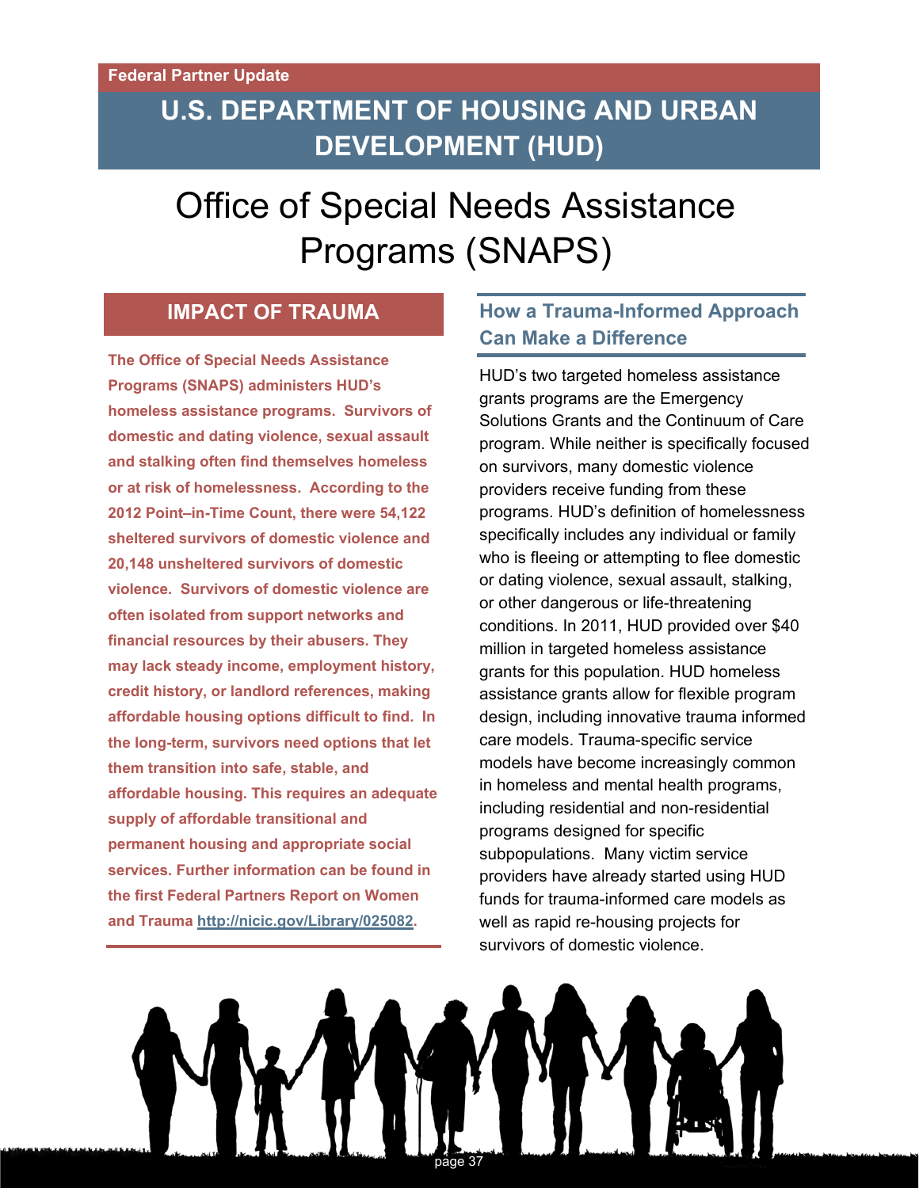Federal Partner Update

# U.S. DEPARTMENT OF HOUSING AND URBAN DEVELOPMENT (HUD)

## Office of Special Needs Assistance Programs (SNAPS)

### IMPACT OF TRAUMA

**The Office of Special Needs Assistance Programs (SNAPS) administers HUD's homeless assistance programs. Survivors of domestic and dating violence, sexual assault and stalking often find themselves homeless or at risk of homelessness. According to the 2012 Point–in-Time Count, there were 54,122 sheltered survivors of domestic violence and 20,148 unsheltered survivors of domestic violence. Survivors of domestic violence are often isolated from support networks and financial resources by their abusers. They may lack steady income, employment history, credit history, or landlord references, making affordable housing options difficult to find. In the long-term, survivors need options that let them transition into safe, stable, and affordable housing. This requires an adequate supply of affordable transitional and permanent housing and appropriate social services. Further information can be found in the first Federal Partners Report on Women and Trauma [http://nicic.gov/Library/025082](http://nicic.gov/Library/025082).**

### How a Trauma-Informed Approach Can Make a Difference

HUD's two targeted homeless assistance grants programs are the Emergency Solutions Grants and the Continuum of Care program. While neither is specifically focused on survivors, many domestic violence providers receive funding from these programs. HUD's definition of homelessness specifically includes any individual or family who is fleeing or attempting to flee domestic or dating violence, sexual assault, stalking, or other dangerous or life-threatening conditions. In 2011, HUD provided over $40 million in targeted homeless assistance grants for this population. HUD homeless assistance grants allow for flexible program design, including innovative trauma informed care models. Trauma-specific service models have become increasingly common in homeless and mental health programs, including residential and non-residential programs designed for specific subpopulations. Many victim service providers have already started using HUD funds for trauma-informed care models as well as rapid re-housing projects for survivors of domestic violence.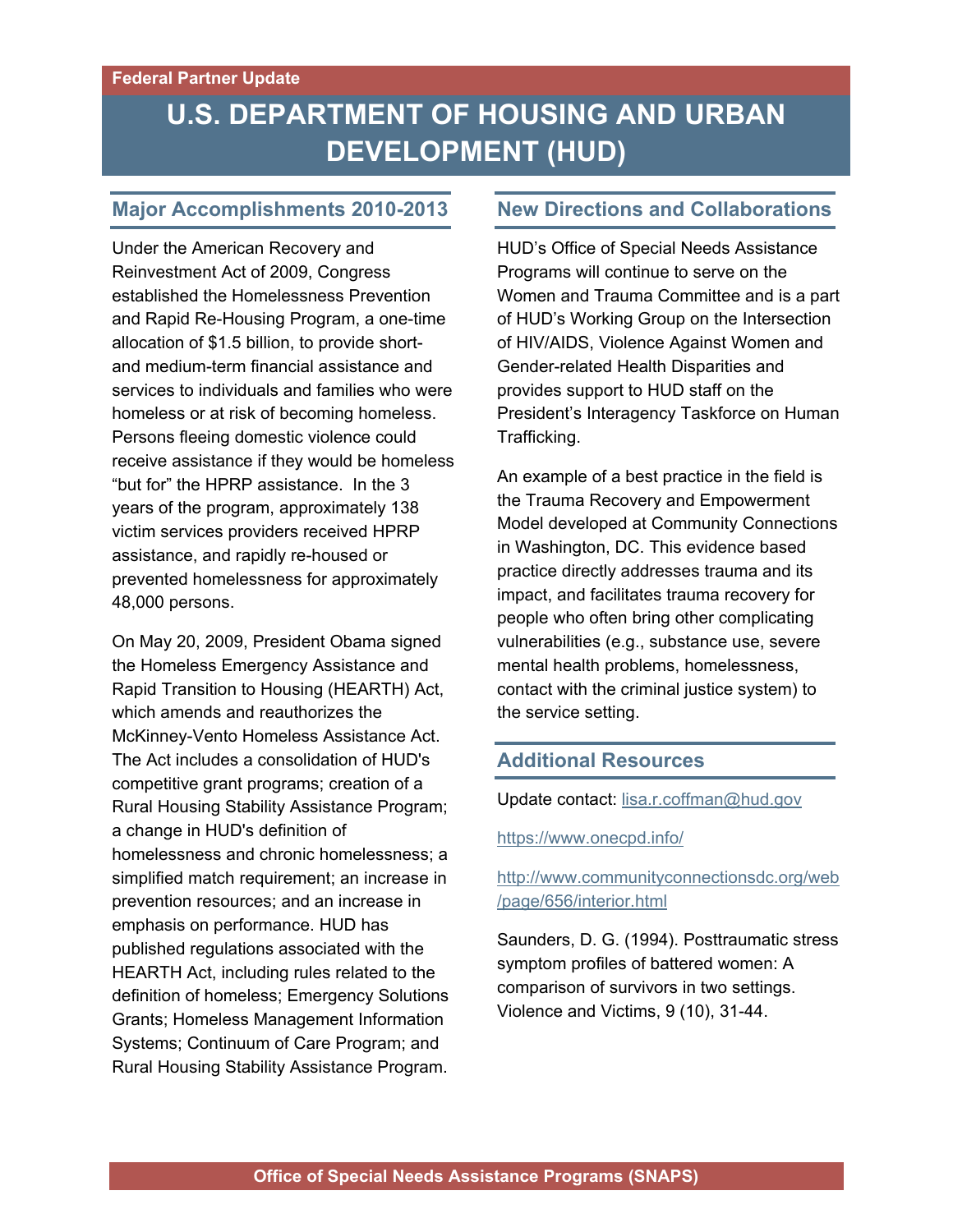Federal Partner Update

# U.S. DEPARTMENT OF HOUSING AND URBAN DEVELOPMENT (HUD)

## Major Accomplishments 2010-2013

Under the American Recovery and Reinvestment Act of 2009, Congress established the Homelessness Prevention and Rapid Re-Housing Program, a one-time allocation of $1.5 billion, to provide short- and medium-term financial assistance and services to individuals and families who were homeless or at risk of becoming homeless. Persons fleeing domestic violence could receive assistance if they would be homeless "but for" the HPRP assistance. In the 3 years of the program, approximately 138 victim services providers received HPRP assistance, and rapidly re-housed or prevented homelessness for approximately 48,000 persons.

On May 20, 2009, President Obama signed the Homeless Emergency Assistance and Rapid Transition to Housing (HEARTH) Act, which amends and reauthorizes the McKinney-Vento Homeless Assistance Act. The Act includes a consolidation of HUD's competitive grant programs; creation of a Rural Housing Stability Assistance Program; a change in HUD's definition of homelessness and chronic homelessness; a simplified match requirement; an increase in prevention resources; and an increase in emphasis on performance. HUD has published regulations associated with the HEARTH Act, including rules related to the definition of homeless; Emergency Solutions Grants; Homeless Management Information Systems; Continuum of Care Program; and Rural Housing Stability Assistance Program.

## New Directions and Collaborations

HUD's Office of Special Needs Assistance Programs will continue to serve on the Women and Trauma Committee and is a part of HUD's Working Group on the Intersection of HIV/AIDS, Violence Against Women and Gender-related Health Disparities and provides support to HUD staff on the President's Interagency Taskforce on Human Trafficking.

An example of a best practice in the field is the Trauma Recovery and Empowerment Model developed at Community Connections in Washington, DC. This evidence based practice directly addresses trauma and its impact, and facilitates trauma recovery for people who often bring other complicating vulnerabilities (e.g., substance use, severe mental health problems, homelessness, contact with the criminal justice system) to the service setting.

## Additional Resources

Update contact: lisa.r.coffman@hud.gov

https://www.onecpd.info/

http://www.communityconnectionsdc.org/web/page/656/interior.html

Saunders, D. G. (1994). Posttraumatic stress symptom profiles of battered women: A comparison of survivors in two settings. Violence and Victims, 9 (10), 31-44.

Office of Special Needs Assistance Programs (SNAPS)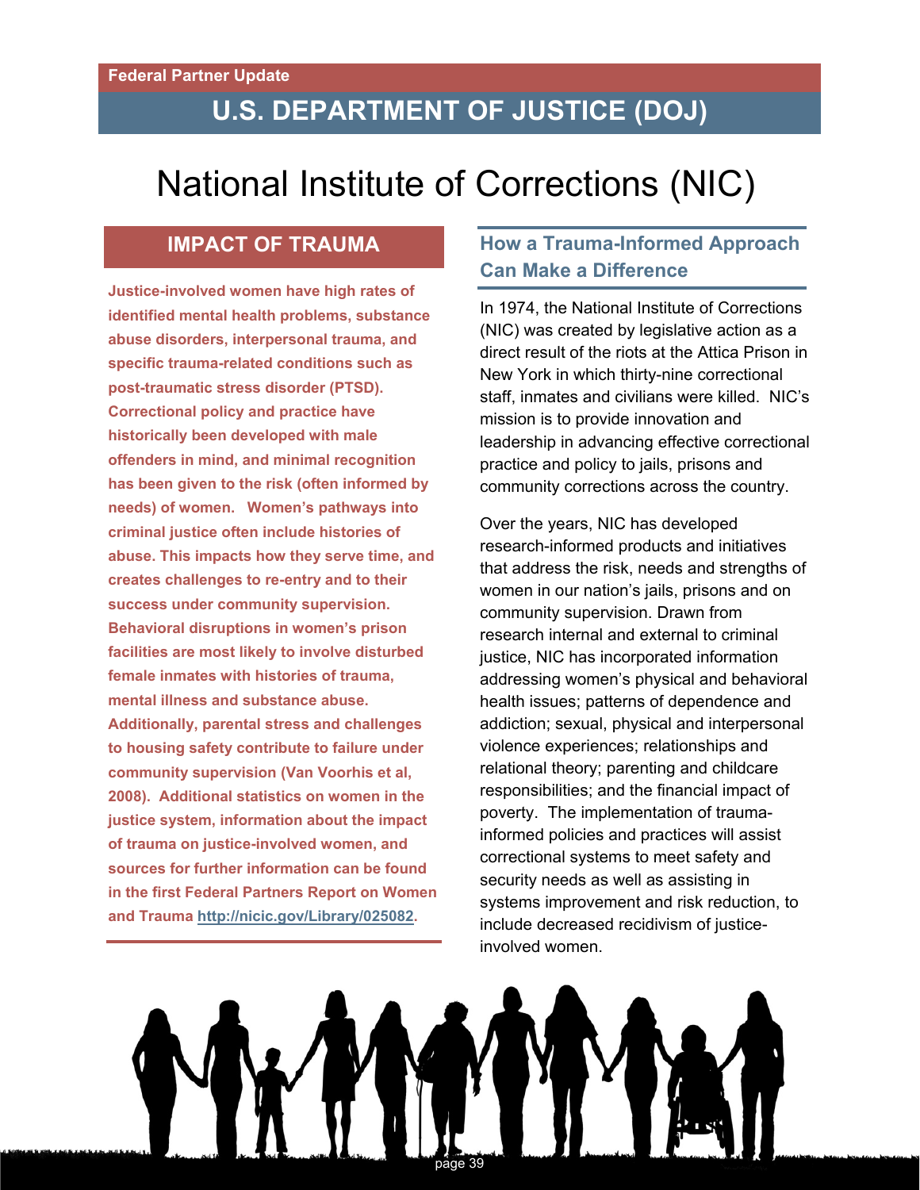Federal Partner Update

## U.S. DEPARTMENT OF JUSTICE (DOJ)

# National Institute of Corrections (NIC)

### IMPACT OF TRAUMA

**Justice-involved women have high rates of identified mental health problems, substance abuse disorders, interpersonal trauma, and specific trauma-related conditions such as post-traumatic stress disorder (PTSD). Correctional policy and practice have historically been developed with male offenders in mind, and minimal recognition has been given to the risk (often informed by needs) of women. Women's pathways into criminal justice often include histories of abuse. This impacts how they serve time, and creates challenges to re-entry and to their success under community supervision. Behavioral disruptions in women's prison facilities are most likely to involve disturbed female inmates with histories of trauma, mental illness and substance abuse. Additionally, parental stress and challenges to housing safety contribute to failure under community supervision (Van Voorhis et al, 2008). Additional statistics on women in the justice system, information about the impact of trauma on justice-involved women, and sources for further information can be found in the first Federal Partners Report on Women and Trauma http://nicic.gov/Library/025082.**

### How a Trauma-Informed Approach Can Make a Difference

In 1974, the National Institute of Corrections (NIC) was created by legislative action as a direct result of the riots at the Attica Prison in New York in which thirty-nine correctional staff, inmates and civilians were killed. NIC's mission is to provide innovation and leadership in advancing effective correctional practice and policy to jails, prisons and community corrections across the country.

Over the years, NIC has developed research-informed products and initiatives that address the risk, needs and strengths of women in our nation's jails, prisons and on community supervision. Drawn from research internal and external to criminal justice, NIC has incorporated information addressing women's physical and behavioral health issues; patterns of dependence and addiction; sexual, physical and interpersonal violence experiences; relationships and relational theory; parenting and childcare responsibilities; and the financial impact of poverty. The implementation of trauma-informed policies and practices will assist correctional systems to meet safety and security needs as well as assisting in systems improvement and risk reduction, to include decreased recidivism of justice-involved women.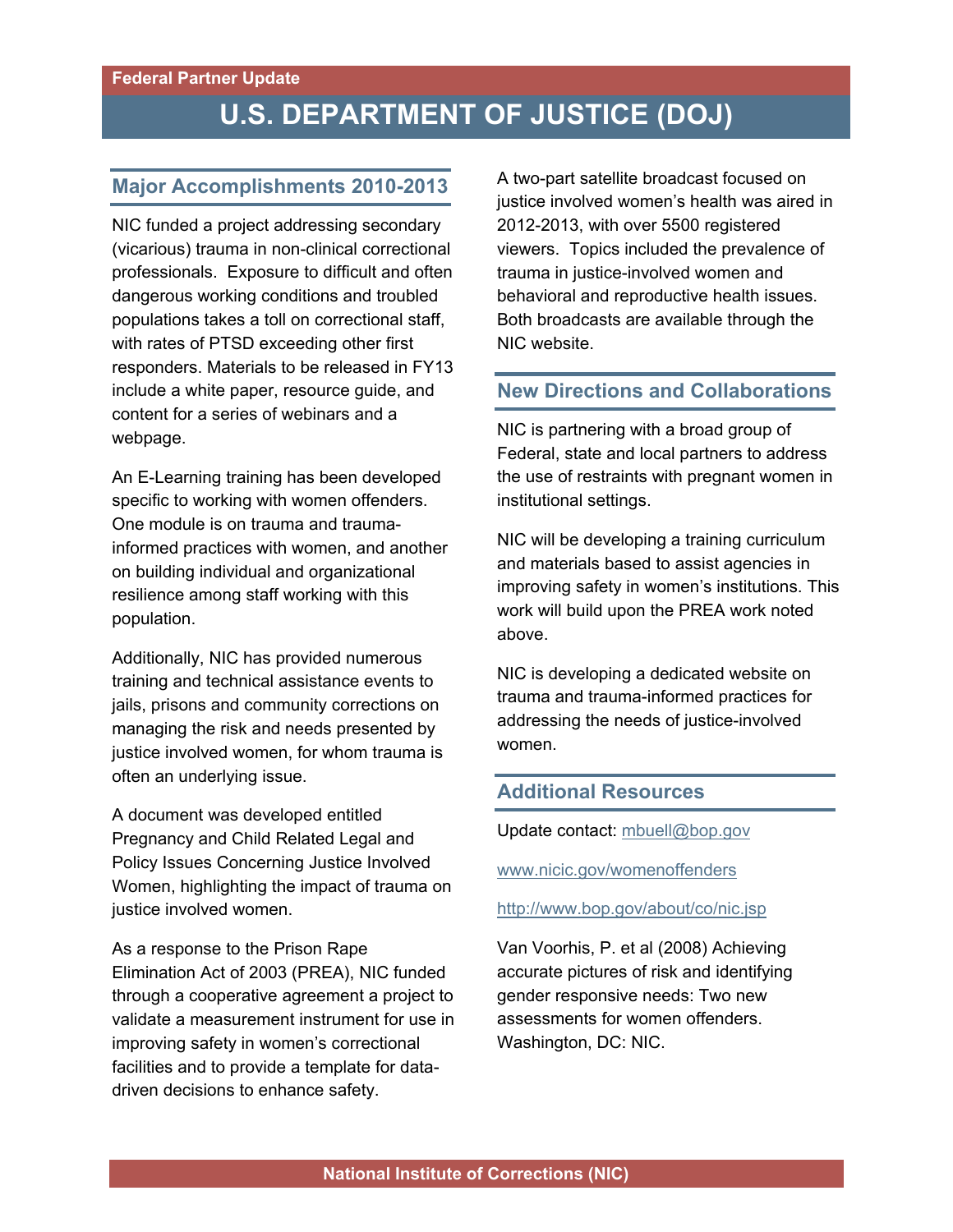Federal Partner Update

# U.S. DEPARTMENT OF JUSTICE (DOJ)

## Major Accomplishments 2010-2013

NIC funded a project addressing secondary (vicarious) trauma in non-clinical correctional professionals. Exposure to difficult and often dangerous working conditions and troubled populations takes a toll on correctional staff, with rates of PTSD exceeding other first responders. Materials to be released in FY13 include a white paper, resource guide, and content for a series of webinars and a webpage.

An E-Learning training has been developed specific to working with women offenders. One module is on trauma and trauma-informed practices with women, and another on building individual and organizational resilience among staff working with this population.

Additionally, NIC has provided numerous training and technical assistance events to jails, prisons and community corrections on managing the risk and needs presented by justice involved women, for whom trauma is often an underlying issue.

A document was developed entitled Pregnancy and Child Related Legal and Policy Issues Concerning Justice Involved Women, highlighting the impact of trauma on justice involved women.

As a response to the Prison Rape Elimination Act of 2003 (PREA), NIC funded through a cooperative agreement a project to validate a measurement instrument for use in improving safety in women's correctional facilities and to provide a template for data-driven decisions to enhance safety.

A two-part satellite broadcast focused on justice involved women's health was aired in 2012-2013, with over 5500 registered viewers. Topics included the prevalence of trauma in justice-involved women and behavioral and reproductive health issues. Both broadcasts are available through the NIC website.

## New Directions and Collaborations

NIC is partnering with a broad group of Federal, state and local partners to address the use of restraints with pregnant women in institutional settings.

NIC will be developing a training curriculum and materials based to assist agencies in improving safety in women's institutions. This work will build upon the PREA work noted above.

NIC is developing a dedicated website on trauma and trauma-informed practices for addressing the needs of justice-involved women.

## Additional Resources

Update contact: mbuell@bop.gov

www.nicic.gov/womenoffenders

http://www.bop.gov/about/co/nic.jsp

Van Voorhis, P. et al (2008) Achieving accurate pictures of risk and identifying gender responsive needs: Two new assessments for women offenders. Washington, DC: NIC.

National Institute of Corrections (NIC)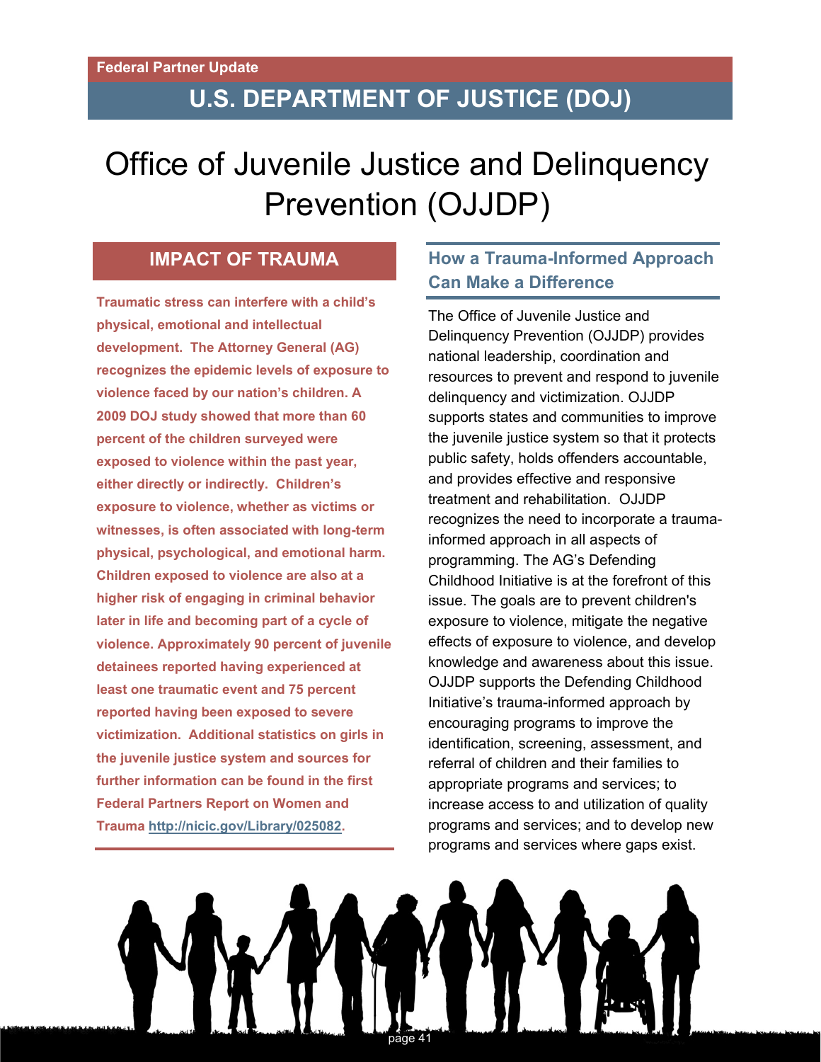Federal Partner Update

# U.S. DEPARTMENT OF JUSTICE (DOJ)

# Office of Juvenile Justice and Delinquency Prevention (OJJDP)

## IMPACT OF TRAUMA

**Traumatic stress can interfere with a child's physical, emotional and intellectual development. The Attorney General (AG) recognizes the epidemic levels of exposure to violence faced by our nation's children. A 2009 DOJ study showed that more than 60 percent of the children surveyed were exposed to violence within the past year, either directly or indirectly. Children's exposure to violence, whether as victims or witnesses, is often associated with long-term physical, psychological, and emotional harm. Children exposed to violence are also at a higher risk of engaging in criminal behavior later in life and becoming part of a cycle of violence. Approximately 90 percent of juvenile detainees reported having experienced at least one traumatic event and 75 percent reported having been exposed to severe victimization. Additional statistics on girls in the juvenile justice system and sources for further information can be found in the first Federal Partners Report on Women and Trauma http://nicic.gov/Library/025082.**

## How a Trauma-Informed Approach Can Make a Difference

The Office of Juvenile Justice and Delinquency Prevention (OJJDP) provides national leadership, coordination and resources to prevent and respond to juvenile delinquency and victimization. OJJDP supports states and communities to improve the juvenile justice system so that it protects public safety, holds offenders accountable, and provides effective and responsive treatment and rehabilitation. OJJDP recognizes the need to incorporate a trauma-informed approach in all aspects of programming. The AG's Defending Childhood Initiative is at the forefront of this issue. The goals are to prevent children's exposure to violence, mitigate the negative effects of exposure to violence, and develop knowledge and awareness about this issue. OJJDP supports the Defending Childhood Initiative's trauma-informed approach by encouraging programs to improve the identification, screening, assessment, and referral of children and their families to appropriate programs and services; to increase access to and utilization of quality programs and services; and to develop new programs and services where gaps exist.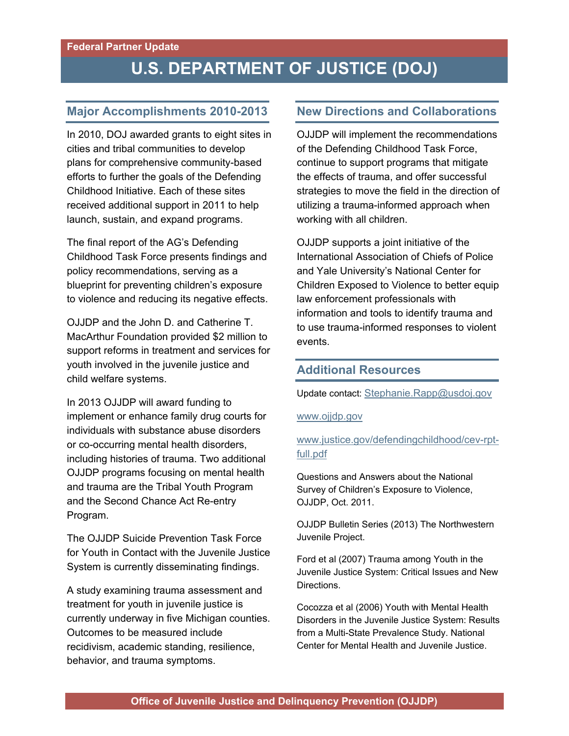Federal Partner Update

# U.S. DEPARTMENT OF JUSTICE (DOJ)

## Major Accomplishments 2010-2013

In 2010, DOJ awarded grants to eight sites in cities and tribal communities to develop plans for comprehensive community-based efforts to further the goals of the Defending Childhood Initiative. Each of these sites received additional support in 2011 to help launch, sustain, and expand programs.

The final report of the AG's Defending Childhood Task Force presents findings and policy recommendations, serving as a blueprint for preventing children's exposure to violence and reducing its negative effects.

OJJDP and the John D. and Catherine T. MacArthur Foundation provided $2 million to support reforms in treatment and services for youth involved in the juvenile justice and child welfare systems.

In 2013 OJJDP will award funding to implement or enhance family drug courts for individuals with substance abuse disorders or co-occurring mental health disorders, including histories of trauma. Two additional OJJDP programs focusing on mental health and trauma are the Tribal Youth Program and the Second Chance Act Re-entry Program.

The OJJDP Suicide Prevention Task Force for Youth in Contact with the Juvenile Justice System is currently disseminating findings.

A study examining trauma assessment and treatment for youth in juvenile justice is currently underway in five Michigan counties. Outcomes to be measured include recidivism, academic standing, resilience, behavior, and trauma symptoms.

## New Directions and Collaborations

OJJDP will implement the recommendations of the Defending Childhood Task Force, continue to support programs that mitigate the effects of trauma, and offer successful strategies to move the field in the direction of utilizing a trauma-informed approach when working with all children.

OJJDP supports a joint initiative of the International Association of Chiefs of Police and Yale University's National Center for Children Exposed to Violence to better equip law enforcement professionals with information and tools to identify trauma and to use trauma-informed responses to violent events.

## Additional Resources

Update contact: Stephanie.Rapp@usdoj.gov

www.ojjdp.gov

www.justice.gov/defendingchildhood/cev-rpt-full.pdf

Questions and Answers about the National Survey of Children's Exposure to Violence, OJJDP, Oct. 2011.

OJJDP Bulletin Series (2013) The Northwestern Juvenile Project.

Ford et al (2007) Trauma among Youth in the Juvenile Justice System: Critical Issues and New Directions.

Cocozza et al (2006) Youth with Mental Health Disorders in the Juvenile Justice System: Results from a Multi-State Prevalence Study. National Center for Mental Health and Juvenile Justice.

**Office of Juvenile Justice and Delinquency Prevention (OJJDP)**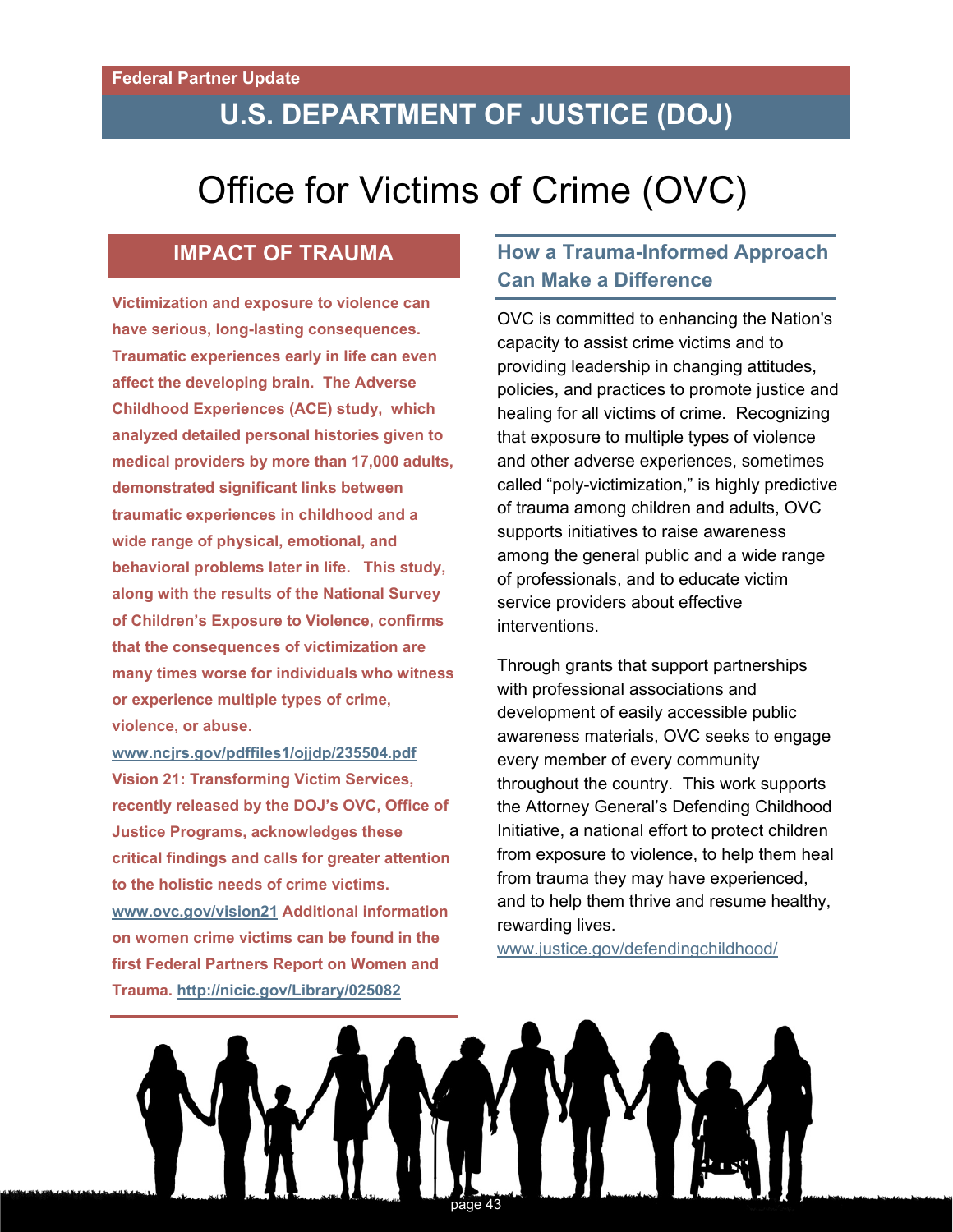Federal Partner Update

# U.S. DEPARTMENT OF JUSTICE (DOJ)

## Office for Victims of Crime (OVC)

### IMPACT OF TRAUMA

**Victimization and exposure to violence can have serious, long-lasting consequences. Traumatic experiences early in life can even affect the developing brain. The Adverse Childhood Experiences (ACE) study, which analyzed detailed personal histories given to medical providers by more than 17,000 adults, demonstrated significant links between traumatic experiences in childhood and a wide range of physical, emotional, and behavioral problems later in life. This study, along with the results of the National Survey of Children's Exposure to Violence, confirms that the consequences of victimization are many times worse for individuals who witness or experience multiple types of crime, violence, or abuse.**

**www.ncjrs.gov/pdffiles1/ojjdp/235504.pdf**

**Vision 21: Transforming Victim Services, recently released by the DOJ's OVC, Office of Justice Programs, acknowledges these critical findings and calls for greater attention to the holistic needs of crime victims. www.ovc.gov/vision21 Additional information on women crime victims can be found in the first Federal Partners Report on Women and Trauma. http://nicic.gov/Library/025082**

### How a Trauma-Informed Approach Can Make a Difference

OVC is committed to enhancing the Nation's capacity to assist crime victims and to providing leadership in changing attitudes, policies, and practices to promote justice and healing for all victims of crime. Recognizing that exposure to multiple types of violence and other adverse experiences, sometimes called "poly-victimization," is highly predictive of trauma among children and adults, OVC supports initiatives to raise awareness among the general public and a wide range of professionals, and to educate victim service providers about effective interventions.

Through grants that support partnerships with professional associations and development of easily accessible public awareness materials, OVC seeks to engage every member of every community throughout the country. This work supports the Attorney General's Defending Childhood Initiative, a national effort to protect children from exposure to violence, to help them heal from trauma they may have experienced, and to help them thrive and resume healthy, rewarding lives.

www.justice.gov/defendingchildhood/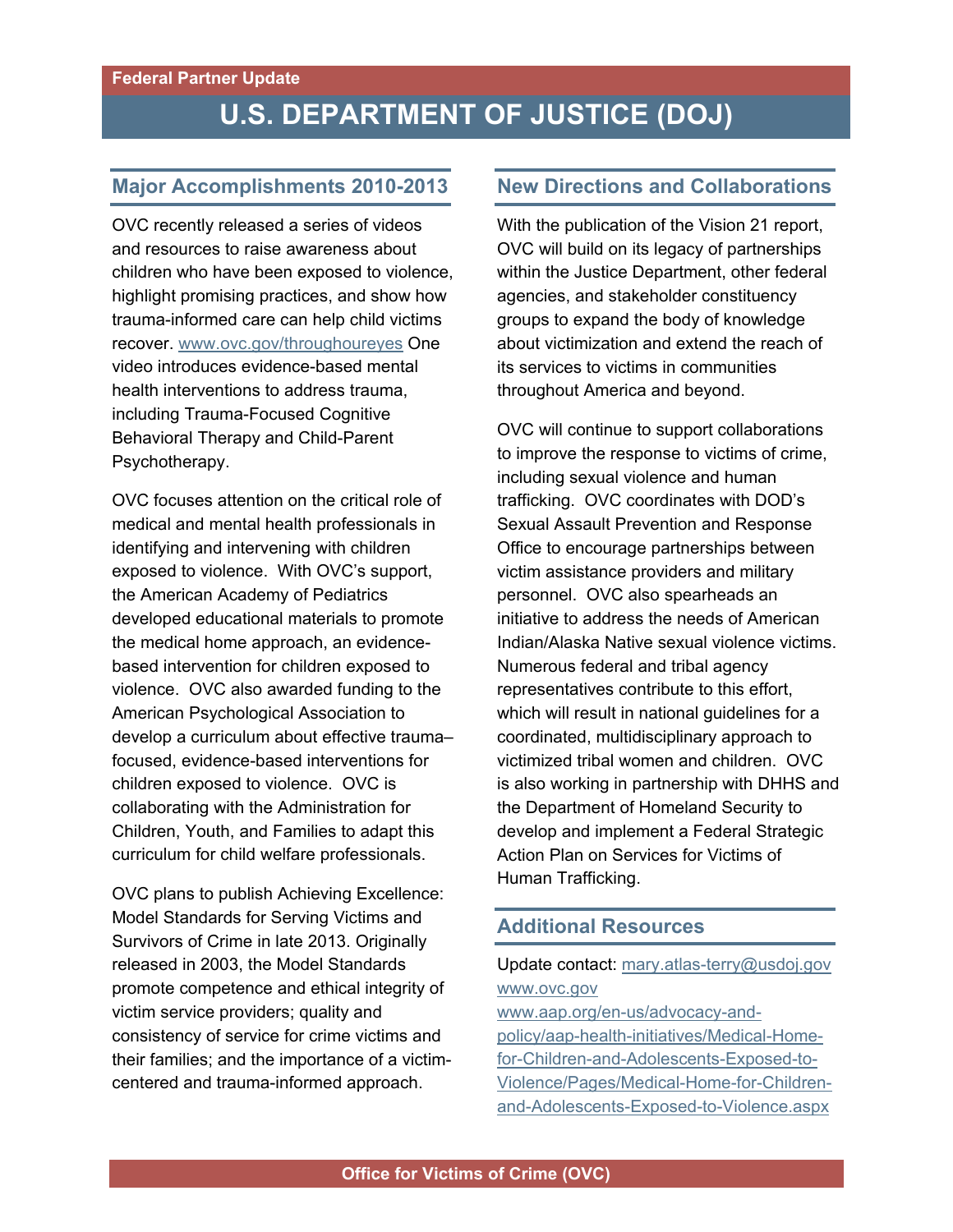Federal Partner Update

# U.S. DEPARTMENT OF JUSTICE (DOJ)

## Major Accomplishments 2010-2013

OVC recently released a series of videos and resources to raise awareness about children who have been exposed to violence, highlight promising practices, and show how trauma-informed care can help child victims recover. www.ovc.gov/throughoureyes One video introduces evidence-based mental health interventions to address trauma, including Trauma-Focused Cognitive Behavioral Therapy and Child-Parent Psychotherapy.

OVC focuses attention on the critical role of medical and mental health professionals in identifying and intervening with children exposed to violence. With OVC's support, the American Academy of Pediatrics developed educational materials to promote the medical home approach, an evidence-based intervention for children exposed to violence. OVC also awarded funding to the American Psychological Association to develop a curriculum about effective trauma–focused, evidence-based interventions for children exposed to violence. OVC is collaborating with the Administration for Children, Youth, and Families to adapt this curriculum for child welfare professionals.

OVC plans to publish Achieving Excellence: Model Standards for Serving Victims and Survivors of Crime in late 2013. Originally released in 2003, the Model Standards promote competence and ethical integrity of victim service providers; quality and consistency of service for crime victims and their families; and the importance of a victim-centered and trauma-informed approach.

## New Directions and Collaborations

With the publication of the Vision 21 report, OVC will build on its legacy of partnerships within the Justice Department, other federal agencies, and stakeholder constituency groups to expand the body of knowledge about victimization and extend the reach of its services to victims in communities throughout America and beyond.

OVC will continue to support collaborations to improve the response to victims of crime, including sexual violence and human trafficking. OVC coordinates with DOD's Sexual Assault Prevention and Response Office to encourage partnerships between victim assistance providers and military personnel. OVC also spearheads an initiative to address the needs of American Indian/Alaska Native sexual violence victims. Numerous federal and tribal agency representatives contribute to this effort, which will result in national guidelines for a coordinated, multidisciplinary approach to victimized tribal women and children. OVC is also working in partnership with DHHS and the Department of Homeland Security to develop and implement a Federal Strategic Action Plan on Services for Victims of Human Trafficking.

## Additional Resources

Update contact: mary.atlas-terry@usdoj.gov
www.ovc.gov
www.aap.org/en-us/advocacy-and-policy/aap-health-initiatives/Medical-Home-for-Children-and-Adolescents-Exposed-to-Violence/Pages/Medical-Home-for-Children-and-Adolescents-Exposed-to-Violence.aspx

Office for Victims of Crime (OVC)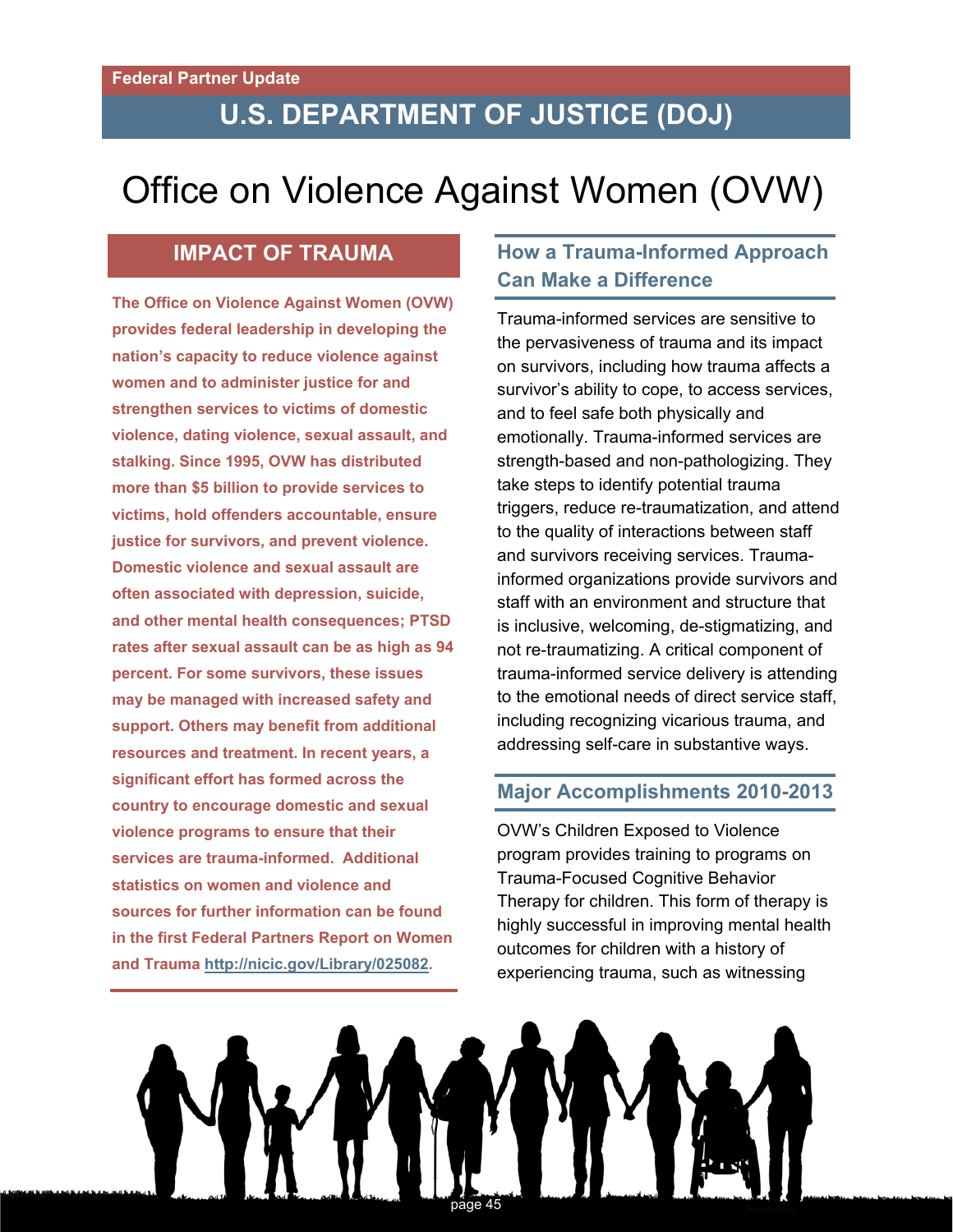Federal Partner Update

# U.S. DEPARTMENT OF JUSTICE (DOJ)

## Office on Violence Against Women (OVW)

### IMPACT OF TRAUMA

**The Office on Violence Against Women (OVW) provides federal leadership in developing the nation's capacity to reduce violence against women and to administer justice for and strengthen services to victims of domestic violence, dating violence, sexual assault, and stalking. Since 1995, OVW has distributed more than $5 billion to provide services to victims, hold offenders accountable, ensure justice for survivors, and prevent violence. Domestic violence and sexual assault are often associated with depression, suicide, and other mental health consequences; PTSD rates after sexual assault can be as high as 94 percent. For some survivors, these issues may be managed with increased safety and support. Others may benefit from additional resources and treatment. In recent years, a significant effort has formed across the country to encourage domestic and sexual violence programs to ensure that their services are trauma-informed. Additional statistics on women and violence and sources for further information can be found in the first Federal Partners Report on Women and Trauma http://nicic.gov/Library/025082.**

### How a Trauma-Informed Approach Can Make a Difference

Trauma-informed services are sensitive to the pervasiveness of trauma and its impact on survivors, including how trauma affects a survivor's ability to cope, to access services, and to feel safe both physically and emotionally. Trauma-informed services are strength-based and non-pathologizing. They take steps to identify potential trauma triggers, reduce re-traumatization, and attend to the quality of interactions between staff and survivors receiving services. Trauma-informed organizations provide survivors and staff with an environment and structure that is inclusive, welcoming, de-stigmatizing, and not re-traumatizing. A critical component of trauma-informed service delivery is attending to the emotional needs of direct service staff, including recognizing vicarious trauma, and addressing self-care in substantive ways.

### Major Accomplishments 2010-2013

OVW's Children Exposed to Violence program provides training to programs on Trauma-Focused Cognitive Behavior Therapy for children. This form of therapy is highly successful in improving mental health outcomes for children with a history of experiencing trauma, such as witnessing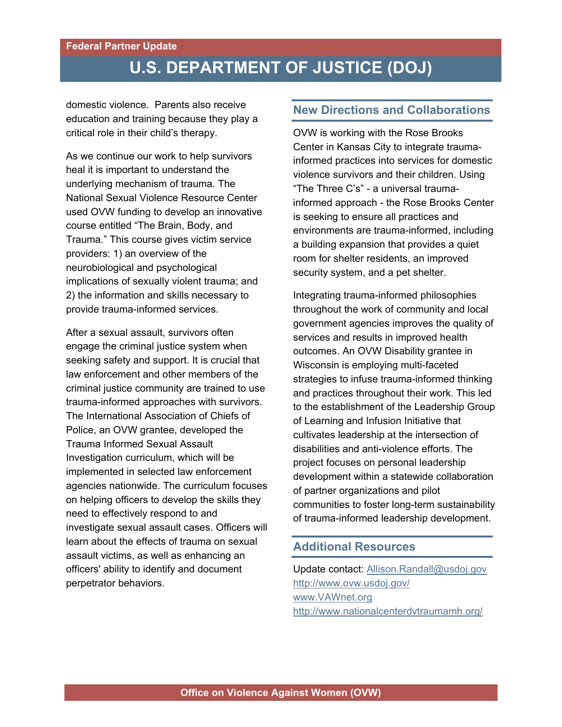domestic violence. Parents also receive education and training because they play a critical role in their child's therapy.

As we continue our work to help survivors heal it is important to understand the underlying mechanism of trauma. The National Sexual Violence Resource Center used OVW funding to develop an innovative course entitled "The Brain, Body, and Trauma." This course gives victim service providers: 1) an overview of the neurobiological and psychological implications of sexually violent trauma; and 2) the information and skills necessary to provide trauma-informed services.

After a sexual assault, survivors often engage the criminal justice system when seeking safety and support. It is crucial that law enforcement and other members of the criminal justice community are trained to use trauma-informed approaches with survivors. The International Association of Chiefs of Police, an OVW grantee, developed the Trauma Informed Sexual Assault Investigation curriculum, which will be implemented in selected law enforcement agencies nationwide. The curriculum focuses on helping officers to develop the skills they need to effectively respond to and investigate sexual assault cases. Officers will learn about the effects of trauma on sexual assault victims, as well as enhancing an officers' ability to identify and document perpetrator behaviors.

## New Directions and Collaborations

OVW is working with the Rose Brooks Center in Kansas City to integrate trauma-informed practices into services for domestic violence survivors and their children. Using "The Three C's" - a universal trauma-informed approach - the Rose Brooks Center is seeking to ensure all practices and environments are trauma-informed, including a building expansion that provides a quiet room for shelter residents, an improved security system, and a pet shelter.

Integrating trauma-informed philosophies throughout the work of community and local government agencies improves the quality of services and results in improved health outcomes. An OVW Disability grantee in Wisconsin is employing multi-faceted strategies to infuse trauma-informed thinking and practices throughout their work. This led to the establishment of the Leadership Group of Learning and Infusion Initiative that cultivates leadership at the intersection of disabilities and anti-violence efforts. The project focuses on personal leadership development within a statewide collaboration of partner organizations and pilot communities to foster long-term sustainability of trauma-informed leadership development.

## Additional Resources

Update contact: Allison.Randall@usdoj.gov
http://www.ovw.usdoj.gov/
www.VAWnet.org
http://www.nationalcenterdvtraumamh.org/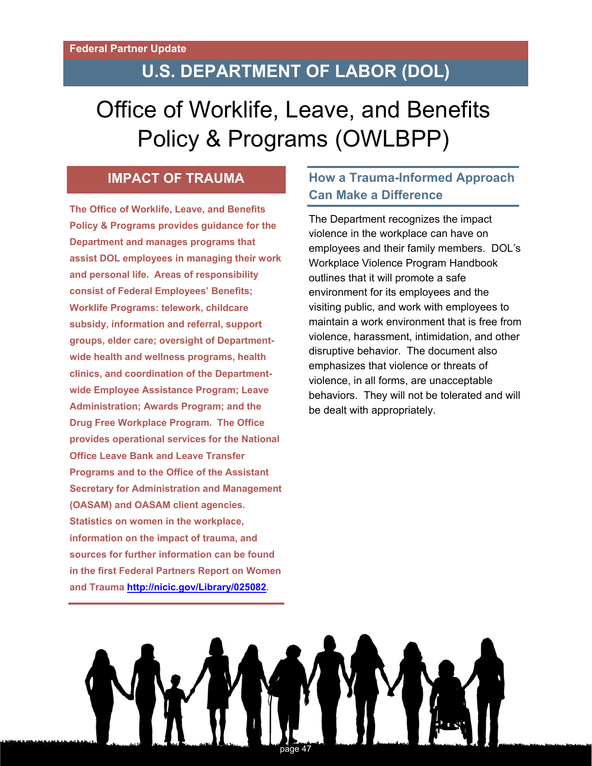Federal Partner Update

## U.S. DEPARTMENT OF LABOR (DOL)

# Office of Worklife, Leave, and Benefits Policy & Programs (OWLBPP)

## IMPACT OF TRAUMA

**The Office of Worklife, Leave, and Benefits Policy & Programs provides guidance for the Department and manages programs that assist DOL employees in managing their work and personal life. Areas of responsibility consist of Federal Employees' Benefits; Worklife Programs: telework, childcare subsidy, information and referral, support groups, elder care; oversight of Department-wide health and wellness programs, health clinics, and coordination of the Department-wide Employee Assistance Program; Leave Administration; Awards Program; and the Drug Free Workplace Program. The Office provides operational services for the National Office Leave Bank and Leave Transfer Programs and to the Office of the Assistant Secretary for Administration and Management (OASAM) and OASAM client agencies. Statistics on women in the workplace, information on the impact of trauma, and sources for further information can be found in the first Federal Partners Report on Women and Trauma [http://nicic.gov/Library/025082](http://nicic.gov/Library/025082).**

### How a Trauma-Informed Approach Can Make a Difference

The Department recognizes the impact violence in the workplace can have on employees and their family members. DOL's Workplace Violence Program Handbook outlines that it will promote a safe environment for its employees and the visiting public, and work with employees to maintain a work environment that is free from violence, harassment, intimidation, and other disruptive behavior. The document also emphasizes that violence or threats of violence, in all forms, are unacceptable behaviors. They will not be tolerated and will be dealt with appropriately.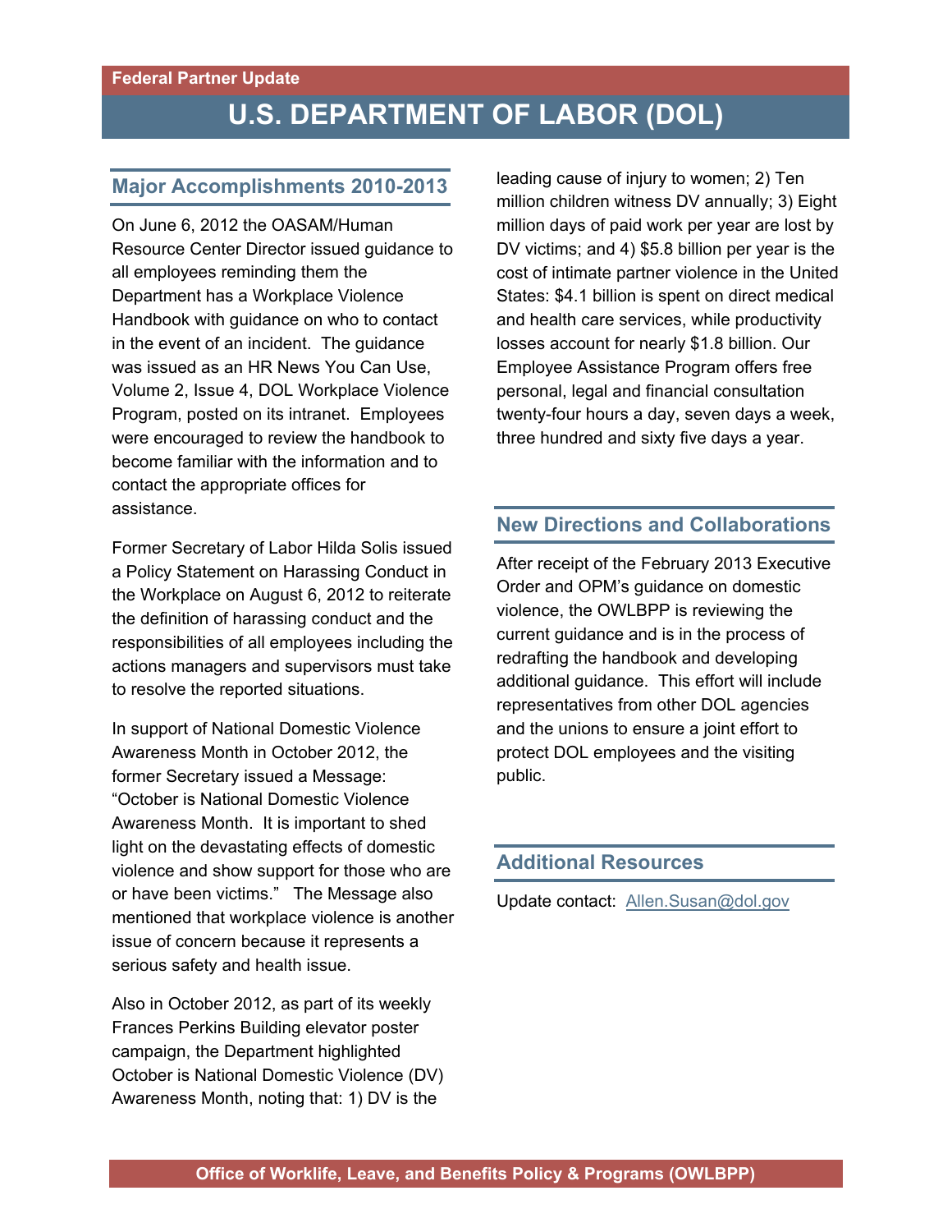Federal Partner Update

# U.S. DEPARTMENT OF LABOR (DOL)

## Major Accomplishments 2010-2013

On June 6, 2012 the OASAM/Human Resource Center Director issued guidance to all employees reminding them the Department has a Workplace Violence Handbook with guidance on who to contact in the event of an incident. The guidance was issued as an HR News You Can Use, Volume 2, Issue 4, DOL Workplace Violence Program, posted on its intranet. Employees were encouraged to review the handbook to become familiar with the information and to contact the appropriate offices for assistance.

Former Secretary of Labor Hilda Solis issued a Policy Statement on Harassing Conduct in the Workplace on August 6, 2012 to reiterate the definition of harassing conduct and the responsibilities of all employees including the actions managers and supervisors must take to resolve the reported situations.

In support of National Domestic Violence Awareness Month in October 2012, the former Secretary issued a Message: "October is National Domestic Violence Awareness Month. It is important to shed light on the devastating effects of domestic violence and show support for those who are or have been victims." The Message also mentioned that workplace violence is another issue of concern because it represents a serious safety and health issue.

Also in October 2012, as part of its weekly Frances Perkins Building elevator poster campaign, the Department highlighted October is National Domestic Violence (DV) Awareness Month, noting that: 1) DV is the leading cause of injury to women; 2) Ten million children witness DV annually; 3) Eight million days of paid work per year are lost by DV victims; and 4) $5.8 billion per year is the cost of intimate partner violence in the United States: $4.1 billion is spent on direct medical and health care services, while productivity losses account for nearly $1.8 billion. Our Employee Assistance Program offers free personal, legal and financial consultation twenty-four hours a day, seven days a week, three hundred and sixty five days a year.

## New Directions and Collaborations

After receipt of the February 2013 Executive Order and OPM's guidance on domestic violence, the OWLBPP is reviewing the current guidance and is in the process of redrafting the handbook and developing additional guidance. This effort will include representatives from other DOL agencies and the unions to ensure a joint effort to protect DOL employees and the visiting public.

## Additional Resources

Update contact: Allen.Susan@dol.gov

Office of Worklife, Leave, and Benefits Policy & Programs (OWLBPP)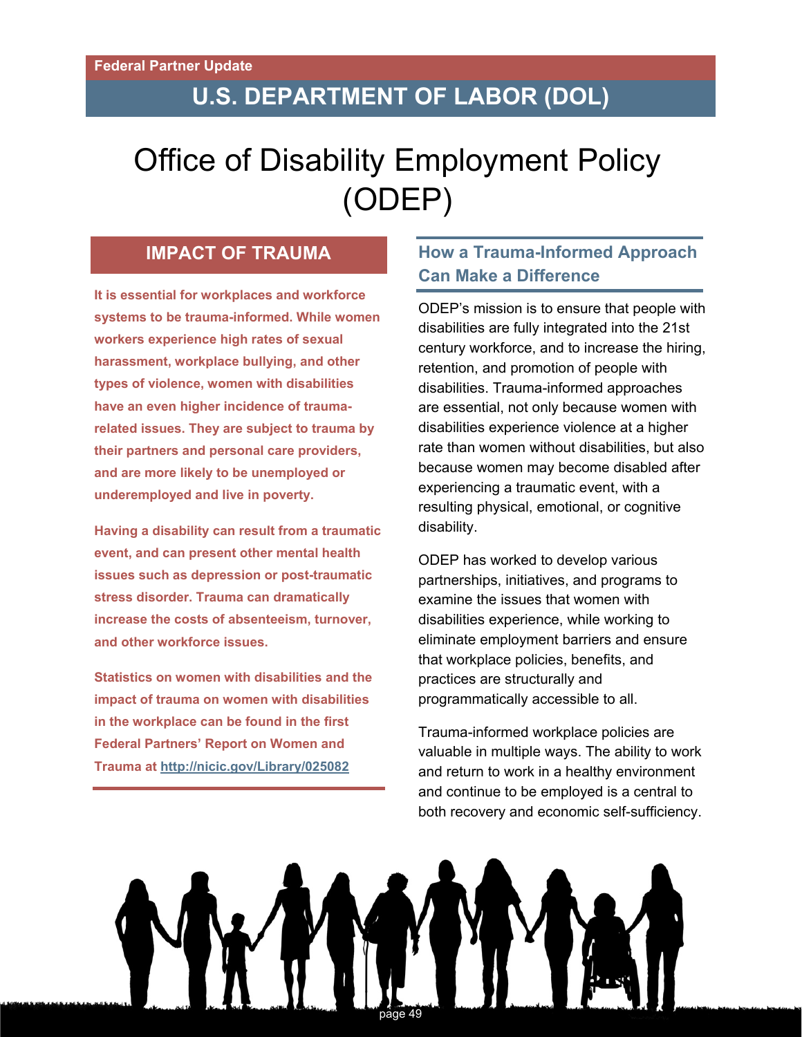Federal Partner Update

## U.S. DEPARTMENT OF LABOR (DOL)

# Office of Disability Employment Policy (ODEP)

### IMPACT OF TRAUMA

**It is essential for workplaces and workforce systems to be trauma-informed. While women workers experience high rates of sexual harassment, workplace bullying, and other types of violence, women with disabilities have an even higher incidence of trauma-related issues. They are subject to trauma by their partners and personal care providers, and are more likely to be unemployed or underemployed and live in poverty.**

**Having a disability can result from a traumatic event, and can present other mental health issues such as depression or post-traumatic stress disorder. Trauma can dramatically increase the costs of absenteeism, turnover, and other workforce issues.**

**Statistics on women with disabilities and the impact of trauma on women with disabilities in the workplace can be found in the first Federal Partners' Report on Women and Trauma at http://nicic.gov/Library/025082**

### How a Trauma-Informed Approach Can Make a Difference

ODEP's mission is to ensure that people with disabilities are fully integrated into the 21st century workforce, and to increase the hiring, retention, and promotion of people with disabilities. Trauma-informed approaches are essential, not only because women with disabilities experience violence at a higher rate than women without disabilities, but also because women may become disabled after experiencing a traumatic event, with a resulting physical, emotional, or cognitive disability.

ODEP has worked to develop various partnerships, initiatives, and programs to examine the issues that women with disabilities experience, while working to eliminate employment barriers and ensure that workplace policies, benefits, and practices are structurally and programmatically accessible to all.

Trauma-informed workplace policies are valuable in multiple ways. The ability to work and return to work in a healthy environment and continue to be employed is a central to both recovery and economic self-sufficiency.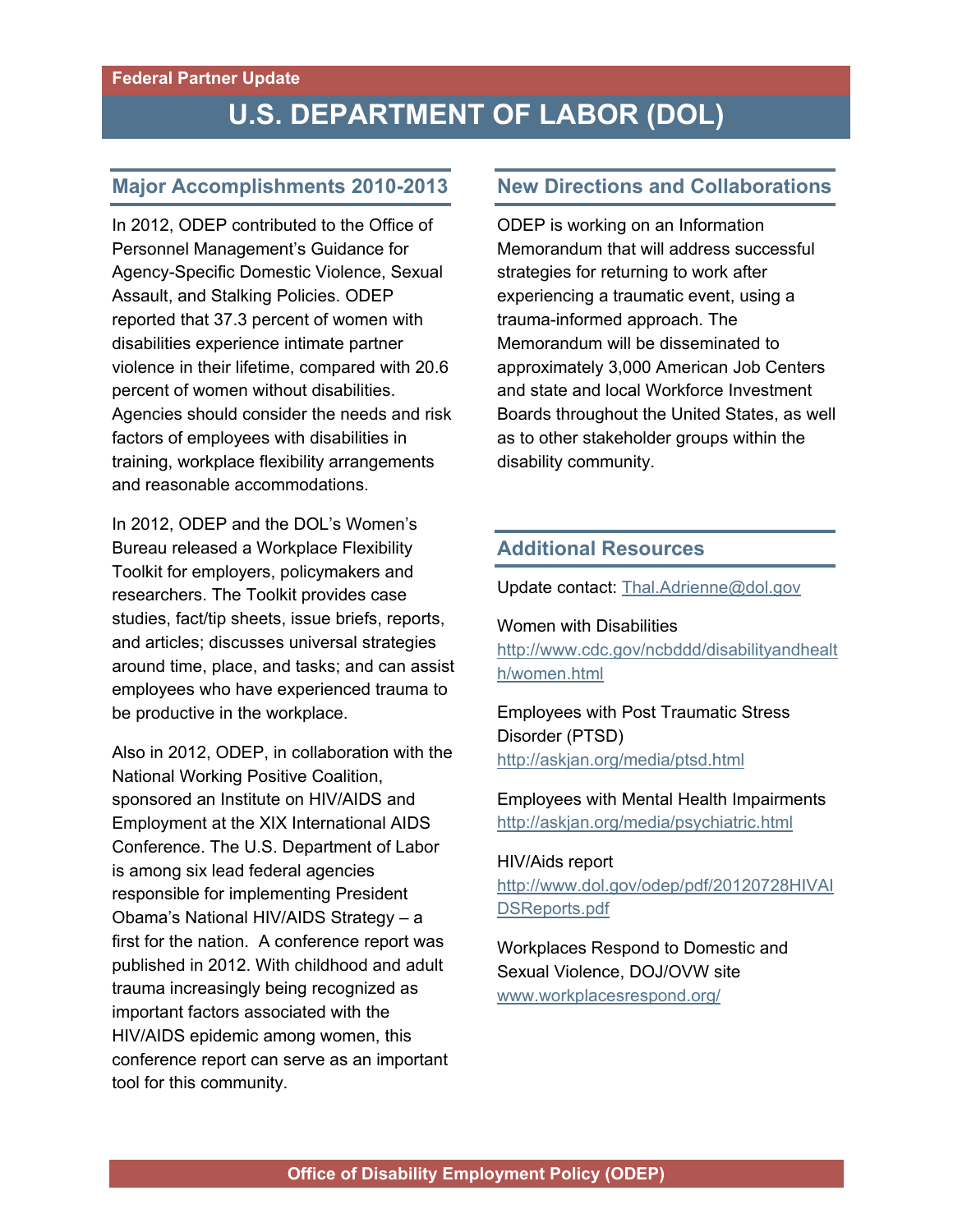Federal Partner Update

# U.S. DEPARTMENT OF LABOR (DOL)

## Major Accomplishments 2010-2013

In 2012, ODEP contributed to the Office of Personnel Management's Guidance for Agency-Specific Domestic Violence, Sexual Assault, and Stalking Policies. ODEP reported that 37.3 percent of women with disabilities experience intimate partner violence in their lifetime, compared with 20.6 percent of women without disabilities. Agencies should consider the needs and risk factors of employees with disabilities in training, workplace flexibility arrangements and reasonable accommodations.

In 2012, ODEP and the DOL's Women's Bureau released a Workplace Flexibility Toolkit for employers, policymakers and researchers. The Toolkit provides case studies, fact/tip sheets, issue briefs, reports, and articles; discusses universal strategies around time, place, and tasks; and can assist employees who have experienced trauma to be productive in the workplace.

Also in 2012, ODEP, in collaboration with the National Working Positive Coalition, sponsored an Institute on HIV/AIDS and Employment at the XIX International AIDS Conference. The U.S. Department of Labor is among six lead federal agencies responsible for implementing President Obama's National HIV/AIDS Strategy – a first for the nation. A conference report was published in 2012. With childhood and adult trauma increasingly being recognized as important factors associated with the HIV/AIDS epidemic among women, this conference report can serve as an important tool for this community.

## New Directions and Collaborations

ODEP is working on an Information Memorandum that will address successful strategies for returning to work after experiencing a traumatic event, using a trauma-informed approach. The Memorandum will be disseminated to approximately 3,000 American Job Centers and state and local Workforce Investment Boards throughout the United States, as well as to other stakeholder groups within the disability community.

## Additional Resources

Update contact: Thal.Adrienne@dol.gov

Women with Disabilities
http://www.cdc.gov/ncbddd/disabilityandhealth/women.html

Employees with Post Traumatic Stress Disorder (PTSD)
http://askjan.org/media/ptsd.html

Employees with Mental Health Impairments
http://askjan.org/media/psychiatric.html

HIV/Aids report
http://www.dol.gov/odep/pdf/20120728HIVAIDSReports.pdf

Workplaces Respond to Domestic and Sexual Violence, DOJ/OVW site
www.workplacesrespond.org/

Office of Disability Employment Policy (ODEP)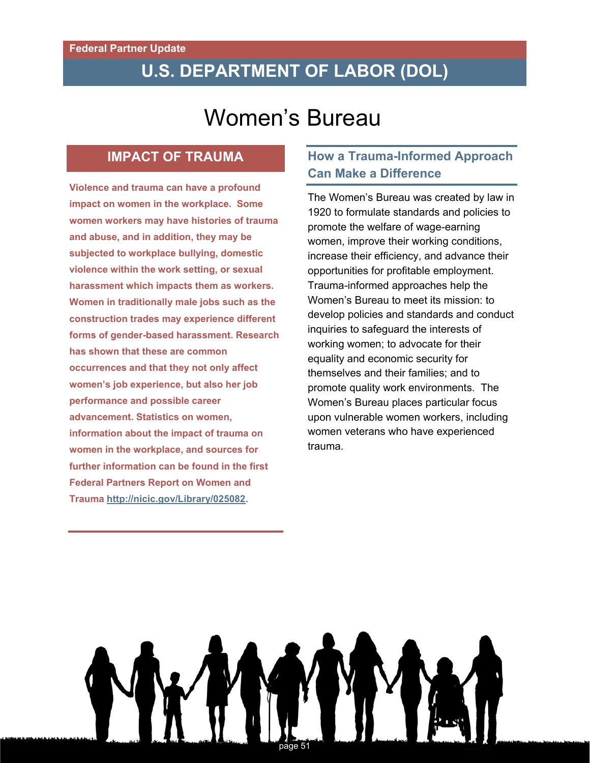Federal Partner Update

# U.S. DEPARTMENT OF LABOR (DOL)

## Women's Bureau

### IMPACT OF TRAUMA

**Violence and trauma can have a profound impact on women in the workplace. Some women workers may have histories of trauma and abuse, and in addition, they may be subjected to workplace bullying, domestic violence within the work setting, or sexual harassment which impacts them as workers. Women in traditionally male jobs such as the construction trades may experience different forms of gender-based harassment. Research has shown that these are common occurrences and that they not only affect women's job experience, but also her job performance and possible career advancement. Statistics on women, information about the impact of trauma on women in the workplace, and sources for further information can be found in the first Federal Partners Report on Women and Trauma http://nicic.gov/Library/025082.**

### How a Trauma-Informed Approach Can Make a Difference

The Women's Bureau was created by law in 1920 to formulate standards and policies to promote the welfare of wage-earning women, improve their working conditions, increase their efficiency, and advance their opportunities for profitable employment. Trauma-informed approaches help the Women's Bureau to meet its mission: to develop policies and standards and conduct inquiries to safeguard the interests of working women; to advocate for their equality and economic security for themselves and their families; and to promote quality work environments. The Women's Bureau places particular focus upon vulnerable women workers, including women veterans who have experienced trauma.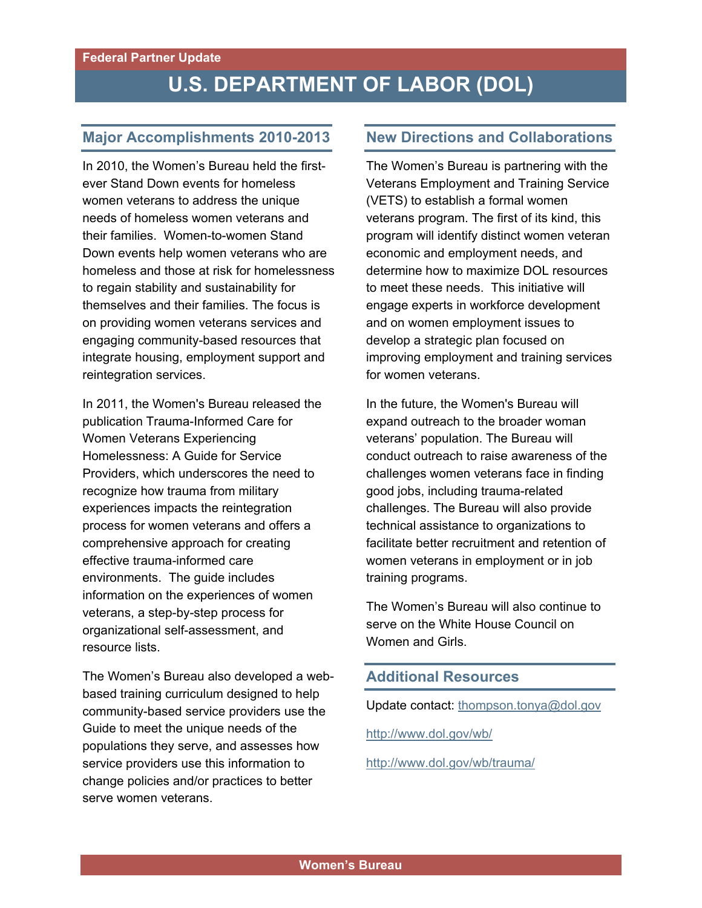Federal Partner Update

# U.S. DEPARTMENT OF LABOR (DOL)

## Major Accomplishments 2010-2013

In 2010, the Women's Bureau held the first-ever Stand Down events for homeless women veterans to address the unique needs of homeless women veterans and their families. Women-to-women Stand Down events help women veterans who are homeless and those at risk for homelessness to regain stability and sustainability for themselves and their families. The focus is on providing women veterans services and engaging community-based resources that integrate housing, employment support and reintegration services.

In 2011, the Women's Bureau released the publication Trauma-Informed Care for Women Veterans Experiencing Homelessness: A Guide for Service Providers, which underscores the need to recognize how trauma from military experiences impacts the reintegration process for women veterans and offers a comprehensive approach for creating effective trauma-informed care environments. The guide includes information on the experiences of women veterans, a step-by-step process for organizational self-assessment, and resource lists.

The Women's Bureau also developed a web-based training curriculum designed to help community-based service providers use the Guide to meet the unique needs of the populations they serve, and assesses how service providers use this information to change policies and/or practices to better serve women veterans.

## New Directions and Collaborations

The Women's Bureau is partnering with the Veterans Employment and Training Service (VETS) to establish a formal women veterans program. The first of its kind, this program will identify distinct women veteran economic and employment needs, and determine how to maximize DOL resources to meet these needs. This initiative will engage experts in workforce development and on women employment issues to develop a strategic plan focused on improving employment and training services for women veterans.

In the future, the Women's Bureau will expand outreach to the broader woman veterans' population. The Bureau will conduct outreach to raise awareness of the challenges women veterans face in finding good jobs, including trauma-related challenges. The Bureau will also provide technical assistance to organizations to facilitate better recruitment and retention of women veterans in employment or in job training programs.

The Women's Bureau will also continue to serve on the White House Council on Women and Girls.

## Additional Resources

Update contact: thompson.tonya@dol.gov

http://www.dol.gov/wb/

http://www.dol.gov/wb/trauma/

Women's Bureau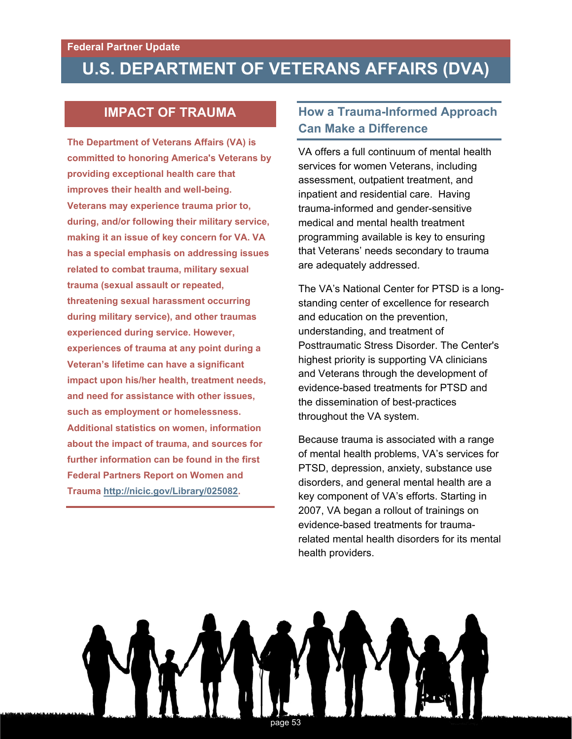Federal Partner Update

# U.S. DEPARTMENT OF VETERANS AFFAIRS (DVA)

## IMPACT OF TRAUMA

**The Department of Veterans Affairs (VA) is committed to honoring America's Veterans by providing exceptional health care that improves their health and well-being. Veterans may experience trauma prior to, during, and/or following their military service, making it an issue of key concern for VA. VA has a special emphasis on addressing issues related to combat trauma, military sexual trauma (sexual assault or repeated, threatening sexual harassment occurring during military service), and other traumas experienced during service. However, experiences of trauma at any point during a Veteran's lifetime can have a significant impact upon his/her health, treatment needs, and need for assistance with other issues, such as employment or homelessness. Additional statistics on women, information about the impact of trauma, and sources for further information can be found in the first Federal Partners Report on Women and Trauma http://nicic.gov/Library/025082.**

## How a Trauma-Informed Approach Can Make a Difference

VA offers a full continuum of mental health services for women Veterans, including assessment, outpatient treatment, and inpatient and residential care. Having trauma-informed and gender-sensitive medical and mental health treatment programming available is key to ensuring that Veterans' needs secondary to trauma are adequately addressed.

The VA's National Center for PTSD is a long-standing center of excellence for research and education on the prevention, understanding, and treatment of Posttraumatic Stress Disorder. The Center's highest priority is supporting VA clinicians and Veterans through the development of evidence-based treatments for PTSD and the dissemination of best-practices throughout the VA system.

Because trauma is associated with a range of mental health problems, VA's services for PTSD, depression, anxiety, substance use disorders, and general mental health are a key component of VA's efforts. Starting in 2007, VA began a rollout of trainings on evidence-based treatments for trauma-related mental health disorders for its mental health providers.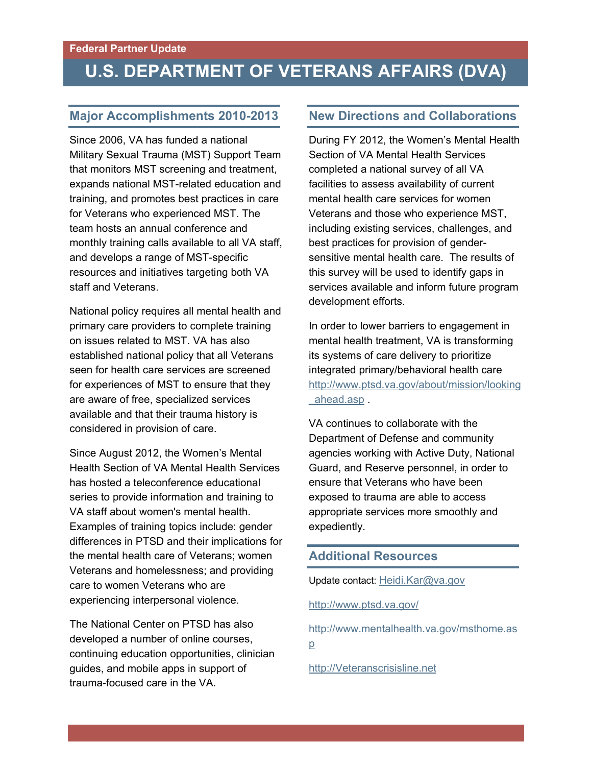Federal Partner Update

# U.S. DEPARTMENT OF VETERANS AFFAIRS (DVA)

## Major Accomplishments 2010-2013

Since 2006, VA has funded a national Military Sexual Trauma (MST) Support Team that monitors MST screening and treatment, expands national MST-related education and training, and promotes best practices in care for Veterans who experienced MST. The team hosts an annual conference and monthly training calls available to all VA staff, and develops a range of MST-specific resources and initiatives targeting both VA staff and Veterans.

National policy requires all mental health and primary care providers to complete training on issues related to MST. VA has also established national policy that all Veterans seen for health care services are screened for experiences of MST to ensure that they are aware of free, specialized services available and that their trauma history is considered in provision of care.

Since August 2012, the Women's Mental Health Section of VA Mental Health Services has hosted a teleconference educational series to provide information and training to VA staff about women's mental health. Examples of training topics include: gender differences in PTSD and their implications for the mental health care of Veterans; women Veterans and homelessness; and providing care to women Veterans who are experiencing interpersonal violence.

The National Center on PTSD has also developed a number of online courses, continuing education opportunities, clinician guides, and mobile apps in support of trauma-focused care in the VA.

## New Directions and Collaborations

During FY 2012, the Women's Mental Health Section of VA Mental Health Services completed a national survey of all VA facilities to assess availability of current mental health care services for women Veterans and those who experience MST, including existing services, challenges, and best practices for provision of gender-sensitive mental health care. The results of this survey will be used to identify gaps in services available and inform future program development efforts.

In order to lower barriers to engagement in mental health treatment, VA is transforming its systems of care delivery to prioritize integrated primary/behavioral health care http://www.ptsd.va.gov/about/mission/looking_ahead.asp .

VA continues to collaborate with the Department of Defense and community agencies working with Active Duty, National Guard, and Reserve personnel, in order to ensure that Veterans who have been exposed to trauma are able to access appropriate services more smoothly and expediently.

## Additional Resources

Update contact: Heidi.Kar@va.gov

http://www.ptsd.va.gov/

http://www.mentalhealth.va.gov/msthome.asp

http://Veteranscrisisline.net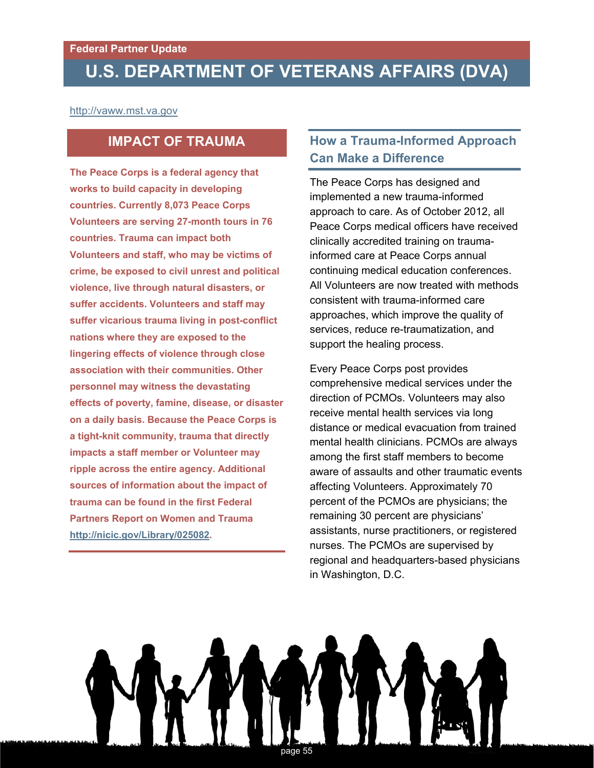Federal Partner Update

# U.S. DEPARTMENT OF VETERANS AFFAIRS (DVA)

http://vaww.mst.va.gov

## IMPACT OF TRAUMA

**The Peace Corps is a federal agency that works to build capacity in developing countries. Currently 8,073 Peace Corps Volunteers are serving 27-month tours in 76 countries. Trauma can impact both Volunteers and staff, who may be victims of crime, be exposed to civil unrest and political violence, live through natural disasters, or suffer accidents. Volunteers and staff may suffer vicarious trauma living in post-conflict nations where they are exposed to the lingering effects of violence through close association with their communities. Other personnel may witness the devastating effects of poverty, famine, disease, or disaster on a daily basis. Because the Peace Corps is a tight-knit community, trauma that directly impacts a staff member or Volunteer may ripple across the entire agency. Additional sources of information about the impact of trauma can be found in the first Federal Partners Report on Women and Trauma http://nicic.gov/Library/025082.**

## How a Trauma-Informed Approach Can Make a Difference

The Peace Corps has designed and implemented a new trauma-informed approach to care. As of October 2012, all Peace Corps medical officers have received clinically accredited training on trauma-informed care at Peace Corps annual continuing medical education conferences. All Volunteers are now treated with methods consistent with trauma-informed care approaches, which improve the quality of services, reduce re-traumatization, and support the healing process.

Every Peace Corps post provides comprehensive medical services under the direction of PCMOs. Volunteers may also receive mental health services via long distance or medical evacuation from trained mental health clinicians. PCMOs are always among the first staff members to become aware of assaults and other traumatic events affecting Volunteers. Approximately 70 percent of the PCMOs are physicians; the remaining 30 percent are physicians' assistants, nurse practitioners, or registered nurses. The PCMOs are supervised by regional and headquarters-based physicians in Washington, D.C.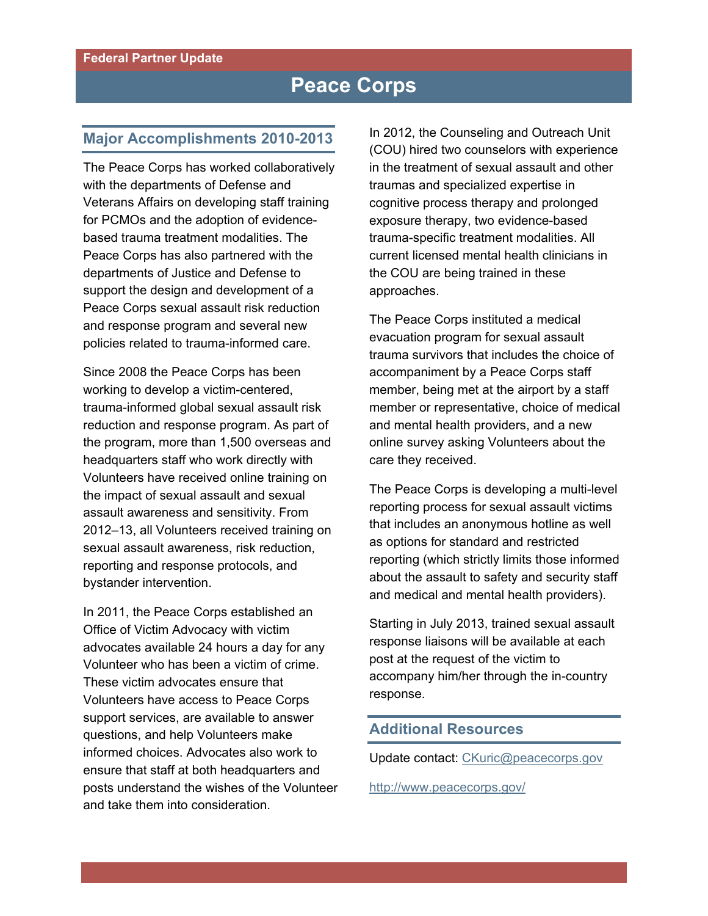Federal Partner Update

# Peace Corps

## Major Accomplishments 2010-2013

The Peace Corps has worked collaboratively with the departments of Defense and Veterans Affairs on developing staff training for PCMOs and the adoption of evidence-based trauma treatment modalities. The Peace Corps has also partnered with the departments of Justice and Defense to support the design and development of a Peace Corps sexual assault risk reduction and response program and several new policies related to trauma-informed care.

Since 2008 the Peace Corps has been working to develop a victim-centered, trauma-informed global sexual assault risk reduction and response program. As part of the program, more than 1,500 overseas and headquarters staff who work directly with Volunteers have received online training on the impact of sexual assault and sexual assault awareness and sensitivity. From 2012–13, all Volunteers received training on sexual assault awareness, risk reduction, reporting and response protocols, and bystander intervention.

In 2011, the Peace Corps established an Office of Victim Advocacy with victim advocates available 24 hours a day for any Volunteer who has been a victim of crime. These victim advocates ensure that Volunteers have access to Peace Corps support services, are available to answer questions, and help Volunteers make informed choices. Advocates also work to ensure that staff at both headquarters and posts understand the wishes of the Volunteer and take them into consideration.

In 2012, the Counseling and Outreach Unit (COU) hired two counselors with experience in the treatment of sexual assault and other traumas and specialized expertise in cognitive process therapy and prolonged exposure therapy, two evidence-based trauma-specific treatment modalities. All current licensed mental health clinicians in the COU are being trained in these approaches.

The Peace Corps instituted a medical evacuation program for sexual assault trauma survivors that includes the choice of accompaniment by a Peace Corps staff member, being met at the airport by a staff member or representative, choice of medical and mental health providers, and a new online survey asking Volunteers about the care they received.

The Peace Corps is developing a multi-level reporting process for sexual assault victims that includes an anonymous hotline as well as options for standard and restricted reporting (which strictly limits those informed about the assault to safety and security staff and medical and mental health providers).

Starting in July 2013, trained sexual assault response liaisons will be available at each post at the request of the victim to accompany him/her through the in-country response.

## Additional Resources

Update contact: CKuric@peacecorps.gov

http://www.peacecorps.gov/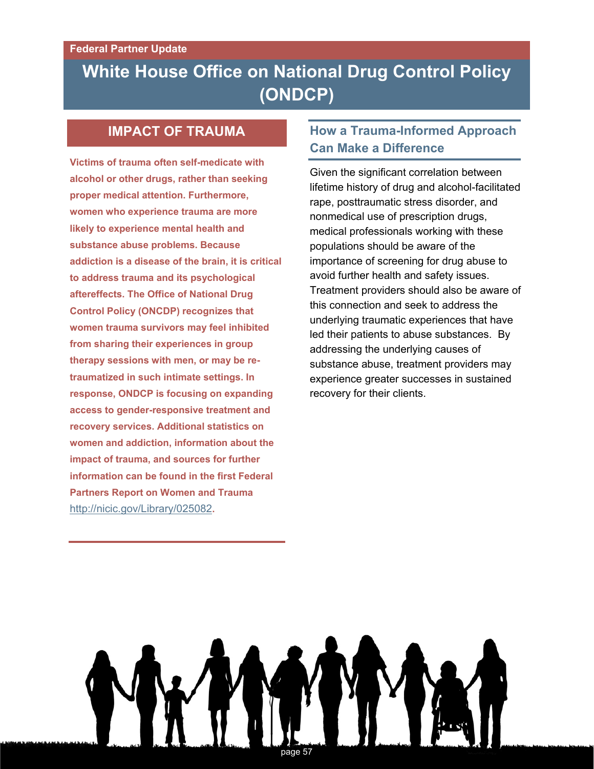Federal Partner Update

# White House Office on National Drug Control Policy (ONDCP)

## IMPACT OF TRAUMA

**Victims of trauma often self-medicate with alcohol or other drugs, rather than seeking proper medical attention. Furthermore, women who experience trauma are more likely to experience mental health and substance abuse problems. Because addiction is a disease of the brain, it is critical to address trauma and its psychological aftereffects. The Office of National Drug Control Policy (ONCDP) recognizes that women trauma survivors may feel inhibited from sharing their experiences in group therapy sessions with men, or may be re-traumatized in such intimate settings. In response, ONDCP is focusing on expanding access to gender-responsive treatment and recovery services. Additional statistics on women and addiction, information about the impact of trauma, and sources for further information can be found in the first Federal Partners Report on Women and Trauma** http://nicic.gov/Library/025082**.**

## How a Trauma-Informed Approach Can Make a Difference

Given the significant correlation between lifetime history of drug and alcohol-facilitated rape, posttraumatic stress disorder, and nonmedical use of prescription drugs, medical professionals working with these populations should be aware of the importance of screening for drug abuse to avoid further health and safety issues. Treatment providers should also be aware of this connection and seek to address the underlying traumatic experiences that have led their patients to abuse substances. By addressing the underlying causes of substance abuse, treatment providers may experience greater successes in sustained recovery for their clients.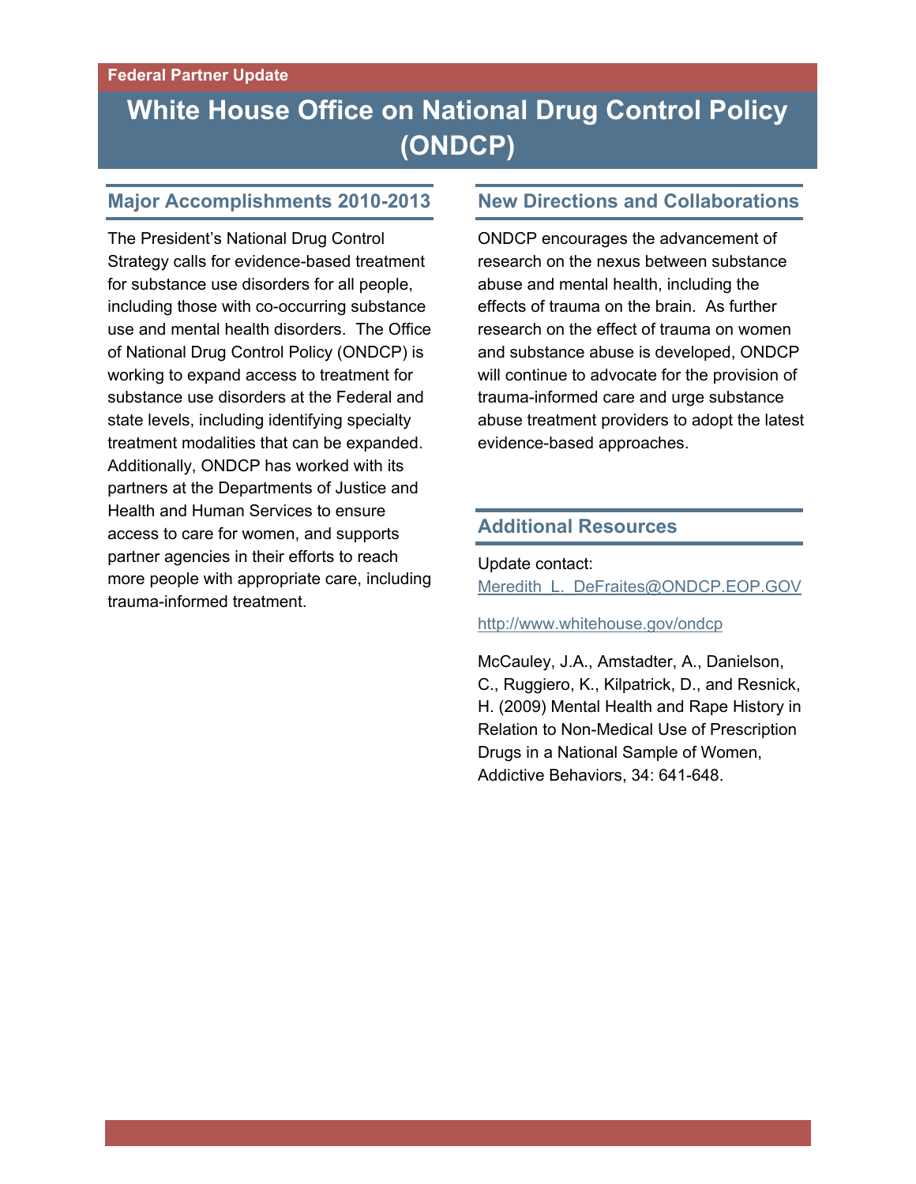Federal Partner Update

# White House Office on National Drug Control Policy (ONDCP)

## Major Accomplishments 2010-2013

The President's National Drug Control Strategy calls for evidence-based treatment for substance use disorders for all people, including those with co-occurring substance use and mental health disorders. The Office of National Drug Control Policy (ONDCP) is working to expand access to treatment for substance use disorders at the Federal and state levels, including identifying specialty treatment modalities that can be expanded. Additionally, ONDCP has worked with its partners at the Departments of Justice and Health and Human Services to ensure access to care for women, and supports partner agencies in their efforts to reach more people with appropriate care, including trauma-informed treatment.

## New Directions and Collaborations

ONDCP encourages the advancement of research on the nexus between substance abuse and mental health, including the effects of trauma on the brain. As further research on the effect of trauma on women and substance abuse is developed, ONDCP will continue to advocate for the provision of trauma-informed care and urge substance abuse treatment providers to adopt the latest evidence-based approaches.

## Additional Resources

Update contact: Meredith_L._DeFraites@ONDCP.EOP.GOV

http://www.whitehouse.gov/ondcp

McCauley, J.A., Amstadter, A., Danielson, C., Ruggiero, K., Kilpatrick, D., and Resnick, H. (2009) Mental Health and Rape History in Relation to Non-Medical Use of Prescription Drugs in a National Sample of Women, Addictive Behaviors, 34: 641-648.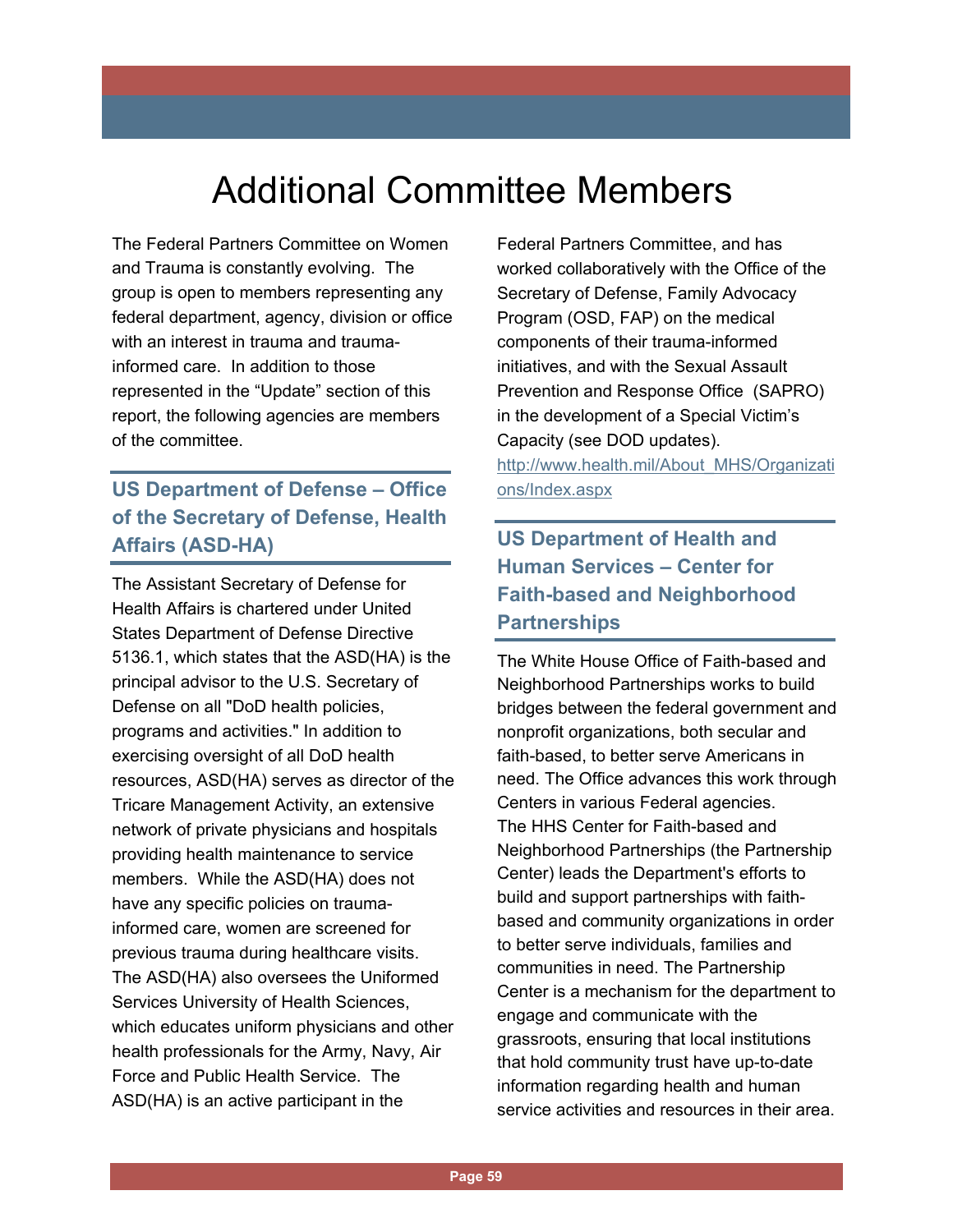# Additional Committee Members

The Federal Partners Committee on Women and Trauma is constantly evolving. The group is open to members representing any federal department, agency, division or office with an interest in trauma and trauma-informed care. In addition to those represented in the "Update" section of this report, the following agencies are members of the committee.

## US Department of Defense – Office of the Secretary of Defense, Health Affairs (ASD-HA)

The Assistant Secretary of Defense for Health Affairs is chartered under United States Department of Defense Directive 5136.1, which states that the ASD(HA) is the principal advisor to the U.S. Secretary of Defense on all "DoD health policies, programs and activities." In addition to exercising oversight of all DoD health resources, ASD(HA) serves as director of the Tricare Management Activity, an extensive network of private physicians and hospitals providing health maintenance to service members. While the ASD(HA) does not have any specific policies on trauma-informed care, women are screened for previous trauma during healthcare visits. The ASD(HA) also oversees the Uniformed Services University of Health Sciences, which educates uniform physicians and other health professionals for the Army, Navy, Air Force and Public Health Service. The ASD(HA) is an active participant in the Federal Partners Committee, and has worked collaboratively with the Office of the Secretary of Defense, Family Advocacy Program (OSD, FAP) on the medical components of their trauma-informed initiatives, and with the Sexual Assault Prevention and Response Office (SAPRO) in the development of a Special Victim's Capacity (see DOD updates).
http://www.health.mil/About_MHS/Organizations/Index.aspx

## US Department of Health and Human Services – Center for Faith-based and Neighborhood Partnerships

The White House Office of Faith-based and Neighborhood Partnerships works to build bridges between the federal government and nonprofit organizations, both secular and faith-based, to better serve Americans in need. The Office advances this work through Centers in various Federal agencies.
The HHS Center for Faith-based and Neighborhood Partnerships (the Partnership Center) leads the Department's efforts to build and support partnerships with faith-based and community organizations in order to better serve individuals, families and communities in need. The Partnership Center is a mechanism for the department to engage and communicate with the grassroots, ensuring that local institutions that hold community trust have up-to-date information regarding health and human service activities and resources in their area.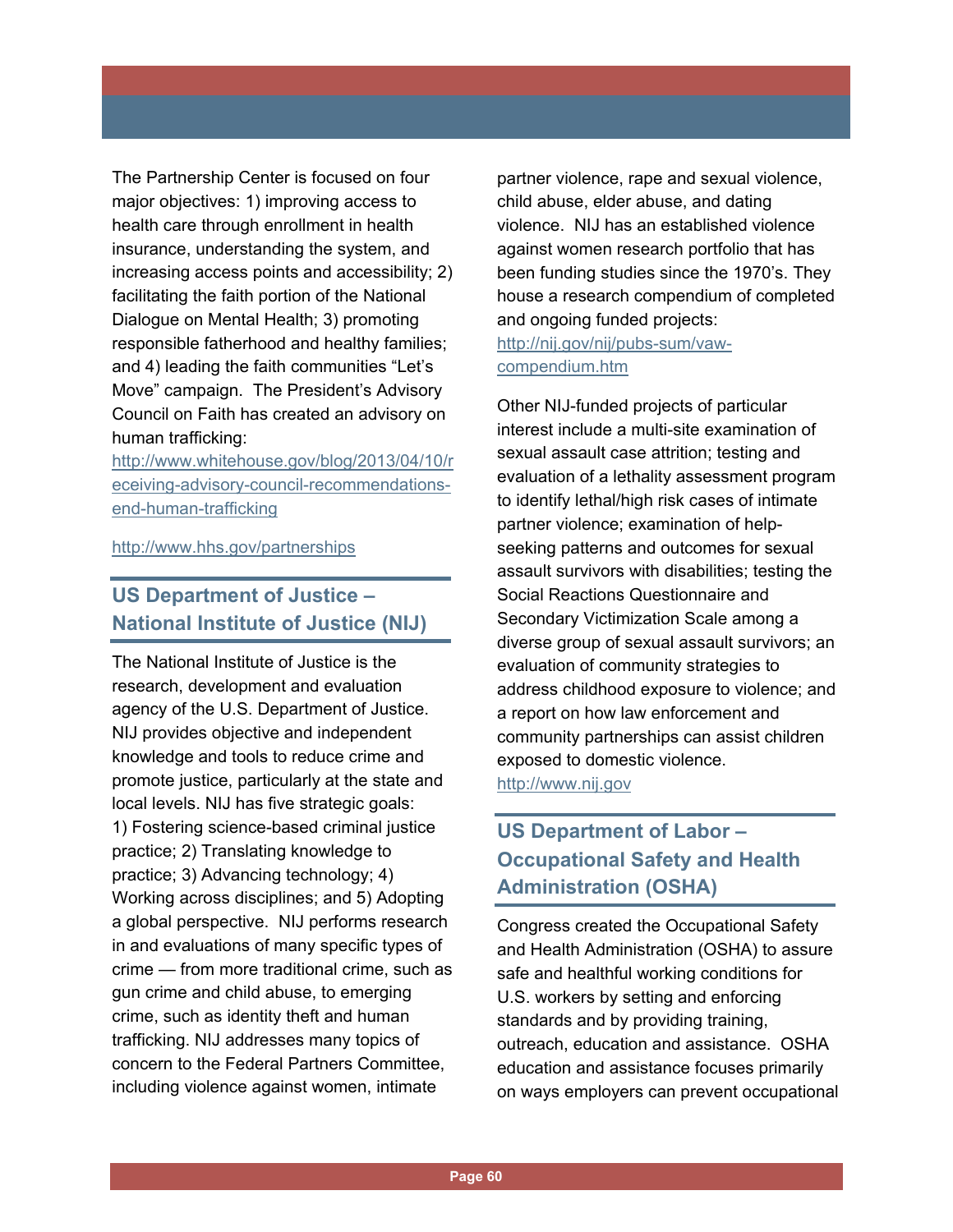The Partnership Center is focused on four major objectives: 1) improving access to health care through enrollment in health insurance, understanding the system, and increasing access points and accessibility; 2) facilitating the faith portion of the National Dialogue on Mental Health; 3) promoting responsible fatherhood and healthy families; and 4) leading the faith communities "Let's Move" campaign. The President's Advisory Council on Faith has created an advisory on human trafficking: http://www.whitehouse.gov/blog/2013/04/10/receiving-advisory-council-recommendations-end-human-trafficking

http://www.hhs.gov/partnerships

## US Department of Justice – National Institute of Justice (NIJ)

The National Institute of Justice is the research, development and evaluation agency of the U.S. Department of Justice. NIJ provides objective and independent knowledge and tools to reduce crime and promote justice, particularly at the state and local levels. NIJ has five strategic goals: 1) Fostering science-based criminal justice practice; 2) Translating knowledge to practice; 3) Advancing technology; 4) Working across disciplines; and 5) Adopting a global perspective. NIJ performs research in and evaluations of many specific types of crime — from more traditional crime, such as gun crime and child abuse, to emerging crime, such as identity theft and human trafficking. NIJ addresses many topics of concern to the Federal Partners Committee, including violence against women, intimate partner violence, rape and sexual violence, child abuse, elder abuse, and dating violence. NIJ has an established violence against women research portfolio that has been funding studies since the 1970's. They house a research compendium of completed and ongoing funded projects: http://nij.gov/nij/pubs-sum/vaw-compendium.htm

Other NIJ-funded projects of particular interest include a multi-site examination of sexual assault case attrition; testing and evaluation of a lethality assessment program to identify lethal/high risk cases of intimate partner violence; examination of help-seeking patterns and outcomes for sexual assault survivors with disabilities; testing the Social Reactions Questionnaire and Secondary Victimization Scale among a diverse group of sexual assault survivors; an evaluation of community strategies to address childhood exposure to violence; and a report on how law enforcement and community partnerships can assist children exposed to domestic violence. http://www.nij.gov

## US Department of Labor – Occupational Safety and Health Administration (OSHA)

Congress created the Occupational Safety and Health Administration (OSHA) to assure safe and healthful working conditions for U.S. workers by setting and enforcing standards and by providing training, outreach, education and assistance. OSHA education and assistance focuses primarily on ways employers can prevent occupational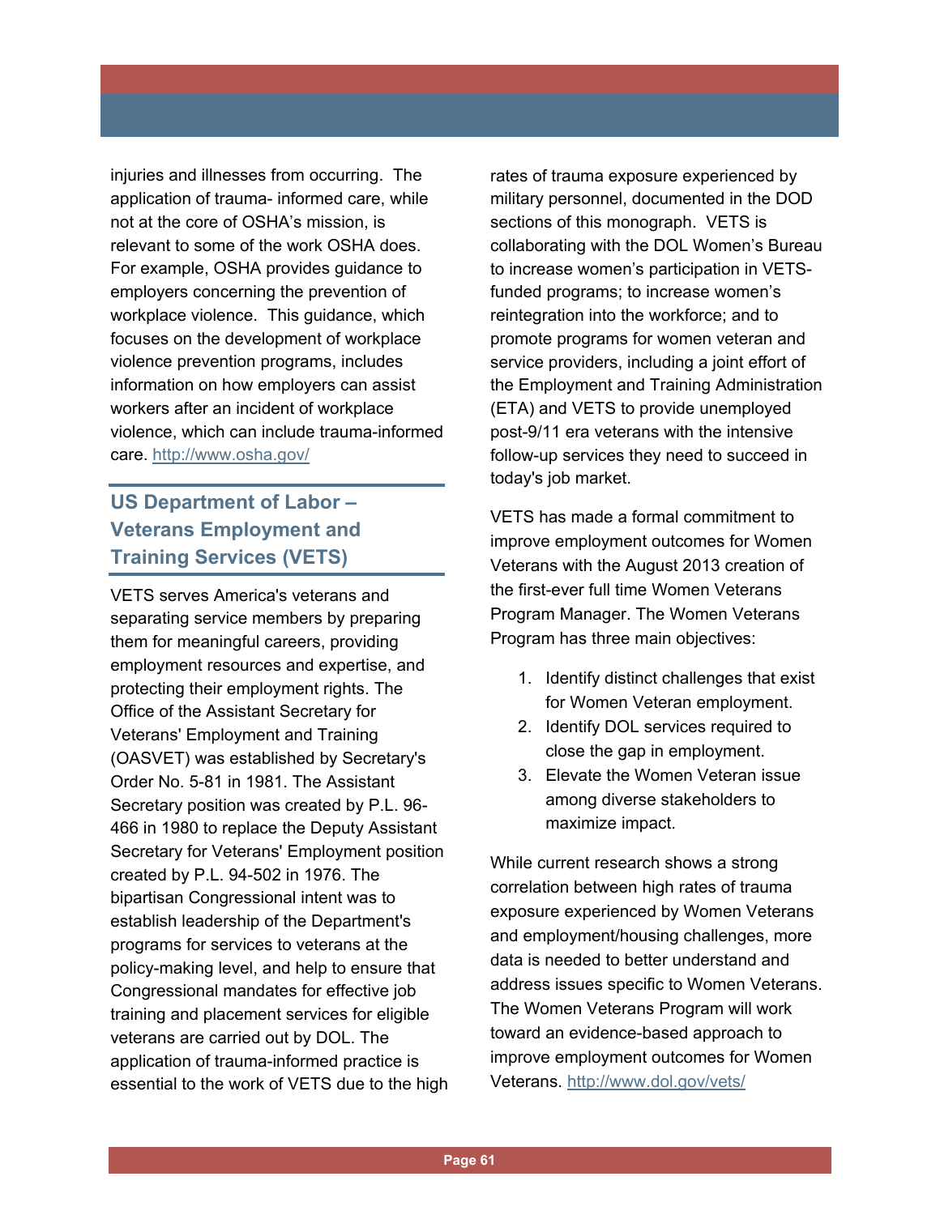injuries and illnesses from occurring. The application of trauma- informed care, while not at the core of OSHA's mission, is relevant to some of the work OSHA does. For example, OSHA provides guidance to employers concerning the prevention of workplace violence. This guidance, which focuses on the development of workplace violence prevention programs, includes information on how employers can assist workers after an incident of workplace violence, which can include trauma-informed care. http://www.osha.gov/

## US Department of Labor – Veterans Employment and Training Services (VETS)

VETS serves America's veterans and separating service members by preparing them for meaningful careers, providing employment resources and expertise, and protecting their employment rights. The Office of the Assistant Secretary for Veterans' Employment and Training (OASVET) was established by Secretary's Order No. 5-81 in 1981. The Assistant Secretary position was created by P.L. 96-466 in 1980 to replace the Deputy Assistant Secretary for Veterans' Employment position created by P.L. 94-502 in 1976. The bipartisan Congressional intent was to establish leadership of the Department's programs for services to veterans at the policy-making level, and help to ensure that Congressional mandates for effective job training and placement services for eligible veterans are carried out by DOL. The application of trauma-informed practice is essential to the work of VETS due to the high rates of trauma exposure experienced by military personnel, documented in the DOD sections of this monograph. VETS is collaborating with the DOL Women's Bureau to increase women's participation in VETS-funded programs; to increase women's reintegration into the workforce; and to promote programs for women veteran and service providers, including a joint effort of the Employment and Training Administration (ETA) and VETS to provide unemployed post-9/11 era veterans with the intensive follow-up services they need to succeed in today's job market.

VETS has made a formal commitment to improve employment outcomes for Women Veterans with the August 2013 creation of the first-ever full time Women Veterans Program Manager. The Women Veterans Program has three main objectives:

1. Identify distinct challenges that exist for Women Veteran employment.
2. Identify DOL services required to close the gap in employment.
3. Elevate the Women Veteran issue among diverse stakeholders to maximize impact.

While current research shows a strong correlation between high rates of trauma exposure experienced by Women Veterans and employment/housing challenges, more data is needed to better understand and address issues specific to Women Veterans. The Women Veterans Program will work toward an evidence-based approach to improve employment outcomes for Women Veterans. http://www.dol.gov/vets/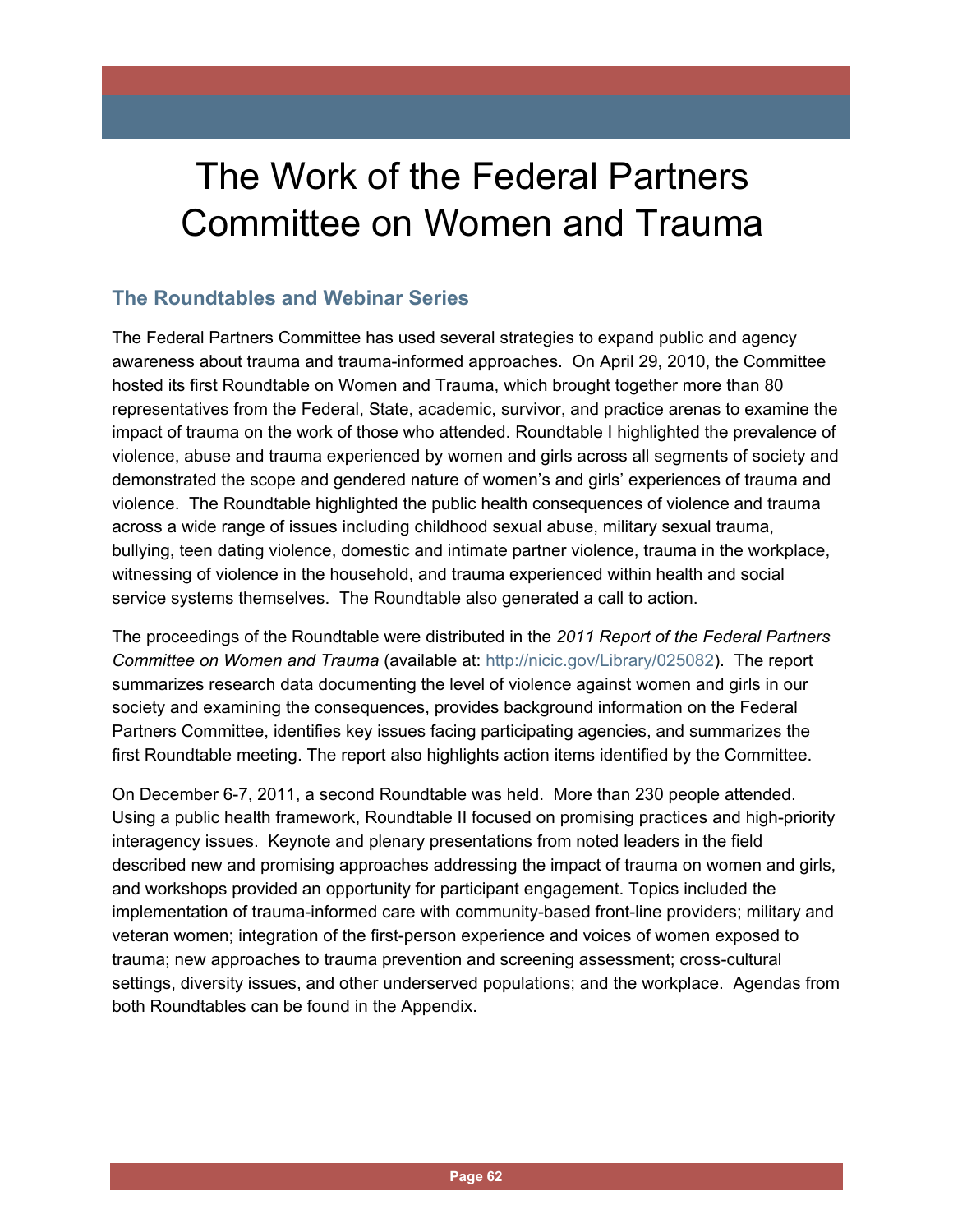# The Work of the Federal Partners Committee on Women and Trauma

## The Roundtables and Webinar Series

The Federal Partners Committee has used several strategies to expand public and agency awareness about trauma and trauma-informed approaches. On April 29, 2010, the Committee hosted its first Roundtable on Women and Trauma, which brought together more than 80 representatives from the Federal, State, academic, survivor, and practice arenas to examine the impact of trauma on the work of those who attended. Roundtable I highlighted the prevalence of violence, abuse and trauma experienced by women and girls across all segments of society and demonstrated the scope and gendered nature of women's and girls' experiences of trauma and violence. The Roundtable highlighted the public health consequences of violence and trauma across a wide range of issues including childhood sexual abuse, military sexual trauma, bullying, teen dating violence, domestic and intimate partner violence, trauma in the workplace, witnessing of violence in the household, and trauma experienced within health and social service systems themselves. The Roundtable also generated a call to action.

The proceedings of the Roundtable were distributed in the *2011 Report of the Federal Partners Committee on Women and Trauma* (available at: http://nicic.gov/Library/025082). The report summarizes research data documenting the level of violence against women and girls in our society and examining the consequences, provides background information on the Federal Partners Committee, identifies key issues facing participating agencies, and summarizes the first Roundtable meeting. The report also highlights action items identified by the Committee.

On December 6-7, 2011, a second Roundtable was held. More than 230 people attended. Using a public health framework, Roundtable II focused on promising practices and high-priority interagency issues. Keynote and plenary presentations from noted leaders in the field described new and promising approaches addressing the impact of trauma on women and girls, and workshops provided an opportunity for participant engagement. Topics included the implementation of trauma-informed care with community-based front-line providers; military and veteran women; integration of the first-person experience and voices of women exposed to trauma; new approaches to trauma prevention and screening assessment; cross-cultural settings, diversity issues, and other underserved populations; and the workplace. Agendas from both Roundtables can be found in the Appendix.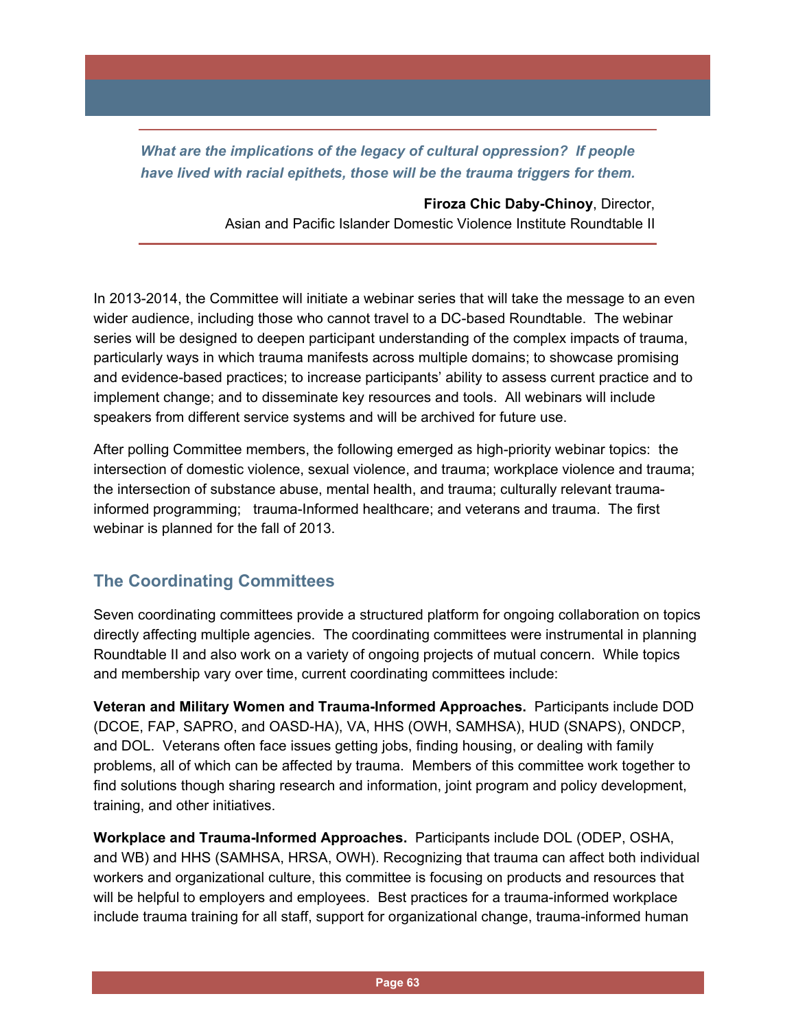> ***What are the implications of the legacy of cultural oppression? If people have lived with racial epithets, those will be the trauma triggers for them.***
>
> **Firoza Chic Daby-Chinoy**, Director,
> Asian and Pacific Islander Domestic Violence Institute Roundtable II

In 2013-2014, the Committee will initiate a webinar series that will take the message to an even wider audience, including those who cannot travel to a DC-based Roundtable. The webinar series will be designed to deepen participant understanding of the complex impacts of trauma, particularly ways in which trauma manifests across multiple domains; to showcase promising and evidence-based practices; to increase participants' ability to assess current practice and to implement change; and to disseminate key resources and tools. All webinars will include speakers from different service systems and will be archived for future use.

After polling Committee members, the following emerged as high-priority webinar topics: the intersection of domestic violence, sexual violence, and trauma; workplace violence and trauma; the intersection of substance abuse, mental health, and trauma; culturally relevant trauma-informed programming; trauma-Informed healthcare; and veterans and trauma. The first webinar is planned for the fall of 2013.

## The Coordinating Committees

Seven coordinating committees provide a structured platform for ongoing collaboration on topics directly affecting multiple agencies. The coordinating committees were instrumental in planning Roundtable II and also work on a variety of ongoing projects of mutual concern. While topics and membership vary over time, current coordinating committees include:

**Veteran and Military Women and Trauma-Informed Approaches.** Participants include DOD (DCOE, FAP, SAPRO, and OASD-HA), VA, HHS (OWH, SAMHSA), HUD (SNAPS), ONDCP, and DOL. Veterans often face issues getting jobs, finding housing, or dealing with family problems, all of which can be affected by trauma. Members of this committee work together to find solutions though sharing research and information, joint program and policy development, training, and other initiatives.

**Workplace and Trauma-Informed Approaches.** Participants include DOL (ODEP, OSHA, and WB) and HHS (SAMHSA, HRSA, OWH). Recognizing that trauma can affect both individual workers and organizational culture, this committee is focusing on products and resources that will be helpful to employers and employees. Best practices for a trauma-informed workplace include trauma training for all staff, support for organizational change, trauma-informed human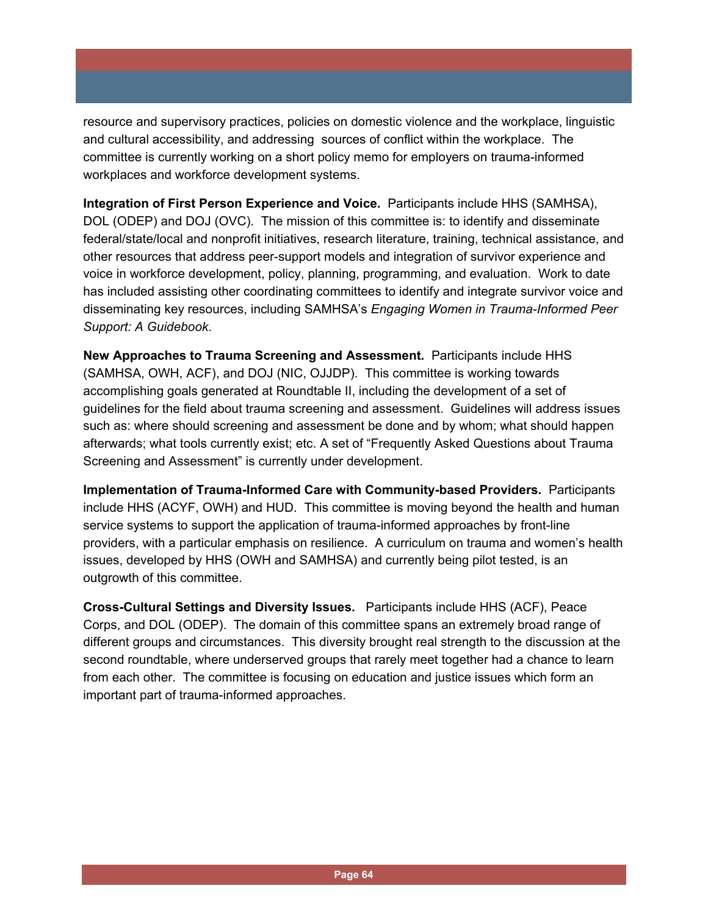resource and supervisory practices, policies on domestic violence and the workplace, linguistic and cultural accessibility, and addressing sources of conflict within the workplace. The committee is currently working on a short policy memo for employers on trauma-informed workplaces and workforce development systems.

**Integration of First Person Experience and Voice.** Participants include HHS (SAMHSA), DOL (ODEP) and DOJ (OVC). The mission of this committee is: to identify and disseminate federal/state/local and nonprofit initiatives, research literature, training, technical assistance, and other resources that address peer-support models and integration of survivor experience and voice in workforce development, policy, planning, programming, and evaluation. Work to date has included assisting other coordinating committees to identify and integrate survivor voice and disseminating key resources, including SAMHSA's *Engaging Women in Trauma-Informed Peer Support: A Guidebook*.

**New Approaches to Trauma Screening and Assessment.** Participants include HHS (SAMHSA, OWH, ACF), and DOJ (NIC, OJJDP). This committee is working towards accomplishing goals generated at Roundtable II, including the development of a set of guidelines for the field about trauma screening and assessment. Guidelines will address issues such as: where should screening and assessment be done and by whom; what should happen afterwards; what tools currently exist; etc. A set of "Frequently Asked Questions about Trauma Screening and Assessment" is currently under development.

**Implementation of Trauma-Informed Care with Community-based Providers.** Participants include HHS (ACYF, OWH) and HUD. This committee is moving beyond the health and human service systems to support the application of trauma-informed approaches by front-line providers, with a particular emphasis on resilience. A curriculum on trauma and women's health issues, developed by HHS (OWH and SAMHSA) and currently being pilot tested, is an outgrowth of this committee.

**Cross-Cultural Settings and Diversity Issues.** Participants include HHS (ACF), Peace Corps, and DOL (ODEP). The domain of this committee spans an extremely broad range of different groups and circumstances. This diversity brought real strength to the discussion at the second roundtable, where underserved groups that rarely meet together had a chance to learn from each other. The committee is focusing on education and justice issues which form an important part of trauma-informed approaches.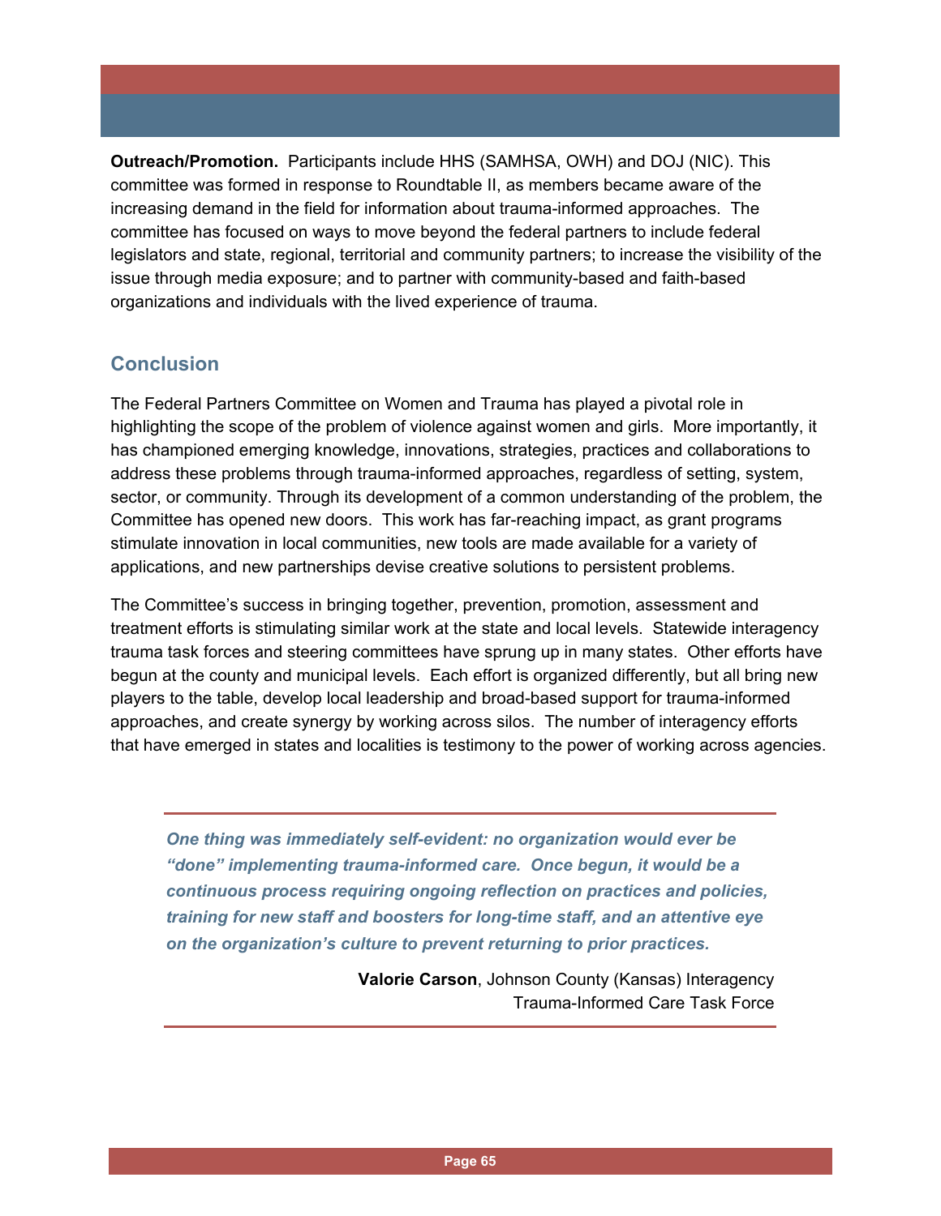**Outreach/Promotion.** Participants include HHS (SAMHSA, OWH) and DOJ (NIC). This committee was formed in response to Roundtable II, as members became aware of the increasing demand in the field for information about trauma-informed approaches. The committee has focused on ways to move beyond the federal partners to include federal legislators and state, regional, territorial and community partners; to increase the visibility of the issue through media exposure; and to partner with community-based and faith-based organizations and individuals with the lived experience of trauma.

## Conclusion

The Federal Partners Committee on Women and Trauma has played a pivotal role in highlighting the scope of the problem of violence against women and girls. More importantly, it has championed emerging knowledge, innovations, strategies, practices and collaborations to address these problems through trauma-informed approaches, regardless of setting, system, sector, or community. Through its development of a common understanding of the problem, the Committee has opened new doors. This work has far-reaching impact, as grant programs stimulate innovation in local communities, new tools are made available for a variety of applications, and new partnerships devise creative solutions to persistent problems.

The Committee's success in bringing together, prevention, promotion, assessment and treatment efforts is stimulating similar work at the state and local levels. Statewide interagency trauma task forces and steering committees have sprung up in many states. Other efforts have begun at the county and municipal levels. Each effort is organized differently, but all bring new players to the table, develop local leadership and broad-based support for trauma-informed approaches, and create synergy by working across silos. The number of interagency efforts that have emerged in states and localities is testimony to the power of working across agencies.

> ***One thing was immediately self-evident: no organization would ever be "done" implementing trauma-informed care. Once begun, it would be a continuous process requiring ongoing reflection on practices and policies, training for new staff and boosters for long-time staff, and an attentive eye on the organization's culture to prevent returning to prior practices.***
>
> **Valorie Carson**, Johnson County (Kansas) Interagency Trauma-Informed Care Task Force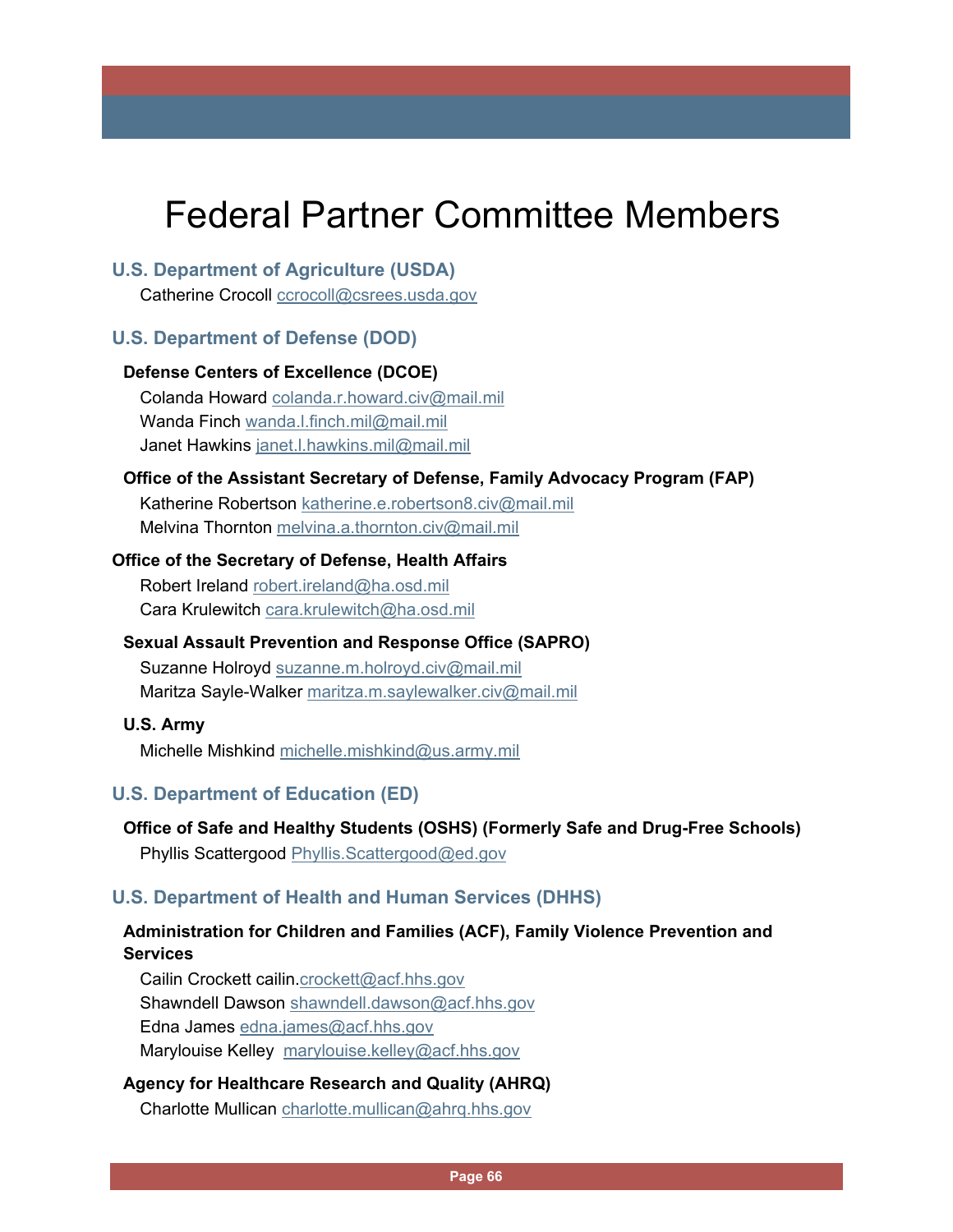# Federal Partner Committee Members

## U.S. Department of Agriculture (USDA)

Catherine Crocoll ccrocoll@csrees.usda.gov

## U.S. Department of Defense (DOD)

### Defense Centers of Excellence (DCOE)

Colanda Howard colanda.r.howard.civ@mail.mil
Wanda Finch wanda.l.finch.mil@mail.mil
Janet Hawkins janet.l.hawkins.mil@mail.mil

### Office of the Assistant Secretary of Defense, Family Advocacy Program (FAP)

Katherine Robertson katherine.e.robertson8.civ@mail.mil
Melvina Thornton melvina.a.thornton.civ@mail.mil

### Office of the Secretary of Defense, Health Affairs

Robert Ireland robert.ireland@ha.osd.mil
Cara Krulewitch cara.krulewitch@ha.osd.mil

### Sexual Assault Prevention and Response Office (SAPRO)

Suzanne Holroyd suzanne.m.holroyd.civ@mail.mil
Maritza Sayle-Walker maritza.m.saylewalker.civ@mail.mil

### U.S. Army

Michelle Mishkind michelle.mishkind@us.army.mil

## U.S. Department of Education (ED)

### Office of Safe and Healthy Students (OSHS) (Formerly Safe and Drug-Free Schools)

Phyllis Scattergood Phyllis.Scattergood@ed.gov

## U.S. Department of Health and Human Services (DHHS)

### Administration for Children and Families (ACF), Family Violence Prevention and Services

Cailin Crockett cailin.crockett@acf.hhs.gov
Shawndell Dawson shawndell.dawson@acf.hhs.gov
Edna James edna.james@acf.hhs.gov
Marylouise Kelley marylouise.kelley@acf.hhs.gov

### Agency for Healthcare Research and Quality (AHRQ)

Charlotte Mullican charlotte.mullican@ahrq.hhs.gov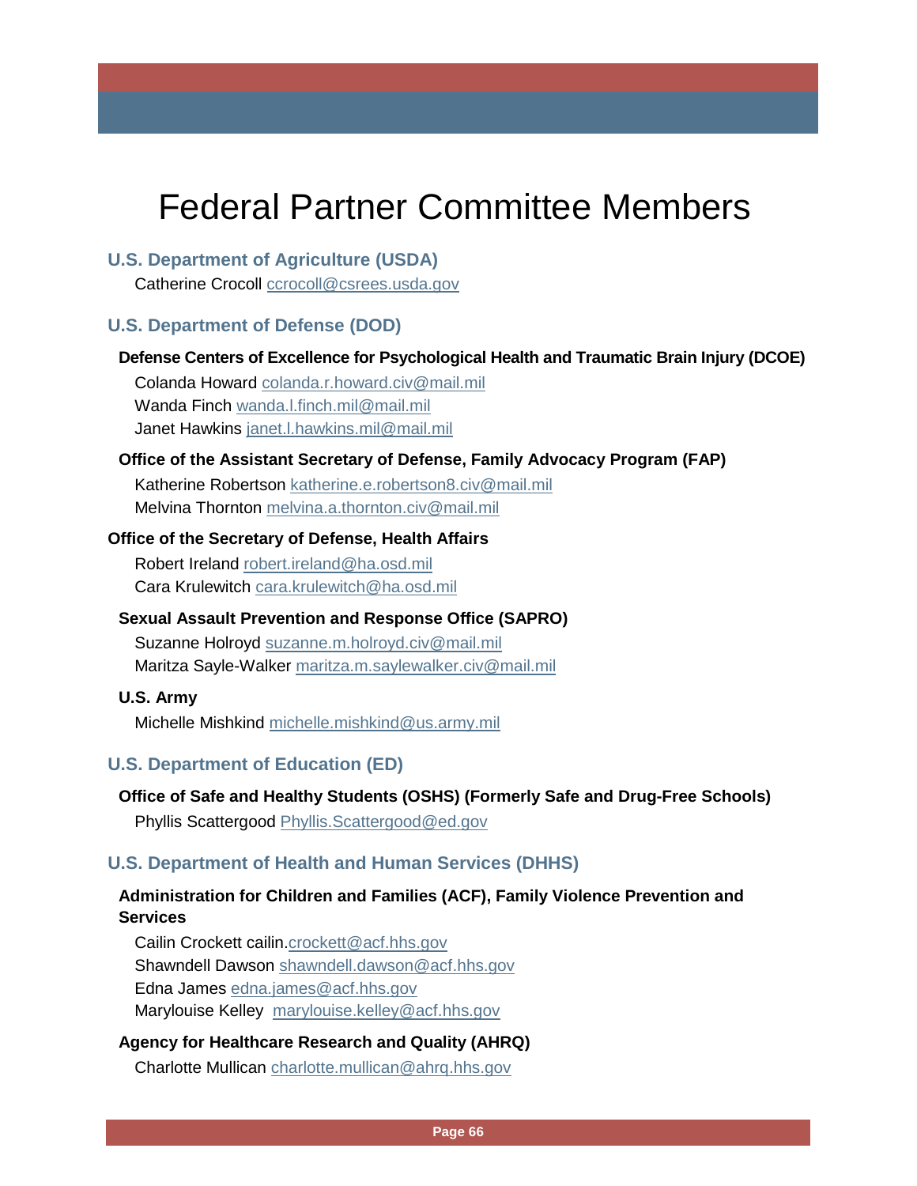# Federal Partner Committee Members

## U.S. Department of Agriculture (USDA)

Catherine Crocoll ccrocoll@csrees.usda.gov

## U.S. Department of Defense (DOD)

### Defense Centers of Excellence for Psychological Health and Traumatic Brain Injury (DCOE)

Colanda Howard colanda.r.howard.civ@mail.mil
Wanda Finch wanda.l.finch.mil@mail.mil
Janet Hawkins janet.l.hawkins.mil@mail.mil

### Office of the Assistant Secretary of Defense, Family Advocacy Program (FAP)

Katherine Robertson katherine.e.robertson8.civ@mail.mil
Melvina Thornton melvina.a.thornton.civ@mail.mil

### Office of the Secretary of Defense, Health Affairs

Robert Ireland robert.ireland@ha.osd.mil
Cara Krulewitch cara.krulewitch@ha.osd.mil

### Sexual Assault Prevention and Response Office (SAPRO)

Suzanne Holroyd suzanne.m.holroyd.civ@mail.mil
Maritza Sayle-Walker maritza.m.saylewalker.civ@mail.mil

### U.S. Army

Michelle Mishkind michelle.mishkind@us.army.mil

## U.S. Department of Education (ED)

### Office of Safe and Healthy Students (OSHS) (Formerly Safe and Drug-Free Schools)

Phyllis Scattergood Phyllis.Scattergood@ed.gov

## U.S. Department of Health and Human Services (DHHS)

### Administration for Children and Families (ACF), Family Violence Prevention and Services

Cailin Crockett cailin.crockett@acf.hhs.gov
Shawndell Dawson shawndell.dawson@acf.hhs.gov
Edna James edna.james@acf.hhs.gov
Marylouise Kelley marylouise.kelley@acf.hhs.gov

### Agency for Healthcare Research and Quality (AHRQ)

Charlotte Mullican charlotte.mullican@ahrq.hhs.gov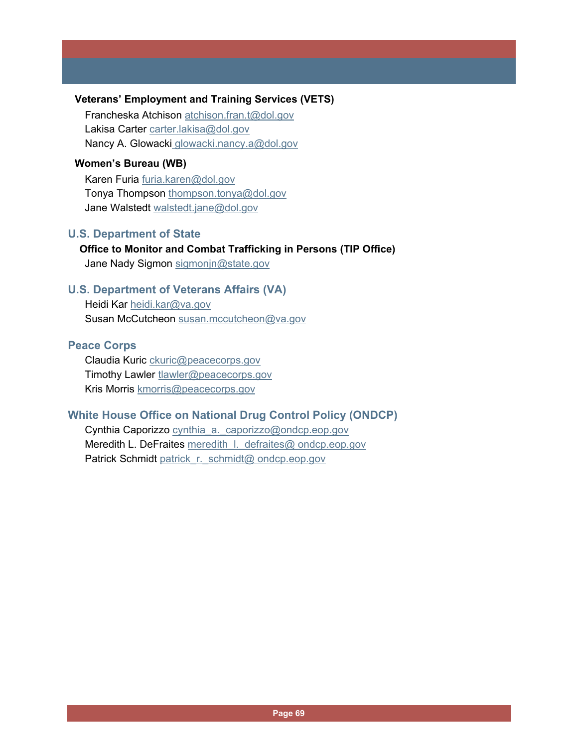**Veterans' Employment and Training Services (VETS)**

Francheska Atchison atchison.fran.t@dol.gov
Lakisa Carter carter.lakisa@dol.gov
Nancy A. Glowacki glowacki.nancy.a@dol.gov

**Women's Bureau (WB)**

Karen Furia furia.karen@dol.gov
Tonya Thompson thompson.tonya@dol.gov
Jane Walstedt walstedt.jane@dol.gov

## U.S. Department of State

**Office to Monitor and Combat Trafficking in Persons (TIP Office)**

Jane Nady Sigmon sigmonjn@state.gov

## U.S. Department of Veterans Affairs (VA)

Heidi Kar heidi.kar@va.gov
Susan McCutcheon susan.mccutcheon@va.gov

## Peace Corps

Claudia Kuric ckuric@peacecorps.gov
Timothy Lawler tlawler@peacecorps.gov
Kris Morris kmorris@peacecorps.gov

## White House Office on National Drug Control Policy (ONDCP)

Cynthia Caporizzo cynthia_a._caporizzo@ondcp.eop.gov
Meredith L. DeFraites meredith_l._defraites@ ondcp.eop.gov
Patrick Schmidt patrick_r._schmidt@ ondcp.eop.gov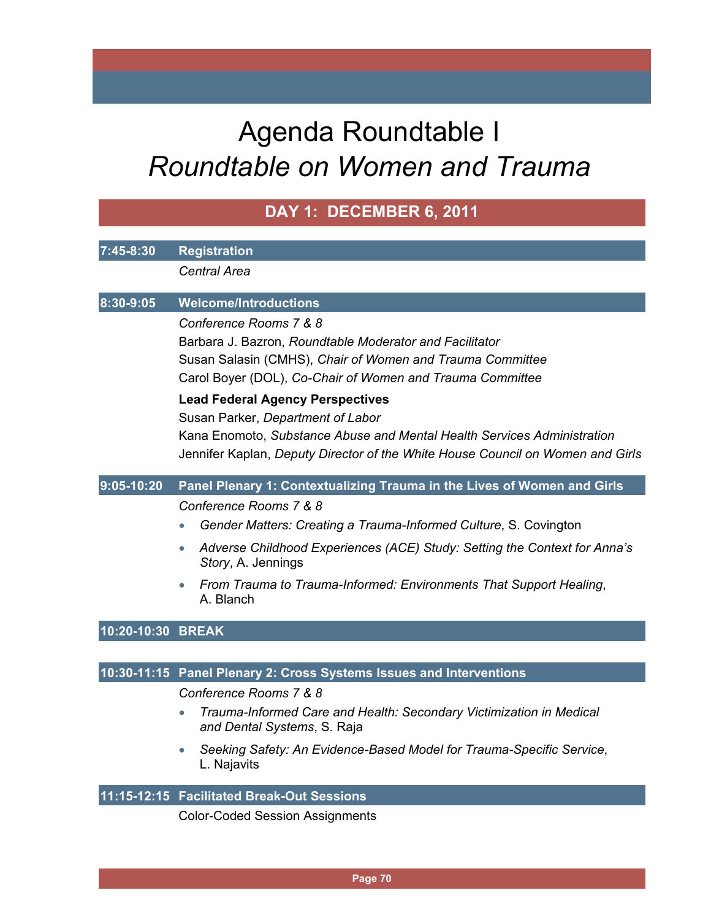# Agenda Roundtable I
# *Roundtable on Women and Trauma*

## DAY 1: DECEMBER 6, 2011

**7:45-8:30 Registration**

*Central Area*

**8:30-9:05 Welcome/Introductions**

*Conference Rooms 7 & 8*

Barbara J. Bazron, *Roundtable Moderator and Facilitator*

Susan Salasin (CMHS), *Chair of Women and Trauma Committee*

Carol Boyer (DOL), *Co-Chair of Women and Trauma Committee*

**Lead Federal Agency Perspectives**

Susan Parker, *Department of Labor*

Kana Enomoto, *Substance Abuse and Mental Health Services Administration*

Jennifer Kaplan, *Deputy Director of the White House Council on Women and Girls*

**9:05-10:20 Panel Plenary 1: Contextualizing Trauma in the Lives of Women and Girls**

*Conference Rooms 7 & 8*

- *Gender Matters: Creating a Trauma-Informed Culture*, S. Covington
- *Adverse Childhood Experiences (ACE) Study: Setting the Context for Anna's Story*, A. Jennings
- *From Trauma to Trauma-Informed: Environments That Support Healing*, A. Blanch

**10:20-10:30 BREAK**

**10:30-11:15 Panel Plenary 2: Cross Systems Issues and Interventions**

*Conference Rooms 7 & 8*

- *Trauma-Informed Care and Health: Secondary Victimization in Medical and Dental Systems*, S. Raja
- *Seeking Safety: An Evidence-Based Model for Trauma-Specific Service*, L. Najavits

**11:15-12:15 Facilitated Break-Out Sessions**

Color-Coded Session Assignments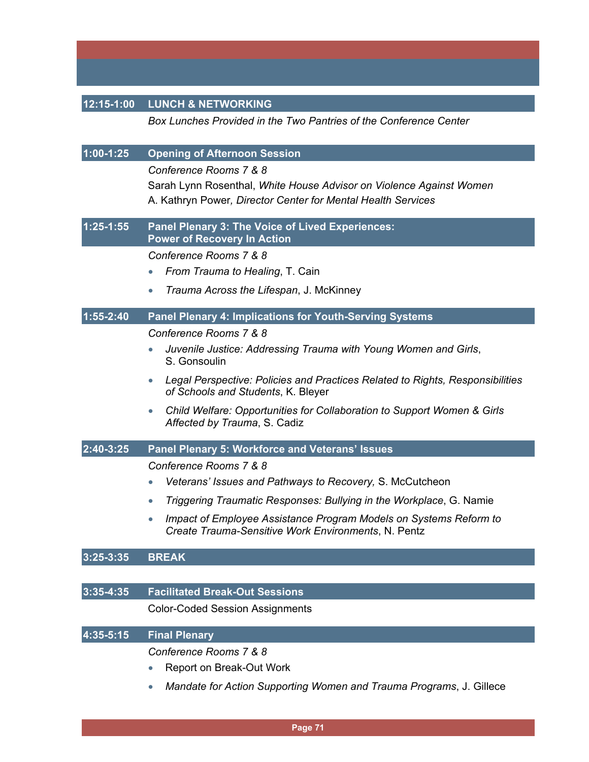## 12:15-1:00 LUNCH & NETWORKING

*Box Lunches Provided in the Two Pantries of the Conference Center*

## 1:00-1:25 Opening of Afternoon Session

*Conference Rooms 7 & 8*

Sarah Lynn Rosenthal, *White House Advisor on Violence Against Women*

A. Kathryn Power*, Director Center for Mental Health Services*

## 1:25-1:55 Panel Plenary 3: The Voice of Lived Experiences: Power of Recovery In Action

*Conference Rooms 7 & 8*

- *From Trauma to Healing*, T. Cain
- *Trauma Across the Lifespan*, J. McKinney

## 1:55-2:40 Panel Plenary 4: Implications for Youth-Serving Systems

*Conference Rooms 7 & 8*

- *Juvenile Justice: Addressing Trauma with Young Women and Girls*, S. Gonsoulin
- *Legal Perspective: Policies and Practices Related to Rights, Responsibilities of Schools and Students*, K. Bleyer
- *Child Welfare: Opportunities for Collaboration to Support Women & Girls Affected by Trauma*, S. Cadiz

## 2:40-3:25 Panel Plenary 5: Workforce and Veterans' Issues

*Conference Rooms 7 & 8*

- *Veterans' Issues and Pathways to Recovery,* S. McCutcheon
- *Triggering Traumatic Responses: Bullying in the Workplace*, G. Namie
- *Impact of Employee Assistance Program Models on Systems Reform to Create Trauma-Sensitive Work Environments*, N. Pentz

## 3:25-3:35 BREAK

## 3:35-4:35 Facilitated Break-Out Sessions

Color-Coded Session Assignments

## 4:35-5:15 Final Plenary

*Conference Rooms 7 & 8*

- Report on Break-Out Work
- *Mandate for Action Supporting Women and Trauma Programs*, J. Gillece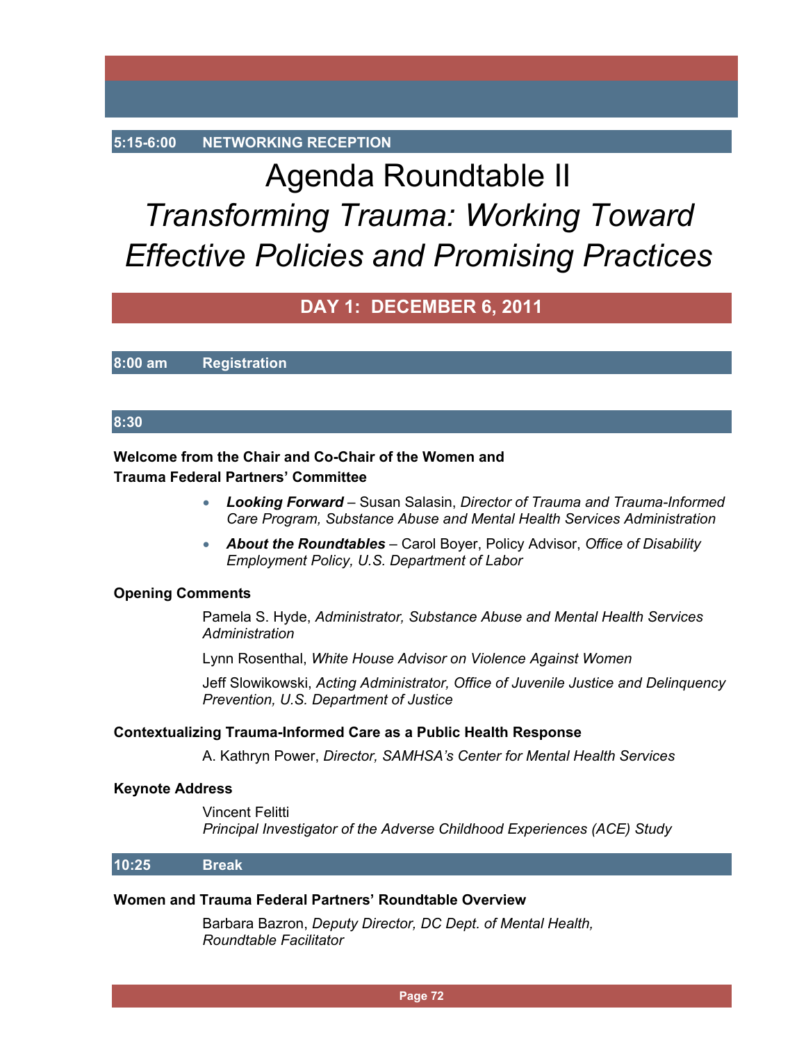**5:15-6:00 NETWORKING RECEPTION**

# Agenda Roundtable II

# *Transforming Trauma: Working Toward Effective Policies and Promising Practices*

## DAY 1: DECEMBER 6, 2011

**8:00 am Registration**

**8:30**

**Welcome from the Chair and Co-Chair of the Women and Trauma Federal Partners' Committee**

- ***Looking Forward*** – Susan Salasin, *Director of Trauma and Trauma-Informed Care Program, Substance Abuse and Mental Health Services Administration*
- ***About the Roundtables*** – Carol Boyer, Policy Advisor, *Office of Disability Employment Policy, U.S. Department of Labor*

**Opening Comments**

Pamela S. Hyde, *Administrator, Substance Abuse and Mental Health Services Administration*

Lynn Rosenthal, *White House Advisor on Violence Against Women*

Jeff Slowikowski, *Acting Administrator, Office of Juvenile Justice and Delinquency Prevention, U.S. Department of Justice*

**Contextualizing Trauma-Informed Care as a Public Health Response**

A. Kathryn Power, *Director, SAMHSA's Center for Mental Health Services*

**Keynote Address**

Vincent Felitti
*Principal Investigator of the Adverse Childhood Experiences (ACE) Study*

**10:25 Break**

**Women and Trauma Federal Partners' Roundtable Overview**

Barbara Bazron, *Deputy Director, DC Dept. of Mental Health, Roundtable Facilitator*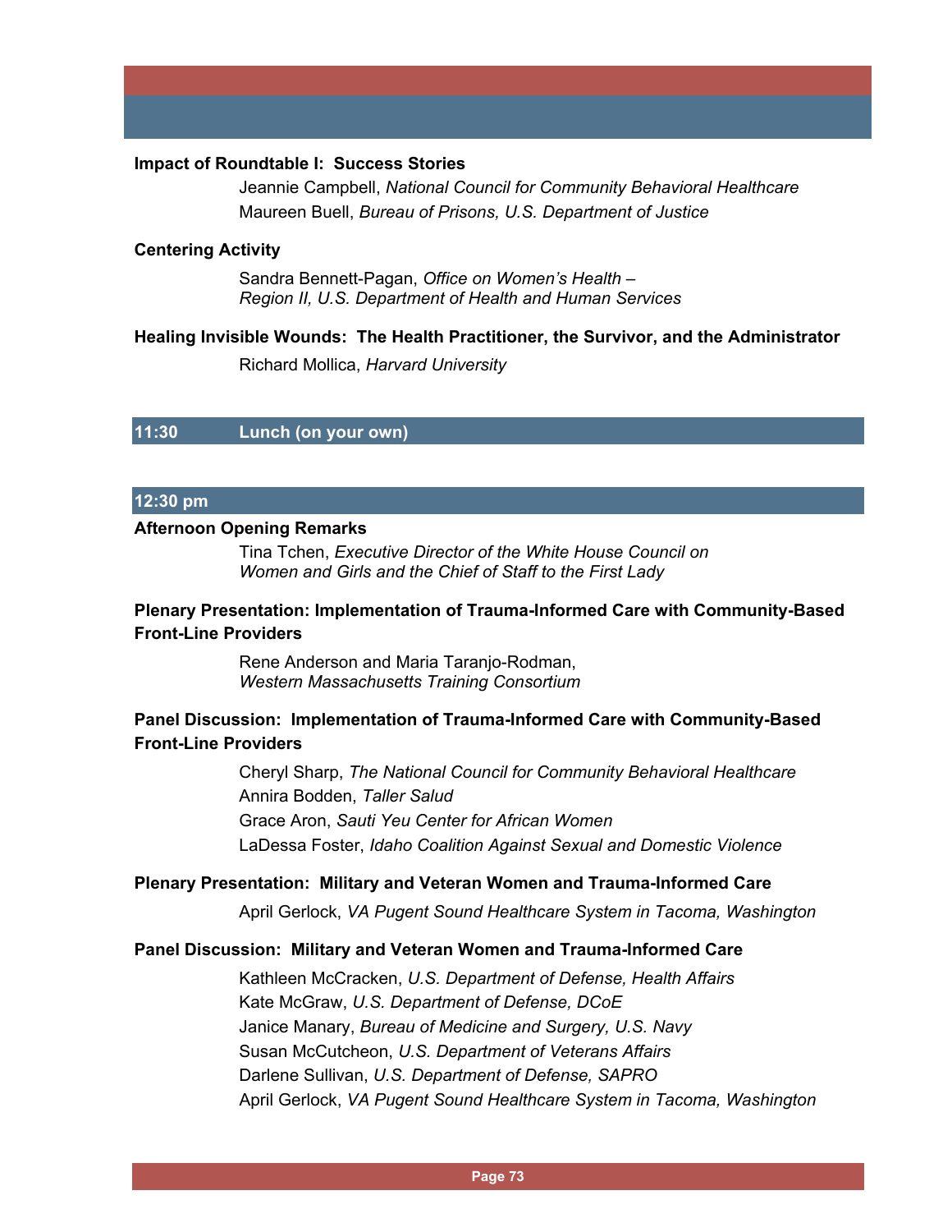**Impact of Roundtable I: Success Stories**

Jeannie Campbell, *National Council for Community Behavioral Healthcare*
Maureen Buell, *Bureau of Prisons, U.S. Department of Justice*

**Centering Activity**

Sandra Bennett-Pagan, *Office on Women's Health – Region II, U.S. Department of Health and Human Services*

**Healing Invisible Wounds: The Health Practitioner, the Survivor, and the Administrator**

Richard Mollica, *Harvard University*

**11:30 Lunch (on your own)**

**12:30 pm**

**Afternoon Opening Remarks**

Tina Tchen, *Executive Director of the White House Council on Women and Girls and the Chief of Staff to the First Lady*

**Plenary Presentation: Implementation of Trauma-Informed Care with Community-Based Front-Line Providers**

Rene Anderson and Maria Taranjo-Rodman, *Western Massachusetts Training Consortium*

**Panel Discussion: Implementation of Trauma-Informed Care with Community-Based Front-Line Providers**

Cheryl Sharp, *The National Council for Community Behavioral Healthcare*
Annira Bodden, *Taller Salud*
Grace Aron, *Sauti Yeu Center for African Women*
LaDessa Foster, *Idaho Coalition Against Sexual and Domestic Violence*

**Plenary Presentation: Military and Veteran Women and Trauma-Informed Care**

April Gerlock, *VA Pugent Sound Healthcare System in Tacoma, Washington*

**Panel Discussion: Military and Veteran Women and Trauma-Informed Care**

Kathleen McCracken, *U.S. Department of Defense, Health Affairs*
Kate McGraw, *U.S. Department of Defense, DCoE*
Janice Manary, *Bureau of Medicine and Surgery, U.S. Navy*
Susan McCutcheon, *U.S. Department of Veterans Affairs*
Darlene Sullivan, *U.S. Department of Defense, SAPRO*
April Gerlock, *VA Pugent Sound Healthcare System in Tacoma, Washington*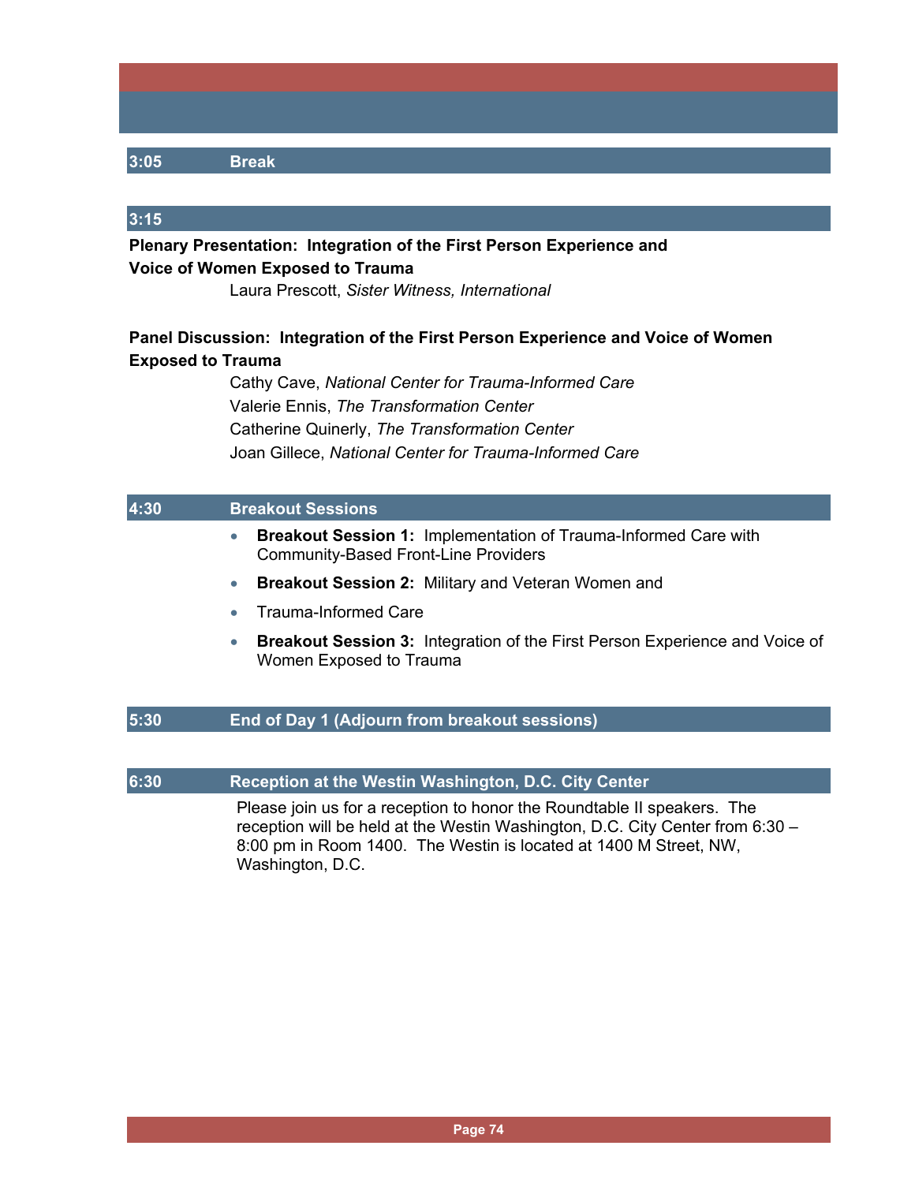**3:05 Break**

**3:15**

**Plenary Presentation: Integration of the First Person Experience and Voice of Women Exposed to Trauma**

Laura Prescott, *Sister Witness, International*

**Panel Discussion: Integration of the First Person Experience and Voice of Women Exposed to Trauma**

Cathy Cave, *National Center for Trauma-Informed Care*
Valerie Ennis, *The Transformation Center*
Catherine Quinerly, *The Transformation Center*
Joan Gillece, *National Center for Trauma-Informed Care*

**4:30 Breakout Sessions**

- **Breakout Session 1:** Implementation of Trauma-Informed Care with Community-Based Front-Line Providers
- **Breakout Session 2:** Military and Veteran Women and
- Trauma-Informed Care
- **Breakout Session 3:** Integration of the First Person Experience and Voice of Women Exposed to Trauma

**5:30 End of Day 1 (Adjourn from breakout sessions)**

**6:30 Reception at the Westin Washington, D.C. City Center**

Please join us for a reception to honor the Roundtable II speakers. The reception will be held at the Westin Washington, D.C. City Center from 6:30 – 8:00 pm in Room 1400. The Westin is located at 1400 M Street, NW, Washington, D.C.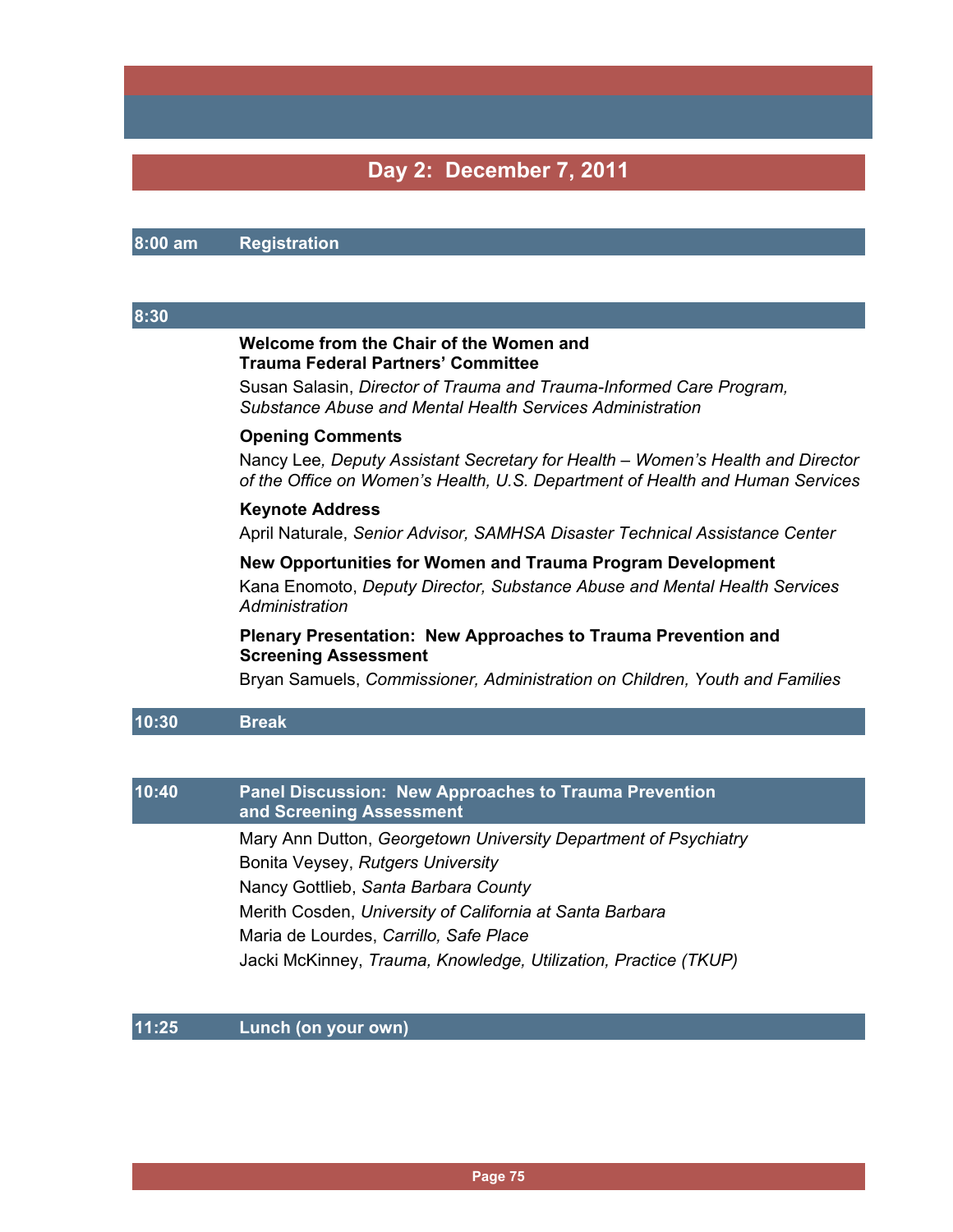## Day 2: December 7, 2011

**8:00 am** **Registration**

**8:30**

**Welcome from the Chair of the Women and Trauma Federal Partners' Committee**

Susan Salasin, *Director of Trauma and Trauma-Informed Care Program, Substance Abuse and Mental Health Services Administration*

**Opening Comments**

Nancy Lee*, Deputy Assistant Secretary for Health – Women's Health and Director of the Office on Women's Health, U.S. Department of Health and Human Services*

**Keynote Address**

April Naturale, *Senior Advisor, SAMHSA Disaster Technical Assistance Center*

**New Opportunities for Women and Trauma Program Development**

Kana Enomoto, *Deputy Director, Substance Abuse and Mental Health Services Administration*

**Plenary Presentation: New Approaches to Trauma Prevention and Screening Assessment**

Bryan Samuels, *Commissioner, Administration on Children, Youth and Families*

**10:30** **Break**

**10:40** **Panel Discussion: New Approaches to Trauma Prevention and Screening Assessment**

Mary Ann Dutton, *Georgetown University Department of Psychiatry*

Bonita Veysey, *Rutgers University*

Nancy Gottlieb, *Santa Barbara County*

Merith Cosden, *University of California at Santa Barbara*

Maria de Lourdes, *Carrillo, Safe Place*

Jacki McKinney, *Trauma, Knowledge, Utilization, Practice (TKUP)*

**11:25** **Lunch (on your own)**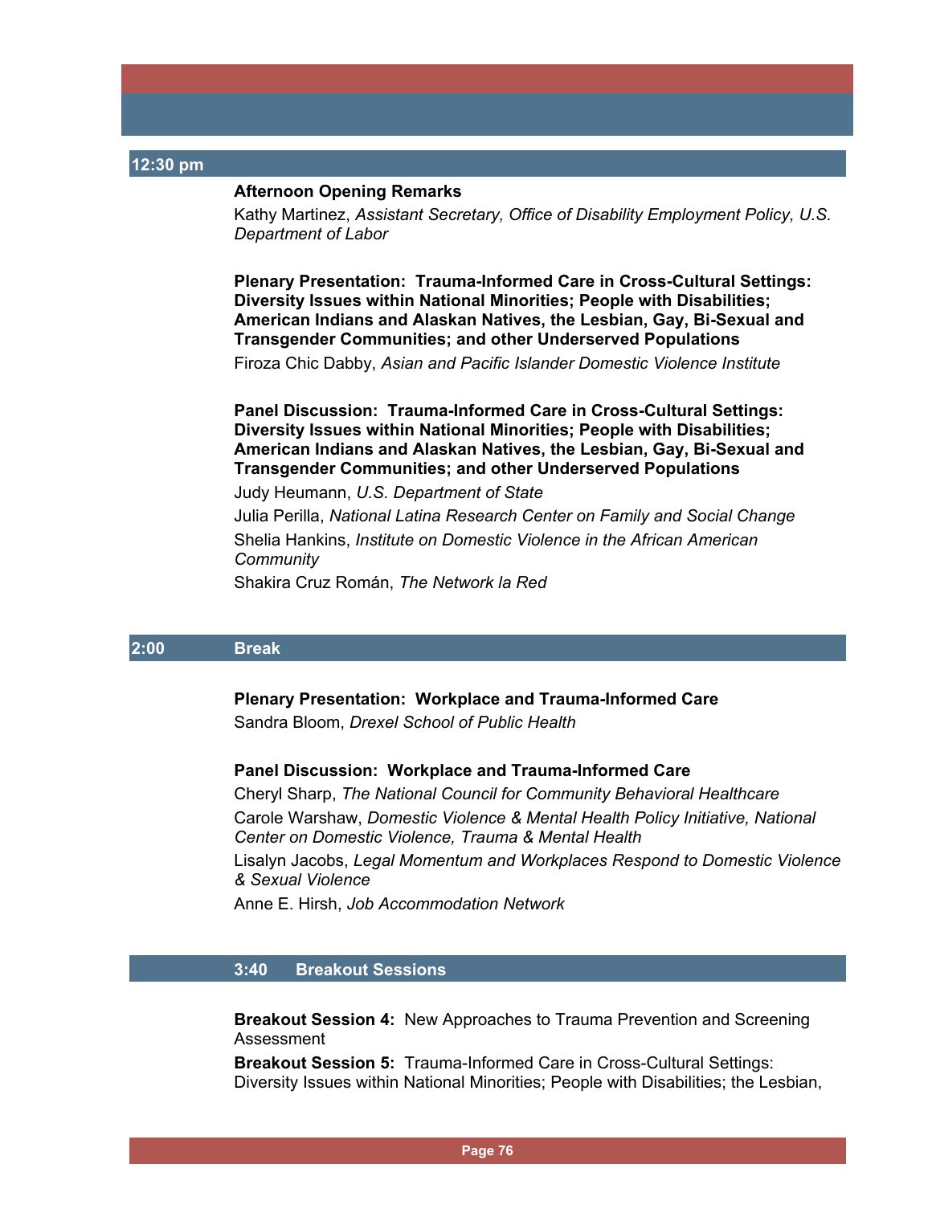## 12:30 pm

**Afternoon Opening Remarks**

Kathy Martinez, *Assistant Secretary, Office of Disability Employment Policy, U.S. Department of Labor*

**Plenary Presentation: Trauma-Informed Care in Cross-Cultural Settings: Diversity Issues within National Minorities; People with Disabilities; American Indians and Alaskan Natives, the Lesbian, Gay, Bi-Sexual and Transgender Communities; and other Underserved Populations**

Firoza Chic Dabby, *Asian and Pacific Islander Domestic Violence Institute*

**Panel Discussion: Trauma-Informed Care in Cross-Cultural Settings: Diversity Issues within National Minorities; People with Disabilities; American Indians and Alaskan Natives, the Lesbian, Gay, Bi-Sexual and Transgender Communities; and other Underserved Populations**

Judy Heumann, *U.S. Department of State*

Julia Perilla, *National Latina Research Center on Family and Social Change*

Shelia Hankins, *Institute on Domestic Violence in the African American Community*

Shakira Cruz Román, *The Network la Red*

## 2:00 Break

**Plenary Presentation: Workplace and Trauma-Informed Care**

Sandra Bloom, *Drexel School of Public Health*

**Panel Discussion: Workplace and Trauma-Informed Care**

Cheryl Sharp, *The National Council for Community Behavioral Healthcare*

Carole Warshaw, *Domestic Violence & Mental Health Policy Initiative, National Center on Domestic Violence, Trauma & Mental Health*

Lisalyn Jacobs, *Legal Momentum and Workplaces Respond to Domestic Violence & Sexual Violence*

Anne E. Hirsh, *Job Accommodation Network*

## 3:40 Breakout Sessions

**Breakout Session 4:** New Approaches to Trauma Prevention and Screening Assessment

**Breakout Session 5:** Trauma-Informed Care in Cross-Cultural Settings: Diversity Issues within National Minorities; People with Disabilities; the Lesbian,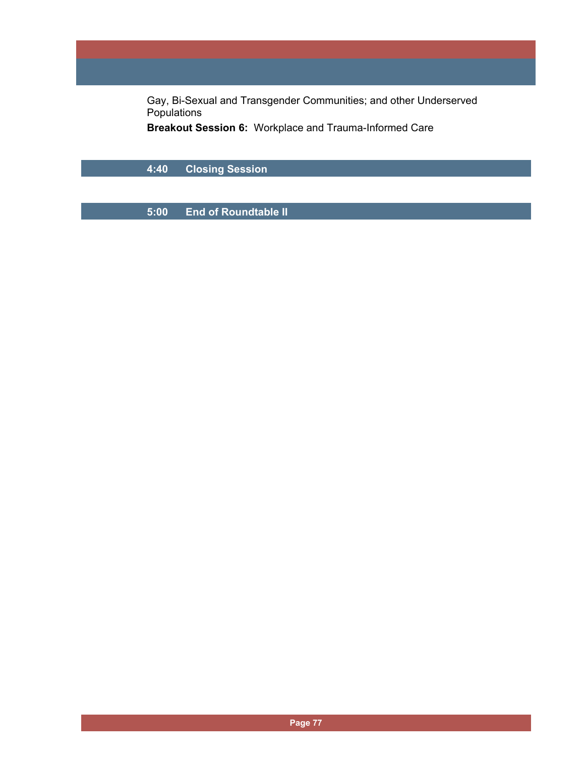Gay, Bi-Sexual and Transgender Communities; and other Underserved Populations

**Breakout Session 6:** Workplace and Trauma-Informed Care

**4:40 Closing Session**

**5:00 End of Roundtable II**